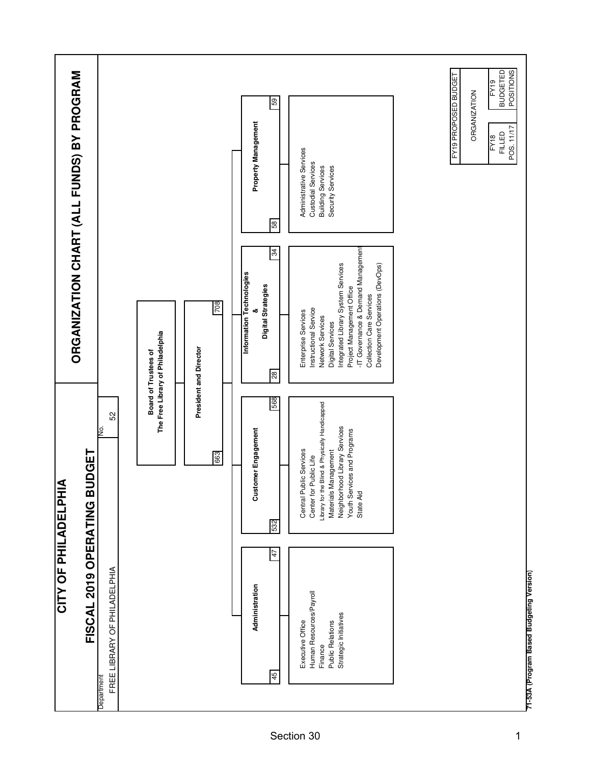# CITY OF PHILADELPHIA

## FISCAL 2019 OPERATING BUDGET

## ORGANIZATION CHART (ALL FUNDS) BY PROGRAM

| Department | No. |
|---|---|
| FREE LIBRARY OF PHILADELPHIA | 52 |

**Board of Trustees of The Free Library of Philadelphia**

**President and Director** (663 | 708)

**Administration** (45 | 47)
- Executive Office
- Human Resources/Payroll
- Finance
- Public Relations
- Strategic Initiatives

**Customer Engagement** (532 | 568)
- Central Public Services
- Center for Public Life
- Library for the Blind & Physically Handicapped
- Materials Management
- Neighborhood Library Services
- Youth Services and Programs
- State Aid

**Information Technologies & Digital Strategies** (28 | 34)
- Enterprise Services
- Instructional Service
- Network Services
- Digital Services
- Integrated Library System Services
- Project Management Office
- -IT Governance & Demand Management
- Collection Care Services
- Development Operations (DevOps)

**Property Management** (58 | 59)
- Administrative Services
- Custodial Services
- Building Services
- Security Services

| FY19 PROPOSED BUDGET | |
|---|---|
| ORGANIZATION | |
| FY18 FILLED POS. 11/17 | FY19 BUDGETED POSITIONS |

**71-53A (Program Based Budgeting Version)**

Section 30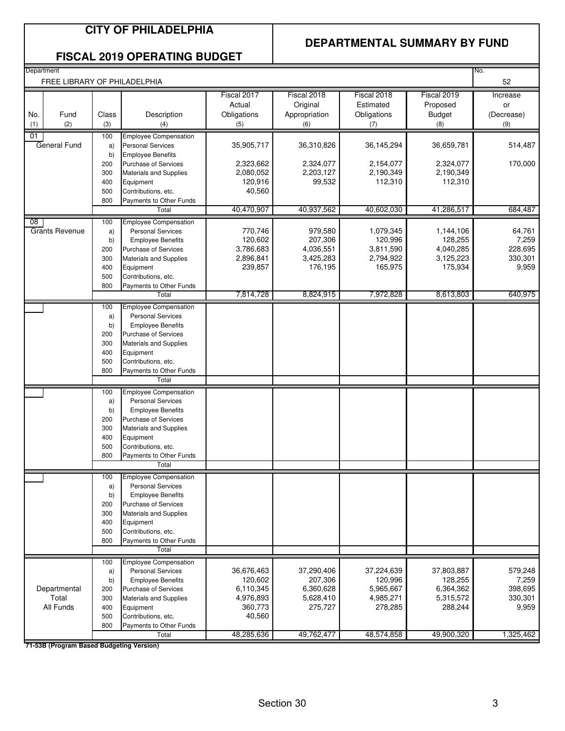# CITY OF PHILADELPHIA

## FISCAL 2019 OPERATING BUDGET

## DEPARTMENTAL SUMMARY BY FUND

Department: FREE LIBRARY OF PHILADELPHIA

No. 52

| No. (1) | Fund (2) | Class (3) | Description (4) | Fiscal 2017 Actual Obligations (5) | Fiscal 2018 Original Appropriation (6) | Fiscal 2018 Estimated Obligations (7) | Fiscal 2019 Proposed Budget (8) | Increase or (Decrease) (9) |
|---|---|---|---|---|---|---|---|---|
| 01 | General Fund | 100 | Employee Compensation | | | | | |
| | | a) | Personal Services | 35,905,717 | 36,310,826 | 36,145,294 | 36,659,781 | 514,487 |
| | | b) | Employee Benefits | | | | | |
| | | 200 | Purchase of Services | 2,323,662 | 2,324,077 | 2,154,077 | 2,324,077 | 170,000 |
| | | 300 | Materials and Supplies | 2,080,052 | 2,203,127 | 2,190,349 | 2,190,349 | |
| | | 400 | Equipment | 120,916 | 99,532 | 112,310 | 112,310 | |
| | | 500 | Contributions, etc. | 40,560 | | | | |
| | | 800 | Payments to Other Funds | | | | | |
| | | | Total | 40,470,907 | 40,937,562 | 40,602,030 | 41,286,517 | 684,487 |
| 08 | Grants Revenue | 100 | Employee Compensation | | | | | |
| | | a) | Personal Services | 770,746 | 979,580 | 1,079,345 | 1,144,106 | 64,761 |
| | | b) | Employee Benefits | 120,602 | 207,306 | 120,996 | 128,255 | 7,259 |
| | | 200 | Purchase of Services | 3,786,683 | 4,036,551 | 3,811,590 | 4,040,285 | 228,695 |
| | | 300 | Materials and Supplies | 2,896,841 | 3,425,283 | 2,794,922 | 3,125,223 | 330,301 |
| | | 400 | Equipment | 239,857 | 176,195 | 165,975 | 175,934 | 9,959 |
| | | 500 | Contributions, etc. | | | | | |
| | | 800 | Payments to Other Funds | | | | | |
| | | | Total | 7,814,728 | 8,824,915 | 7,972,828 | 8,613,803 | 640,975 |
| | Departmental Total All Funds | 100 | Employee Compensation | | | | | |
| | | a) | Personal Services | 36,676,463 | 37,290,406 | 37,224,639 | 37,803,887 | 579,248 |
| | | b) | Employee Benefits | 120,602 | 207,306 | 120,996 | 128,255 | 7,259 |
| | | 200 | Purchase of Services | 6,110,345 | 6,360,628 | 5,965,667 | 6,364,362 | 398,695 |
| | | 300 | Materials and Supplies | 4,976,893 | 5,628,410 | 4,985,271 | 5,315,572 | 330,301 |
| | | 400 | Equipment | 360,773 | 275,727 | 278,285 | 288,244 | 9,959 |
| | | 500 | Contributions, etc. | 40,560 | | | | |
| | | 800 | Payments to Other Funds | | | | | |
| | | | Total | 48,285,636 | 49,762,477 | 48,574,858 | 49,900,320 | 1,325,462 |

**71-53B (Program Based Budgeting Version)**

Section 30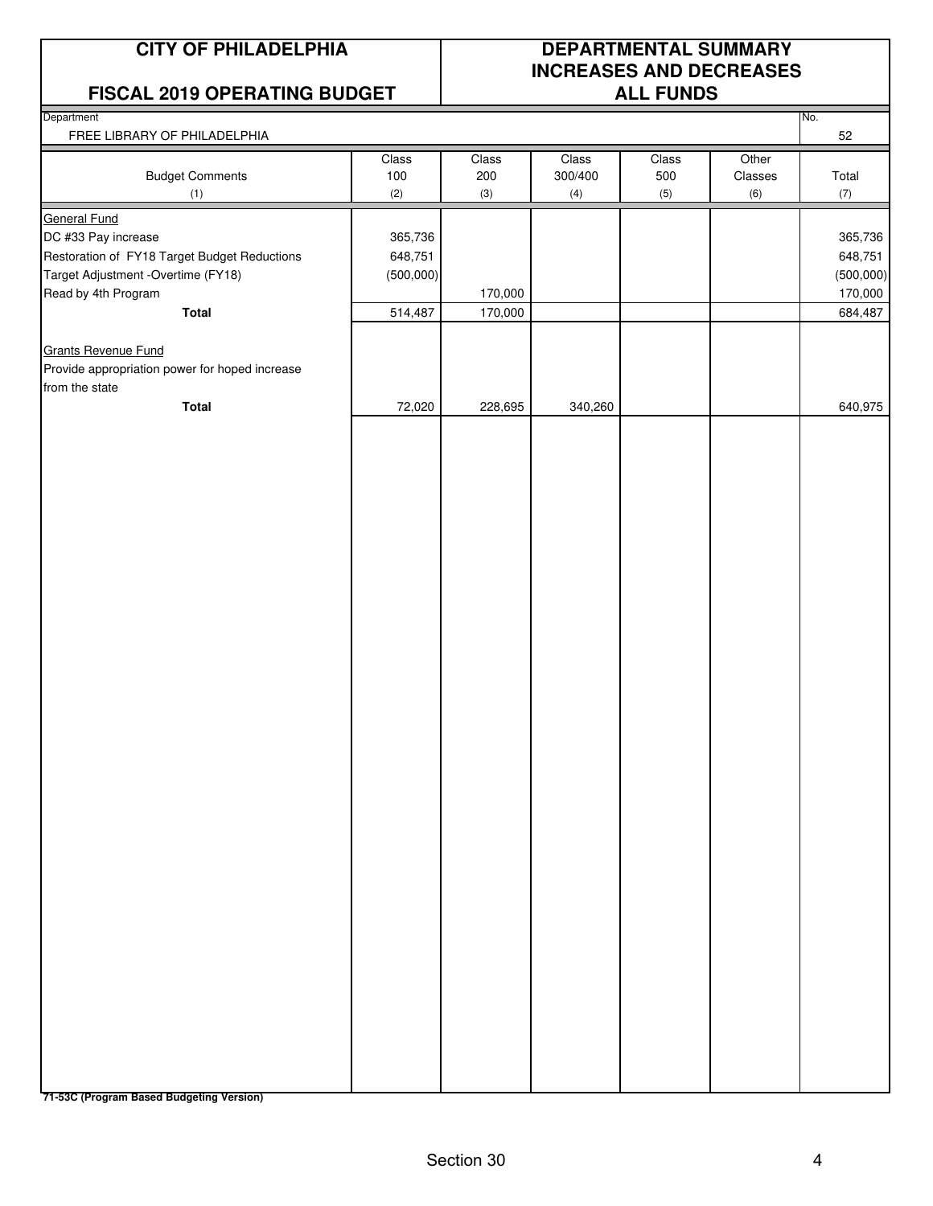# CITY OF PHILADELPHIA

## FISCAL 2019 OPERATING BUDGET

## DEPARTMENTAL SUMMARY INCREASES AND DECREASES ALL FUNDS

Department: FREE LIBRARY OF PHILADELPHIA

No. 52

| Budget Comments (1) | Class 100 (2) | Class 200 (3) | Class 300/400 (4) | Class 500 (5) | Other Classes (6) | Total (7) |
|---|---|---|---|---|---|---|
| General Fund | | | | | | |
| DC #33 Pay increase | 365,736 | | | | | 365,736 |
| Restoration of FY18 Target Budget Reductions | 648,751 | | | | | 648,751 |
| Target Adjustment -Overtime (FY18) | (500,000) | | | | | (500,000) |
| Read by 4th Program | | 170,000 | | | | 170,000 |
| **Total** | 514,487 | 170,000 | | | | 684,487 |
| | | | | | | |
| Grants Revenue Fund | | | | | | |
| Provide appropriation power for hoped increase from the state | | | | | | |
| **Total** | 72,020 | 228,695 | 340,260 | | | 640,975 |

**71-53C (Program Based Budgeting Version)**

Section 30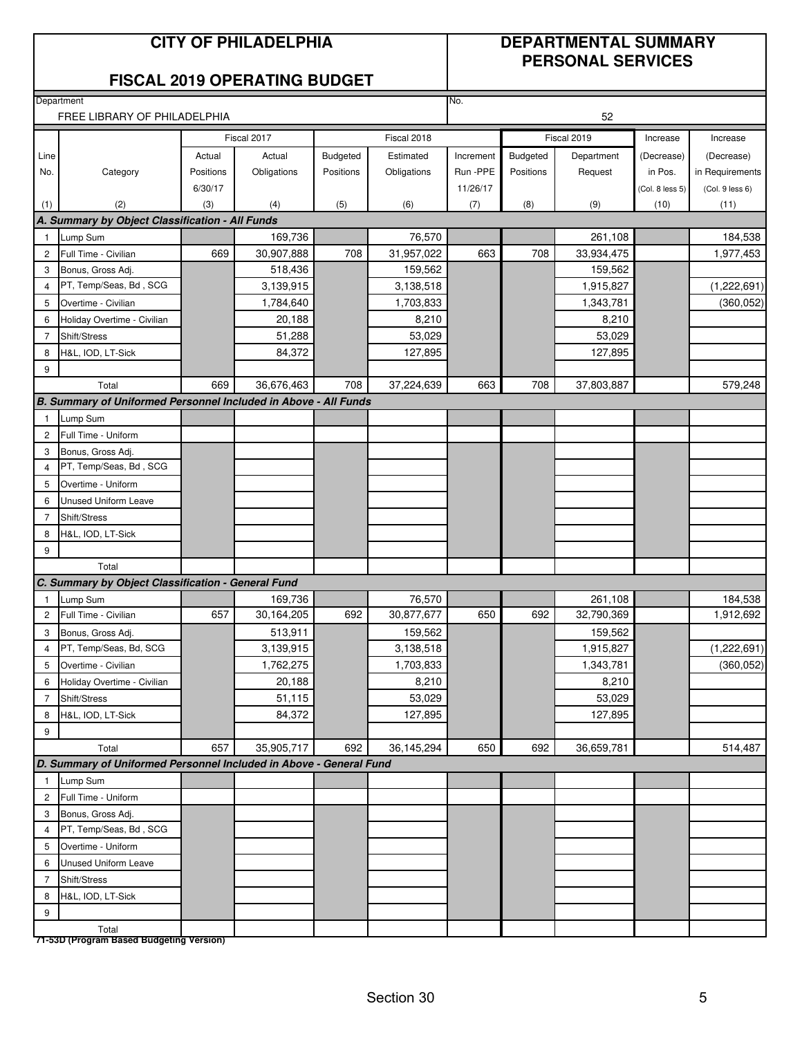# CITY OF PHILADELPHIA

## FISCAL 2019 OPERATING BUDGET

## DEPARTMENTAL SUMMARY PERSONAL SERVICES

Department: FREE LIBRARY OF PHILADELPHIA

No. 52

| Line No. | Category | Fiscal 2017 Actual Positions 6/30/17 | Fiscal 2017 Actual Obligations | Fiscal 2018 Budgeted Positions | Fiscal 2018 Estimated Obligations | Increment Run -PPE 11/26/17 | Fiscal 2019 Budgeted Positions | Fiscal 2019 Department Request | Increase (Decrease) in Pos. (Col. 8 less 5) | Increase (Decrease) in Requirements (Col. 9 less 6) |
|---|---|---|---|---|---|---|---|---|---|---|
| (1) | (2) | (3) | (4) | (5) | (6) | (7) | (8) | (9) | (10) | (11) |
| | ***A. Summary by Object Classification - All Funds*** | | | | | | | | | |
| 1 | Lump Sum | | 169,736 | | 76,570 | | | 261,108 | | 184,538 |
| 2 | Full Time - Civilian | 669 | 30,907,888 | 708 | 31,957,022 | 663 | 708 | 33,934,475 | | 1,977,453 |
| 3 | Bonus, Gross Adj. | | 518,436 | | 159,562 | | | 159,562 | | |
| 4 | PT, Temp/Seas, Bd , SCG | | 3,139,915 | | 3,138,518 | | | 1,915,827 | | (1,222,691) |
| 5 | Overtime - Civilian | | 1,784,640 | | 1,703,833 | | | 1,343,781 | | (360,052) |
| 6 | Holiday Overtime - Civilian | | 20,188 | | 8,210 | | | 8,210 | | |
| 7 | Shift/Stress | | 51,288 | | 53,029 | | | 53,029 | | |
| 8 | H&L, IOD, LT-Sick | | 84,372 | | 127,895 | | | 127,895 | | |
| 9 | | | | | | | | | | |
| | Total | 669 | 36,676,463 | 708 | 37,224,639 | 663 | 708 | 37,803,887 | | 579,248 |
| | ***B. Summary of Uniformed Personnel Included in Above - All Funds*** | | | | | | | | | |
| 1 | Lump Sum | | | | | | | | | |
| 2 | Full Time - Uniform | | | | | | | | | |
| 3 | Bonus, Gross Adj. | | | | | | | | | |
| 4 | PT, Temp/Seas, Bd , SCG | | | | | | | | | |
| 5 | Overtime - Uniform | | | | | | | | | |
| 6 | Unused Uniform Leave | | | | | | | | | |
| 7 | Shift/Stress | | | | | | | | | |
| 8 | H&L, IOD, LT-Sick | | | | | | | | | |
| 9 | | | | | | | | | | |
| | Total | | | | | | | | | |
| | ***C. Summary by Object Classification - General Fund*** | | | | | | | | | |
| 1 | Lump Sum | | 169,736 | | 76,570 | | | 261,108 | | 184,538 |
| 2 | Full Time - Civilian | 657 | 30,164,205 | 692 | 30,877,677 | 650 | 692 | 32,790,369 | | 1,912,692 |
| 3 | Bonus, Gross Adj. | | 513,911 | | 159,562 | | | 159,562 | | |
| 4 | PT, Temp/Seas, Bd, SCG | | 3,139,915 | | 3,138,518 | | | 1,915,827 | | (1,222,691) |
| 5 | Overtime - Civilian | | 1,762,275 | | 1,703,833 | | | 1,343,781 | | (360,052) |
| 6 | Holiday Overtime - Civilian | | 20,188 | | 8,210 | | | 8,210 | | |
| 7 | Shift/Stress | | 51,115 | | 53,029 | | | 53,029 | | |
| 8 | H&L, IOD, LT-Sick | | 84,372 | | 127,895 | | | 127,895 | | |
| 9 | | | | | | | | | | |
| | Total | 657 | 35,905,717 | 692 | 36,145,294 | 650 | 692 | 36,659,781 | | 514,487 |
| | ***D. Summary of Uniformed Personnel Included in Above - General Fund*** | | | | | | | | | |
| 1 | Lump Sum | | | | | | | | | |
| 2 | Full Time - Uniform | | | | | | | | | |
| 3 | Bonus, Gross Adj. | | | | | | | | | |
| 4 | PT, Temp/Seas, Bd , SCG | | | | | | | | | |
| 5 | Overtime - Uniform | | | | | | | | | |
| 6 | Unused Uniform Leave | | | | | | | | | |
| 7 | Shift/Stress | | | | | | | | | |
| 8 | H&L, IOD, LT-Sick | | | | | | | | | |
| 9 | | | | | | | | | | |
| | Total | | | | | | | | | |

**71-53D (Program Based Budgeting Version)**

Section 30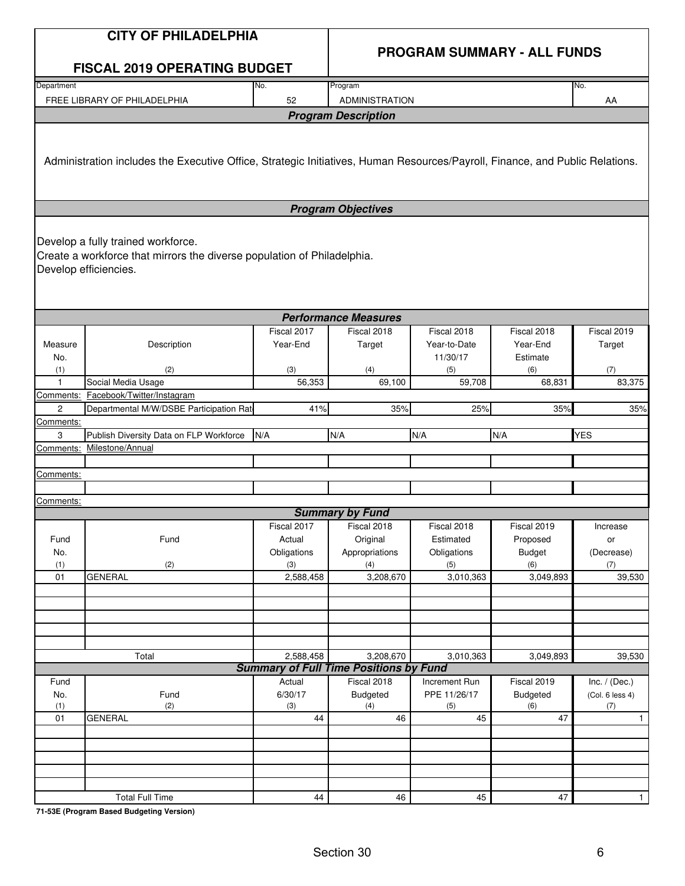# CITY OF PHILADELPHIA

## FISCAL 2019 OPERATING BUDGET

## PROGRAM SUMMARY - ALL FUNDS

| Department | No. | Program | No. |
|---|---|---|---|
| FREE LIBRARY OF PHILADELPHIA | 52 | ADMINISTRATION | AA |

### Program Description

Administration includes the Executive Office, Strategic Initiatives, Human Resources/Payroll, Finance, and Public Relations.

### Program Objectives

Develop a fully trained workforce.
Create a workforce that mirrors the diverse population of Philadelphia.
Develop efficiencies.

### Performance Measures

| Measure No. (1) | Description (2) | Fiscal 2017 Year-End (3) | Fiscal 2018 Target (4) | Fiscal 2018 Year-to-Date 11/30/17 (5) | Fiscal 2018 Year-End Estimate (6) | Fiscal 2019 Target (7) |
|---|---|---|---|---|---|---|
| 1 | Social Media Usage | 56,353 | 69,100 | 59,708 | 68,831 | 83,375 |
| Comments: | Facebook/Twitter/Instagram | | | | | |
| 2 | Departmental M/W/DSBE Participation Rat | 41% | 35% | 25% | 35% | 35% |
| Comments: | | | | | | |
| 3 | Publish Diversity Data on FLP Workforce | N/A | N/A | N/A | N/A | YES |
| Comments: | Milestone/Annual | | | | | |
| | | | | | | |
| Comments: | | | | | | |
| | | | | | | |
| Comments: | | | | | | |

### Summary by Fund

| Fund No. (1) | Fund (2) | Fiscal 2017 Actual Obligations (3) | Fiscal 2018 Original Appropriations (4) | Fiscal 2018 Estimated Obligations (5) | Fiscal 2019 Proposed Budget (6) | Increase or (Decrease) (7) |
|---|---|---|---|---|---|---|
| 01 | GENERAL | 2,588,458 | 3,208,670 | 3,010,363 | 3,049,893 | 39,530 |
| | Total | 2,588,458 | 3,208,670 | 3,010,363 | 3,049,893 | 39,530 |

### Summary of Full Time Positions by Fund

| Fund No. (1) | Fund (2) | Actual 6/30/17 (3) | Fiscal 2018 Budgeted (4) | Increment Run PPE 11/26/17 (5) | Fiscal 2019 Budgeted (6) | Inc. / (Dec.) (Col. 6 less 4) (7) |
|---|---|---|---|---|---|---|
| 01 | GENERAL | 44 | 46 | 45 | 47 | 1 |
| | Total Full Time | 44 | 46 | 45 | 47 | 1 |

**71-53E (Program Based Budgeting Version)**

Section 30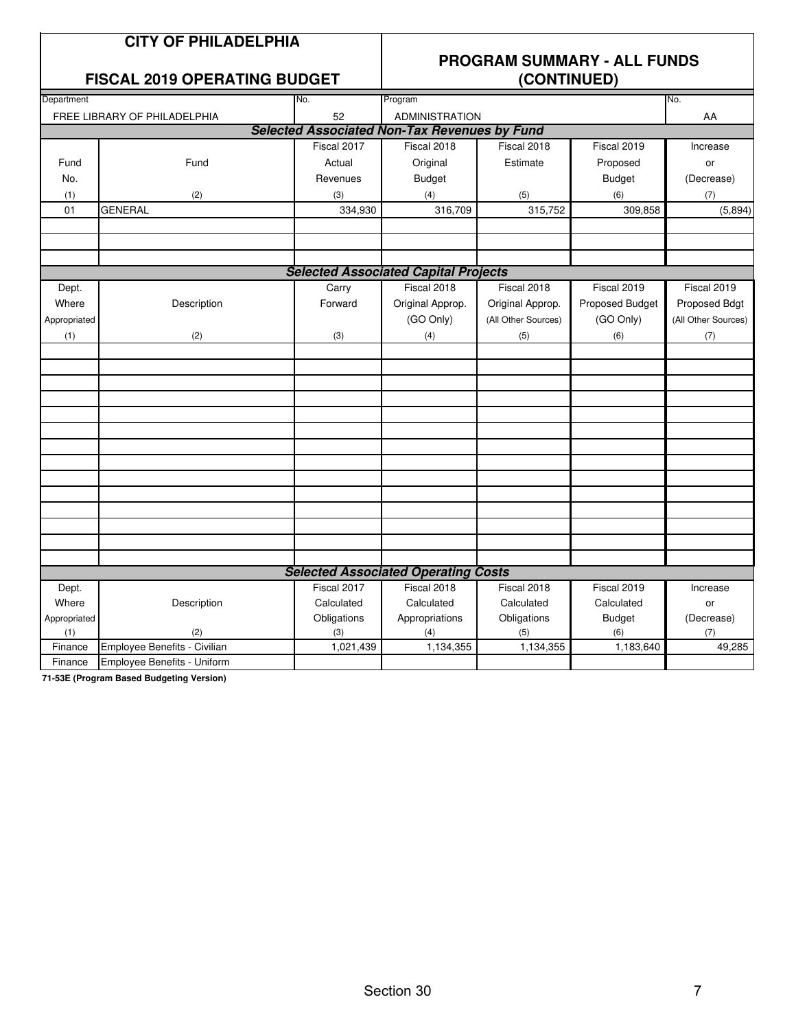# CITY OF PHILADELPHIA

## FISCAL 2019 OPERATING BUDGET

## PROGRAM SUMMARY - ALL FUNDS (CONTINUED)

| Department | No. | Program | No. |
|---|---|---|---|
| FREE LIBRARY OF PHILADELPHIA | 52 | ADMINISTRATION | AA |

### Selected Associated Non-Tax Revenues by Fund

| Fund No. (1) | Fund (2) | Fiscal 2017 Actual Revenues (3) | Fiscal 2018 Original Budget (4) | Fiscal 2018 Estimate (5) | Fiscal 2019 Proposed Budget (6) | Increase or (Decrease) (7) |
|---|---|---|---|---|---|---|
| 01 | GENERAL | 334,930 | 316,709 | 315,752 | 309,858 | (5,894) |
| | | | | | | |
| | | | | | | |
| | | | | | | |

### Selected Associated Capital Projects

| Dept. Where Appropriated (1) | Description (2) | Carry Forward (3) | Fiscal 2018 Original Approp. (GO Only) (4) | Fiscal 2018 Original Approp. (All Other Sources) (5) | Fiscal 2019 Proposed Budget (GO Only) (6) | Fiscal 2019 Proposed Bdgt (All Other Sources) (7) |
|---|---|---|---|---|---|---|
| | | | | | | |
| | | | | | | |
| | | | | | | |
| | | | | | | |
| | | | | | | |
| | | | | | | |
| | | | | | | |
| | | | | | | |
| | | | | | | |
| | | | | | | |
| | | | | | | |
| | | | | | | |
| | | | | | | |
| | | | | | | |

### Selected Associated Operating Costs

| Dept. Where Appropriated (1) | Description (2) | Fiscal 2017 Calculated Obligations (3) | Fiscal 2018 Calculated Appropriations (4) | Fiscal 2018 Calculated Obligations (5) | Fiscal 2019 Calculated Budget (6) | Increase or (Decrease) (7) |
|---|---|---|---|---|---|---|
| Finance | Employee Benefits - Civilian | 1,021,439 | 1,134,355 | 1,134,355 | 1,183,640 | 49,285 |
| Finance | Employee Benefits - Uniform | | | | | |

71-53E (Program Based Budgeting Version)

Section 30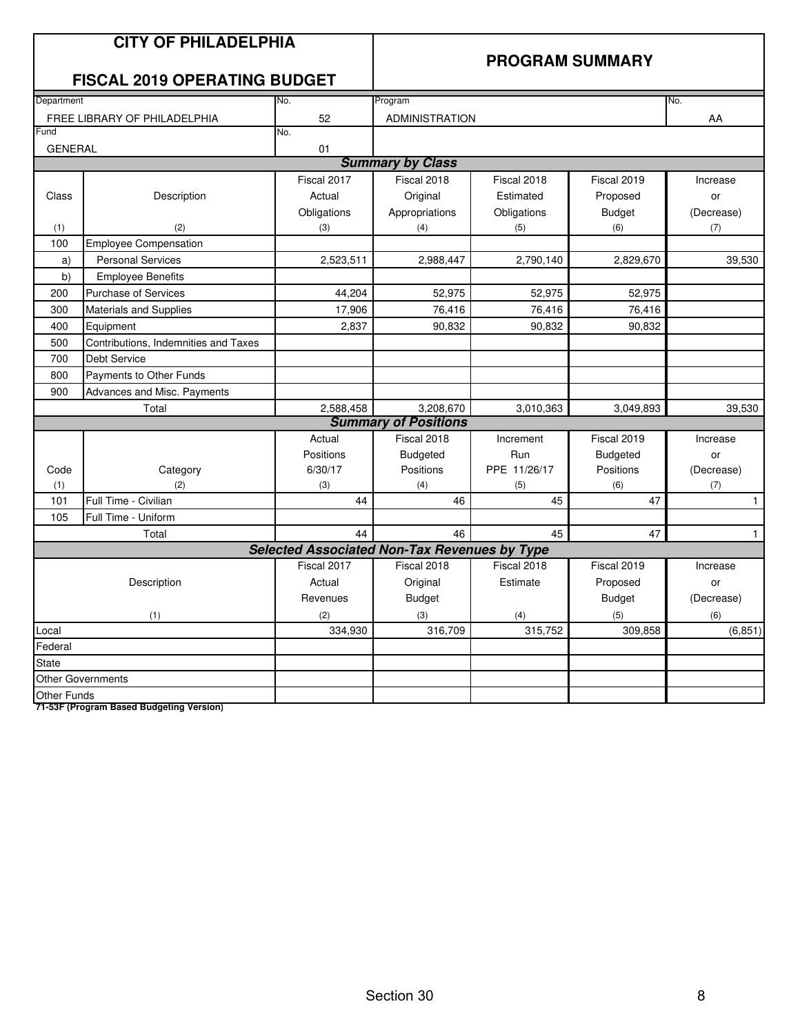# CITY OF PHILADELPHIA

## FISCAL 2019 OPERATING BUDGET

## PROGRAM SUMMARY

| Department | No. | Program | No. |
|---|---|---|---|
| FREE LIBRARY OF PHILADELPHIA | 52 | ADMINISTRATION | AA |
| **Fund** | **No.** | | |
| GENERAL | 01 | | |

### *Summary by Class*

| Class (1) | Description (2) | Fiscal 2017 Actual Obligations (3) | Fiscal 2018 Original Appropriations (4) | Fiscal 2018 Estimated Obligations (5) | Fiscal 2019 Proposed Budget (6) | Increase or (Decrease) (7) |
|---|---|---|---|---|---|---|
| 100 | Employee Compensation | | | | | |
| a) | Personal Services | 2,523,511 | 2,988,447 | 2,790,140 | 2,829,670 | 39,530 |
| b) | Employee Benefits | | | | | |
| 200 | Purchase of Services | 44,204 | 52,975 | 52,975 | 52,975 | |
| 300 | Materials and Supplies | 17,906 | 76,416 | 76,416 | 76,416 | |
| 400 | Equipment | 2,837 | 90,832 | 90,832 | 90,832 | |
| 500 | Contributions, Indemnities and Taxes | | | | | |
| 700 | Debt Service | | | | | |
| 800 | Payments to Other Funds | | | | | |
| 900 | Advances and Misc. Payments | | | | | |
| | Total | 2,588,458 | 3,208,670 | 3,010,363 | 3,049,893 | 39,530 |

### *Summary of Positions*

| Code (1) | Category (2) | Actual Positions 6/30/17 (3) | Fiscal 2018 Budgeted Positions (4) | Increment Run PPE 11/26/17 (5) | Fiscal 2019 Budgeted Positions (6) | Increase or (Decrease) (7) |
|---|---|---|---|---|---|---|
| 101 | Full Time - Civilian | 44 | 46 | 45 | 47 | 1 |
| 105 | Full Time - Uniform | | | | | |
| | Total | 44 | 46 | 45 | 47 | 1 |

### *Selected Associated Non-Tax Revenues by Type*

| Description (1) | Fiscal 2017 Actual Revenues (2) | Fiscal 2018 Original Budget (3) | Fiscal 2018 Estimate (4) | Fiscal 2019 Proposed Budget (5) | Increase or (Decrease) (6) |
|---|---|---|---|---|---|
| Local | 334,930 | 316,709 | 315,752 | 309,858 | (6,851) |
| Federal | | | | | |
| State | | | | | |
| Other Governments | | | | | |
| Other Funds | | | | | |

**71-53F (Program Based Budgeting Version)**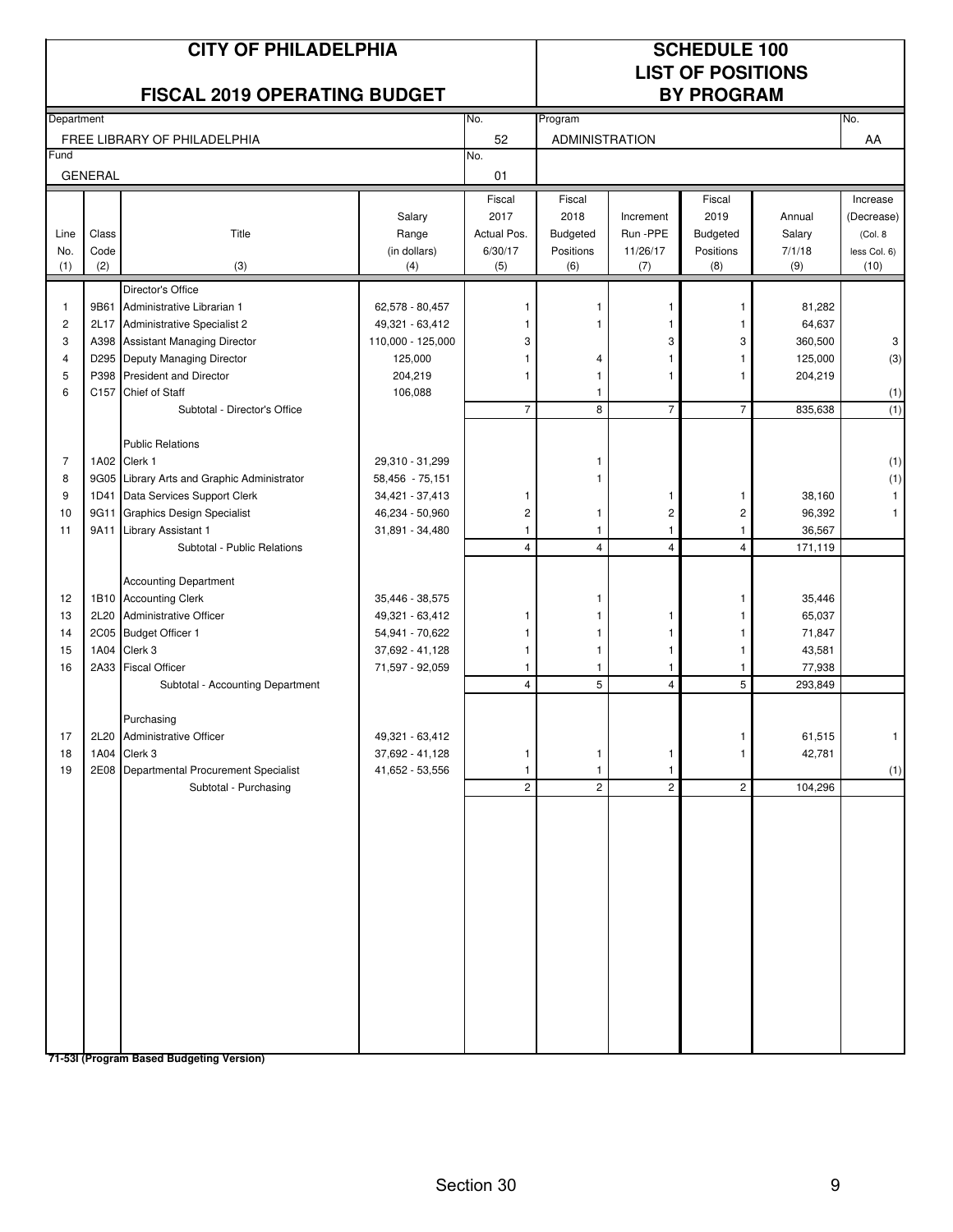# CITY OF PHILADELPHIA

## FISCAL 2019 OPERATING BUDGET

## SCHEDULE 100
## LIST OF POSITIONS
## BY PROGRAM

| Department | No. | Program | No. |
|---|---|---|---|
| FREE LIBRARY OF PHILADELPHIA | 52 | ADMINISTRATION | AA |
| **Fund** | **No.** | | |
| GENERAL | 01 | | |

| Line No. (1) | Class Code (2) | Title (3) | Salary Range (in dollars) (4) | Fiscal 2017 Actual Pos. 6/30/17 (5) | Fiscal 2018 Budgeted Positions (6) | Increment Run -PPE 11/26/17 (7) | Fiscal 2019 Budgeted Positions (8) | Annual Salary 7/1/18 (9) | Increase (Decrease) (Col. 8 less Col. 6) (10) |
|---|---|---|---|---|---|---|---|---|---|
| | | Director's Office | | | | | | | |
| 1 | 9B61 | Administrative Librarian 1 | 62,578 - 80,457 | 1 | 1 | 1 | 1 | 81,282 | |
| 2 | 2L17 | Administrative Specialist 2 | 49,321 - 63,412 | 1 | 1 | 1 | 1 | 64,637 | |
| 3 | A398 | Assistant Managing Director | 110,000 - 125,000 | 3 | | 3 | 3 | 360,500 | 3 |
| 4 | D295 | Deputy Managing Director | 125,000 | 1 | 4 | 1 | 1 | 125,000 | (3) |
| 5 | P398 | President and Director | 204,219 | 1 | 1 | 1 | 1 | 204,219 | |
| 6 | C157 | Chief of Staff | 106,088 | | 1 | | | | (1) |
| | | Subtotal - Director's Office | | 7 | 8 | 7 | 7 | 835,638 | (1) |
| | | Public Relations | | | | | | | |
| 7 | 1A02 | Clerk 1 | 29,310 - 31,299 | | 1 | | | | (1) |
| 8 | 9G05 | Library Arts and Graphic Administrator | 58,456 - 75,151 | | 1 | | | | (1) |
| 9 | 1D41 | Data Services Support Clerk | 34,421 - 37,413 | 1 | | 1 | 1 | 38,160 | 1 |
| 10 | 9G11 | Graphics Design Specialist | 46,234 - 50,960 | 2 | 1 | 2 | 2 | 96,392 | 1 |
| 11 | 9A11 | Library Assistant 1 | 31,891 - 34,480 | 1 | 1 | 1 | 1 | 36,567 | |
| | | Subtotal - Public Relations | | 4 | 4 | 4 | 4 | 171,119 | |
| | | Accounting Department | | | | | | | |
| 12 | 1B10 | Accounting Clerk | 35,446 - 38,575 | | 1 | | 1 | 35,446 | |
| 13 | 2L20 | Administrative Officer | 49,321 - 63,412 | 1 | 1 | 1 | 1 | 65,037 | |
| 14 | 2C05 | Budget Officer 1 | 54,941 - 70,622 | 1 | 1 | 1 | 1 | 71,847 | |
| 15 | 1A04 | Clerk 3 | 37,692 - 41,128 | 1 | 1 | 1 | 1 | 43,581 | |
| 16 | 2A33 | Fiscal Officer | 71,597 - 92,059 | 1 | 1 | 1 | 1 | 77,938 | |
| | | Subtotal - Accounting Department | | 4 | 5 | 4 | 5 | 293,849 | |
| | | Purchasing | | | | | | | |
| 17 | 2L20 | Administrative Officer | 49,321 - 63,412 | | | | 1 | 61,515 | 1 |
| 18 | 1A04 | Clerk 3 | 37,692 - 41,128 | 1 | 1 | 1 | 1 | 42,781 | |
| 19 | 2E08 | Departmental Procurement Specialist | 41,652 - 53,556 | 1 | 1 | 1 | | | (1) |
| | | Subtotal - Purchasing | | 2 | 2 | 2 | 2 | 104,296 | |

**71-53I (Program Based Budgeting Version)**

Section 30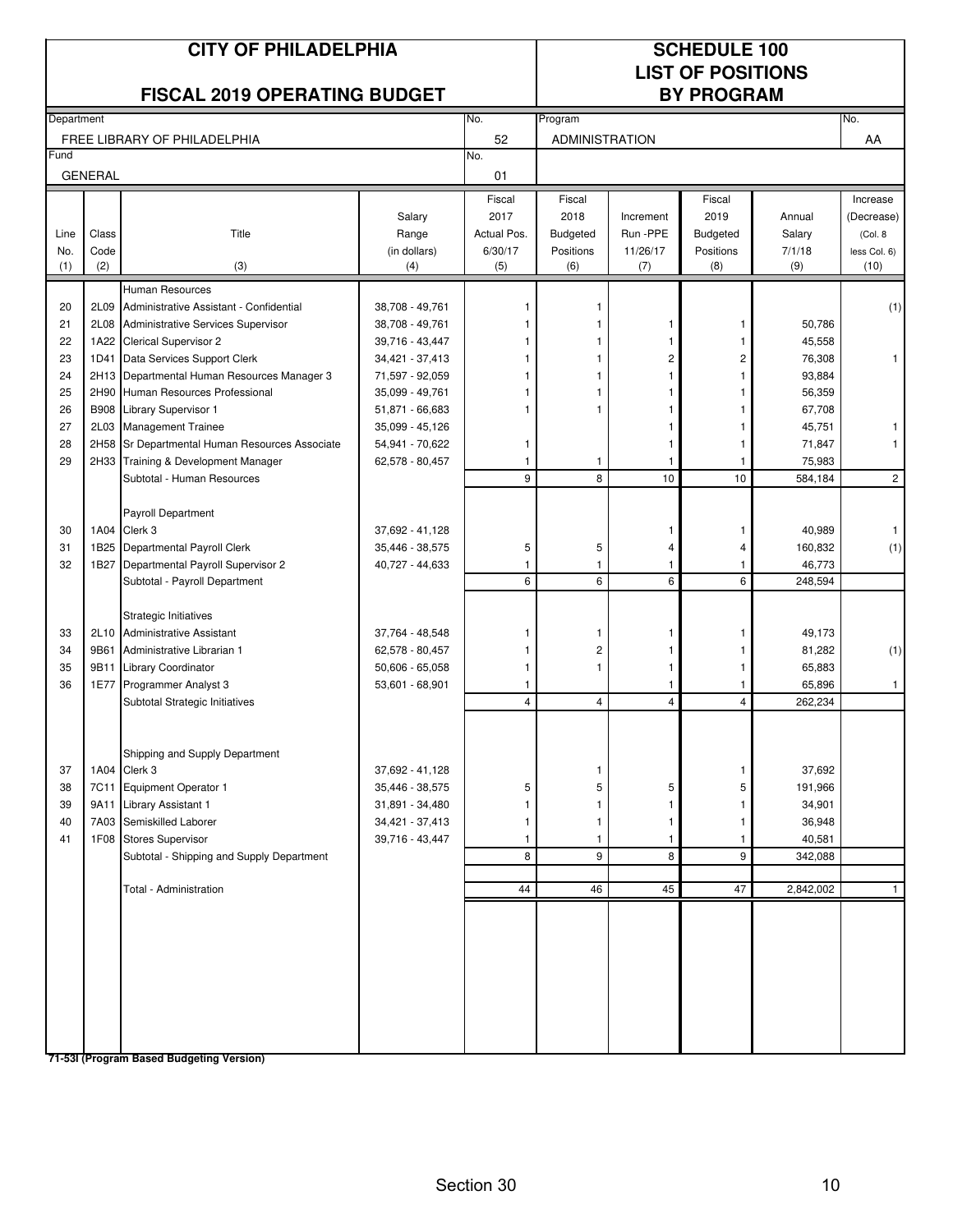# CITY OF PHILADELPHIA

## FISCAL 2019 OPERATING BUDGET

# SCHEDULE 100
## LIST OF POSITIONS BY PROGRAM

| Department | No. | Program | No. |
|---|---|---|---|
| FREE LIBRARY OF PHILADELPHIA | 52 | ADMINISTRATION | AA |
| Fund: GENERAL | 01 | | |

| Line No. (1) | Class Code (2) | Title (3) | Salary Range (in dollars) (4) | Fiscal 2017 Actual Pos. 6/30/17 (5) | Fiscal 2018 Budgeted Positions (6) | Increment Run -PPE 11/26/17 (7) | Fiscal 2019 Budgeted Positions (8) | Annual Salary 7/1/18 (9) | Increase (Decrease) (Col. 8 less Col. 6) (10) |
|---|---|---|---|---|---|---|---|---|---|
| | | Human Resources | | | | | | | |
| 20 | 2L09 | Administrative Assistant - Confidential | 38,708 - 49,761 | 1 | 1 | | | | (1) |
| 21 | 2L08 | Administrative Services Supervisor | 38,708 - 49,761 | 1 | 1 | 1 | 1 | 50,786 | |
| 22 | 1A22 | Clerical Supervisor 2 | 39,716 - 43,447 | 1 | 1 | 1 | 1 | 45,558 | |
| 23 | 1D41 | Data Services Support Clerk | 34,421 - 37,413 | 1 | 1 | 2 | 2 | 76,308 | 1 |
| 24 | 2H13 | Departmental Human Resources Manager 3 | 71,597 - 92,059 | 1 | 1 | 1 | 1 | 93,884 | |
| 25 | 2H90 | Human Resources Professional | 35,099 - 49,761 | 1 | 1 | 1 | 1 | 56,359 | |
| 26 | B908 | Library Supervisor 1 | 51,871 - 66,683 | 1 | 1 | 1 | 1 | 67,708 | |
| 27 | 2L03 | Management Trainee | 35,099 - 45,126 | | | 1 | 1 | 45,751 | 1 |
| 28 | 2H58 | Sr Departmental Human Resources Associate | 54,941 - 70,622 | 1 | | 1 | 1 | 71,847 | 1 |
| 29 | 2H33 | Training & Development Manager | 62,578 - 80,457 | 1 | 1 | 1 | 1 | 75,983 | |
| | | Subtotal - Human Resources | | 9 | 8 | 10 | 10 | 584,184 | 2 |
| | | Payroll Department | | | | | | | |
| 30 | 1A04 | Clerk 3 | 37,692 - 41,128 | | | 1 | 1 | 40,989 | 1 |
| 31 | 1B25 | Departmental Payroll Clerk | 35,446 - 38,575 | 5 | 5 | 4 | 4 | 160,832 | (1) |
| 32 | 1B27 | Departmental Payroll Supervisor 2 | 40,727 - 44,633 | 1 | 1 | 1 | 1 | 46,773 | |
| | | Subtotal - Payroll Department | | 6 | 6 | 6 | 6 | 248,594 | |
| | | Strategic Initiatives | | | | | | | |
| 33 | 2L10 | Administrative Assistant | 37,764 - 48,548 | 1 | 1 | 1 | 1 | 49,173 | |
| 34 | 9B61 | Administrative Librarian 1 | 62,578 - 80,457 | 1 | 2 | 1 | 1 | 81,282 | (1) |
| 35 | 9B11 | Library Coordinator | 50,606 - 65,058 | 1 | 1 | 1 | 1 | 65,883 | |
| 36 | 1E77 | Programmer Analyst 3 | 53,601 - 68,901 | 1 | | 1 | 1 | 65,896 | 1 |
| | | Subtotal Strategic Initiatives | | 4 | 4 | 4 | 4 | 262,234 | |
| | | Shipping and Supply Department | | | | | | | |
| 37 | 1A04 | Clerk 3 | 37,692 - 41,128 | | 1 | | 1 | 37,692 | |
| 38 | 7C11 | Equipment Operator 1 | 35,446 - 38,575 | 5 | 5 | 5 | 5 | 191,966 | |
| 39 | 9A11 | Library Assistant 1 | 31,891 - 34,480 | 1 | 1 | 1 | 1 | 34,901 | |
| 40 | 7A03 | Semiskilled Laborer | 34,421 - 37,413 | 1 | 1 | 1 | 1 | 36,948 | |
| 41 | 1F08 | Stores Supervisor | 39,716 - 43,447 | 1 | 1 | 1 | 1 | 40,581 | |
| | | Subtotal - Shipping and Supply Department | | 8 | 9 | 8 | 9 | 342,088 | |
| | | Total - Administration | | 44 | 46 | 45 | 47 | 2,842,002 | 1 |

**71-53I (Program Based Budgeting Version)**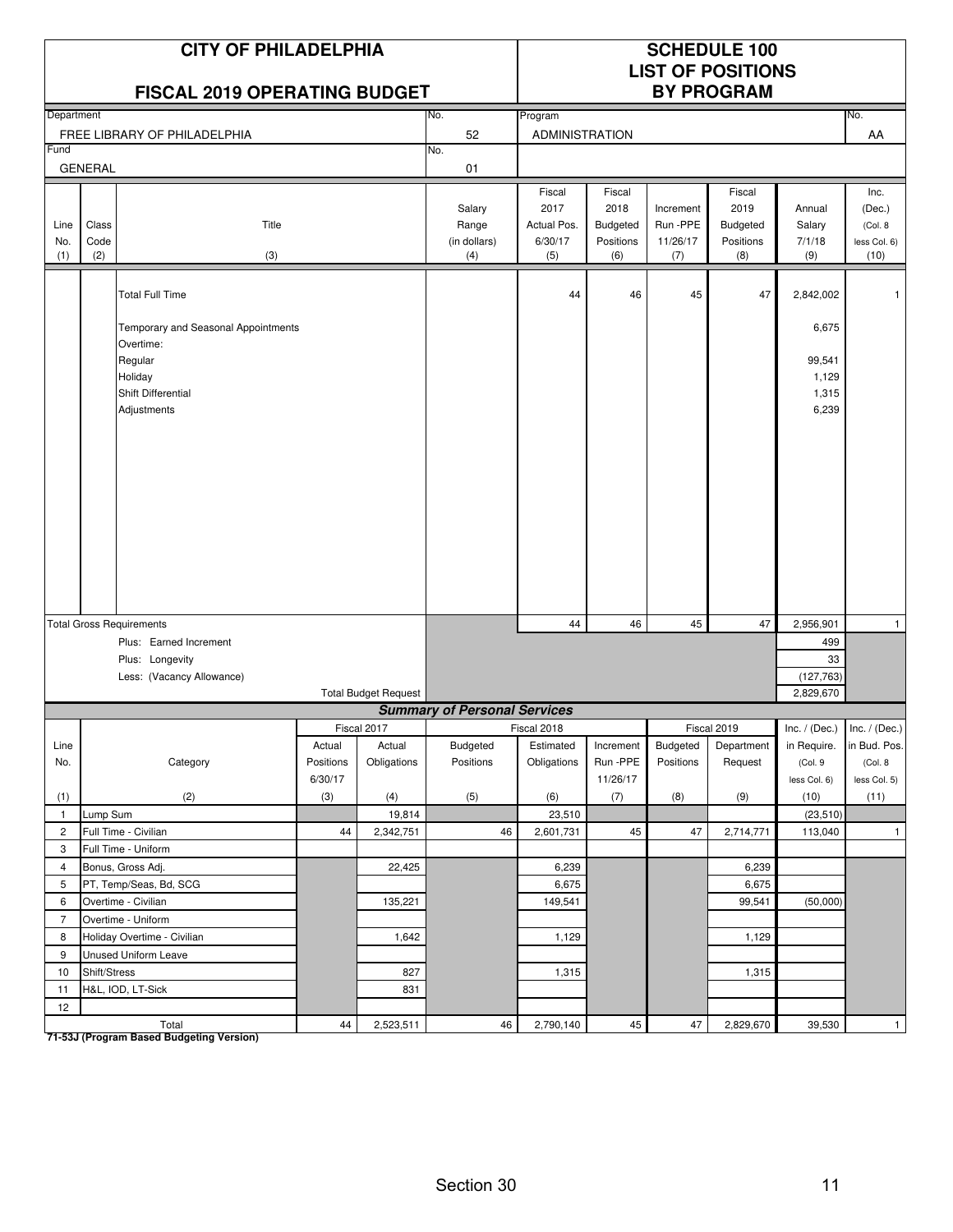# CITY OF PHILADELPHIA

## FISCAL 2019 OPERATING BUDGET

## SCHEDULE 100 LIST OF POSITIONS BY PROGRAM

| Department | No. | Program | No. |
|---|---|---|---|
| FREE LIBRARY OF PHILADELPHIA | 52 | ADMINISTRATION | AA |
| Fund | No. | | |
| GENERAL | 01 | | |

| Line No. (1) | Class Code (2) | Title (3) | Salary Range (in dollars) (4) | Fiscal 2017 Actual Pos. 6/30/17 (5) | Fiscal 2018 Budgeted Positions (6) | Increment Run -PPE 11/26/17 (7) | Fiscal 2019 Budgeted Positions (8) | Annual Salary 7/1/18 (9) | Inc. (Dec.) (Col. 8 less Col. 6) (10) |
|---|---|---|---|---|---|---|---|---|---|
| | | Total Full Time | | 44 | 46 | 45 | 47 | 2,842,002 | 1 |
| | | Temporary and Seasonal Appointments | | | | | | 6,675 | |
| | | Overtime: | | | | | | | |
| | | Regular | | | | | | 99,541 | |
| | | Holiday | | | | | | 1,129 | |
| | | Shift Differential | | | | | | 1,315 | |
| | | Adjustments | | | | | | 6,239 | |
| Total Gross Requirements | | | | 44 | 46 | 45 | 47 | 2,956,901 | 1 |
| | | Plus: Earned Increment | | | | | | 499 | |
| | | Plus: Longevity | | | | | | 33 | |
| | | Less: (Vacancy Allowance) | | | | | | (127,763) | |
| | | Total Budget Request | | | | | | 2,829,670 | |

### Summary of Personal Services

| Line No. (1) | Category (2) | Fiscal 2017 Actual Positions 6/30/17 (3) | Fiscal 2017 Actual Obligations (4) | Fiscal 2018 Budgeted Positions (5) | Fiscal 2018 Estimated Obligations (6) | Increment Run -PPE 11/26/17 (7) | Fiscal 2019 Budgeted Positions (8) | Fiscal 2019 Department Request (9) | Inc. / (Dec.) in Require. (Col. 9 less Col. 6) (10) | Inc. / (Dec.) in Bud. Pos. (Col. 8 less Col. 5) (11) |
|---|---|---|---|---|---|---|---|---|---|---|
| 1 | Lump Sum | | 19,814 | | 23,510 | | | | (23,510) | |
| 2 | Full Time - Civilian | 44 | 2,342,751 | 46 | 2,601,731 | 45 | 47 | 2,714,771 | 113,040 | 1 |
| 3 | Full Time - Uniform | | | | | | | | | |
| 4 | Bonus, Gross Adj. | | 22,425 | | 6,239 | | | 6,239 | | |
| 5 | PT, Temp/Seas, Bd, SCG | | | | 6,675 | | | 6,675 | | |
| 6 | Overtime - Civilian | | 135,221 | | 149,541 | | | 99,541 | (50,000) | |
| 7 | Overtime - Uniform | | | | | | | | | |
| 8 | Holiday Overtime - Civilian | | 1,642 | | 1,129 | | | 1,129 | | |
| 9 | Unused Uniform Leave | | | | | | | | | |
| 10 | Shift/Stress | | 827 | | 1,315 | | | 1,315 | | |
| 11 | H&L, IOD, LT-Sick | | 831 | | | | | | | |
| 12 | | | | | | | | | | |
| | Total | 44 | 2,523,511 | 46 | 2,790,140 | 45 | 47 | 2,829,670 | 39,530 | 1 |

**71-53J (Program Based Budgeting Version)**

Section 30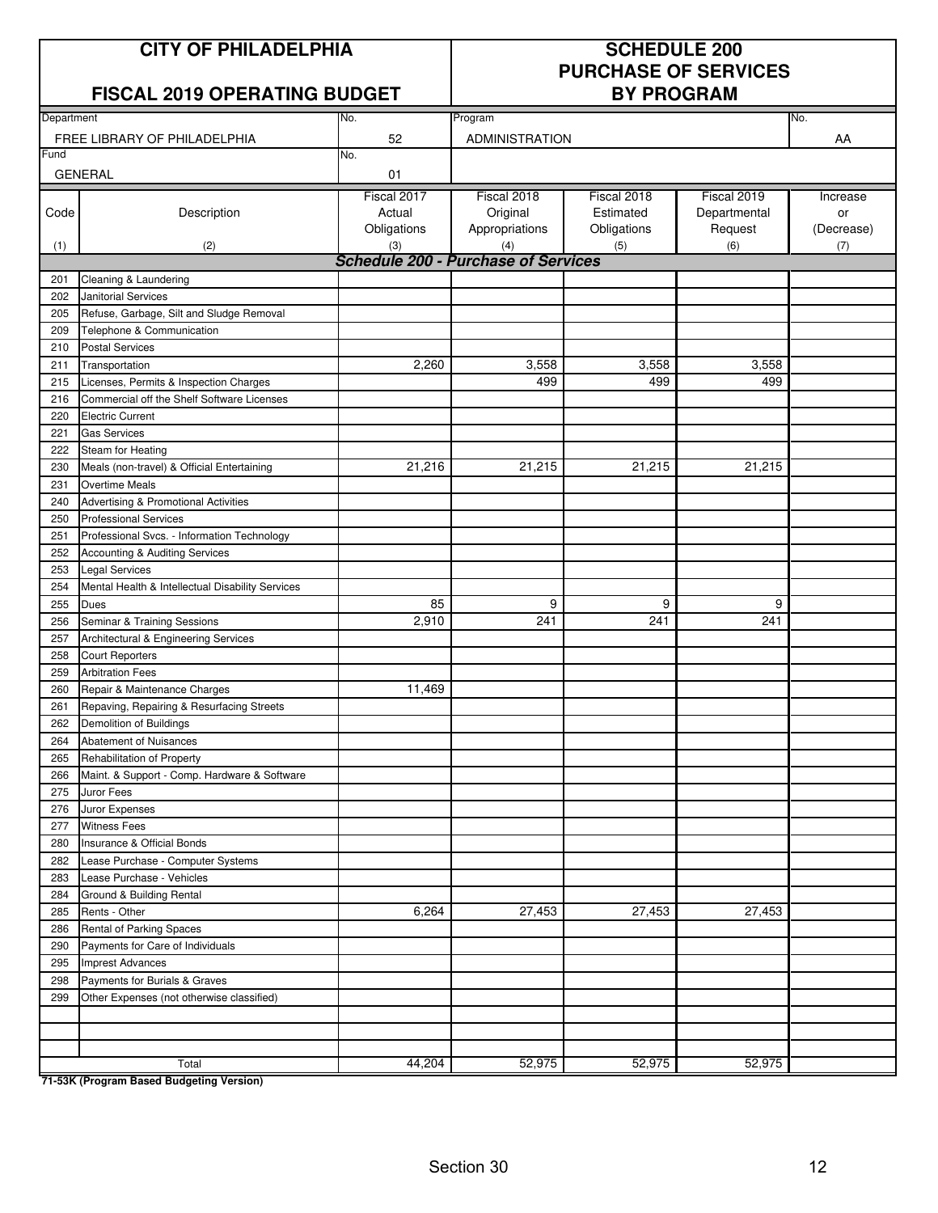| CITY OF PHILADELPHIA | | SCHEDULE 200 PURCHASE OF SERVICES BY PROGRAM | | | | |
|---|---|---|---|---|---|---|
| FISCAL 2019 OPERATING BUDGET | | | | | | |
| Department | No. | Program | | | | No. |
| FREE LIBRARY OF PHILADELPHIA | 52 | ADMINISTRATION | | | | AA |
| Fund | No. | | | | | |
| GENERAL | 01 | | | | | |

| Code (1) | Description (2) | Fiscal 2017 Actual Obligations (3) | Fiscal 2018 Original Appropriations (4) | Fiscal 2018 Estimated Obligations (5) | Fiscal 2019 Departmental Request (6) | Increase or (Decrease) (7) |
|---|---|---|---|---|---|---|
| | ***Schedule 200 - Purchase of Services*** | | | | | |
| 201 | Cleaning & Laundering | | | | | |
| 202 | Janitorial Services | | | | | |
| 205 | Refuse, Garbage, Silt and Sludge Removal | | | | | |
| 209 | Telephone & Communication | | | | | |
| 210 | Postal Services | | | | | |
| 211 | Transportation | 2,260 | 3,558 | 3,558 | 3,558 | |
| 215 | Licenses, Permits & Inspection Charges | | 499 | 499 | 499 | |
| 216 | Commercial off the Shelf Software Licenses | | | | | |
| 220 | Electric Current | | | | | |
| 221 | Gas Services | | | | | |
| 222 | Steam for Heating | | | | | |
| 230 | Meals (non-travel) & Official Entertaining | 21,216 | 21,215 | 21,215 | 21,215 | |
| 231 | Overtime Meals | | | | | |
| 240 | Advertising & Promotional Activities | | | | | |
| 250 | Professional Services | | | | | |
| 251 | Professional Svcs. - Information Technology | | | | | |
| 252 | Accounting & Auditing Services | | | | | |
| 253 | Legal Services | | | | | |
| 254 | Mental Health & Intellectual Disability Services | | | | | |
| 255 | Dues | 85 | 9 | 9 | 9 | |
| 256 | Seminar & Training Sessions | 2,910 | 241 | 241 | 241 | |
| 257 | Architectural & Engineering Services | | | | | |
| 258 | Court Reporters | | | | | |
| 259 | Arbitration Fees | | | | | |
| 260 | Repair & Maintenance Charges | 11,469 | | | | |
| 261 | Repaving, Repairing & Resurfacing Streets | | | | | |
| 262 | Demolition of Buildings | | | | | |
| 264 | Abatement of Nuisances | | | | | |
| 265 | Rehabilitation of Property | | | | | |
| 266 | Maint. & Support - Comp. Hardware & Software | | | | | |
| 275 | Juror Fees | | | | | |
| 276 | Juror Expenses | | | | | |
| 277 | Witness Fees | | | | | |
| 280 | Insurance & Official Bonds | | | | | |
| 282 | Lease Purchase - Computer Systems | | | | | |
| 283 | Lease Purchase - Vehicles | | | | | |
| 284 | Ground & Building Rental | | | | | |
| 285 | Rents - Other | 6,264 | 27,453 | 27,453 | 27,453 | |
| 286 | Rental of Parking Spaces | | | | | |
| 290 | Payments for Care of Individuals | | | | | |
| 295 | Imprest Advances | | | | | |
| 298 | Payments for Burials & Graves | | | | | |
| 299 | Other Expenses (not otherwise classified) | | | | | |
| | | | | | | |
| | | | | | | |
| | | | | | | |
| | Total | 44,204 | 52,975 | 52,975 | 52,975 | |

**71-53K (Program Based Budgeting Version)**

Section 30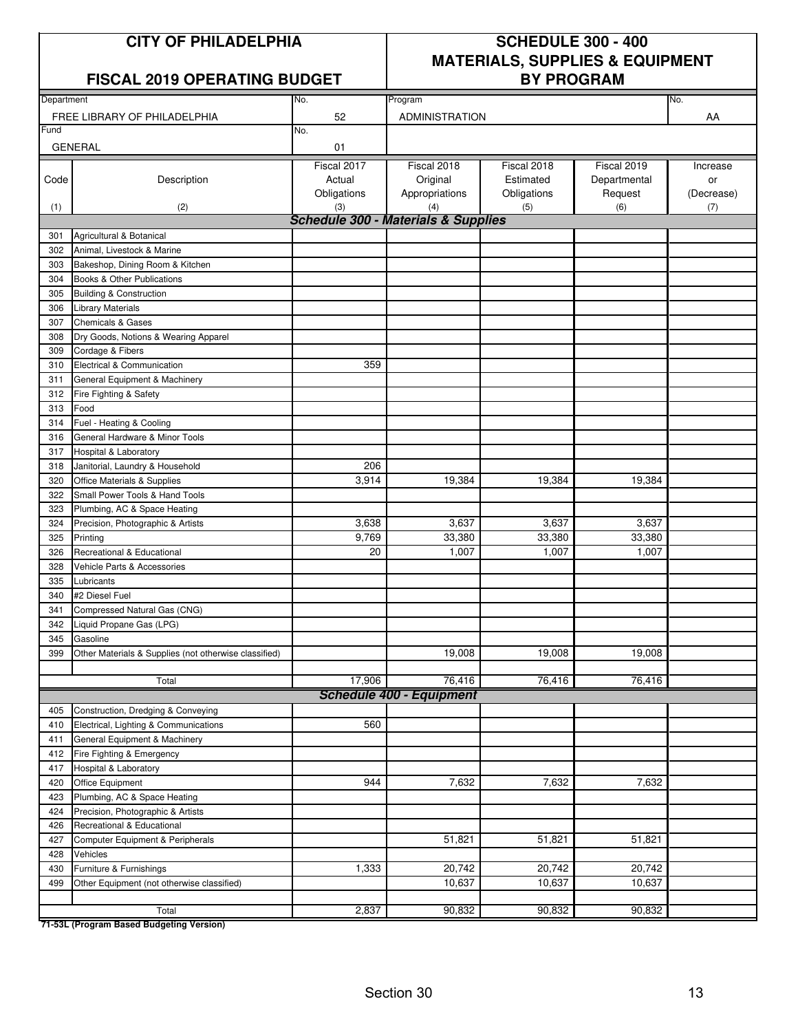# CITY OF PHILADELPHIA

## FISCAL 2019 OPERATING BUDGET

## SCHEDULE 300 - 400 MATERIALS, SUPPLIES & EQUIPMENT BY PROGRAM

| Department | No. | Program | No. |
|---|---|---|---|
| FREE LIBRARY OF PHILADELPHIA | 52 | ADMINISTRATION | AA |
| Fund | No. | | |
| GENERAL | 01 | | |

| Code (1) | Description (2) | Fiscal 2017 Actual Obligations (3) | Fiscal 2018 Original Appropriations (4) | Fiscal 2018 Estimated Obligations (5) | Fiscal 2019 Departmental Request (6) | Increase or (Decrease) (7) |
|---|---|---|---|---|---|---|
| | ***Schedule 300 - Materials & Supplies*** | | | | | |
| 301 | Agricultural & Botanical | | | | | |
| 302 | Animal, Livestock & Marine | | | | | |
| 303 | Bakeshop, Dining Room & Kitchen | | | | | |
| 304 | Books & Other Publications | | | | | |
| 305 | Building & Construction | | | | | |
| 306 | Library Materials | | | | | |
| 307 | Chemicals & Gases | | | | | |
| 308 | Dry Goods, Notions & Wearing Apparel | | | | | |
| 309 | Cordage & Fibers | | | | | |
| 310 | Electrical & Communication | 359 | | | | |
| 311 | General Equipment & Machinery | | | | | |
| 312 | Fire Fighting & Safety | | | | | |
| 313 | Food | | | | | |
| 314 | Fuel - Heating & Cooling | | | | | |
| 316 | General Hardware & Minor Tools | | | | | |
| 317 | Hospital & Laboratory | | | | | |
| 318 | Janitorial, Laundry & Household | 206 | | | | |
| 320 | Office Materials & Supplies | 3,914 | 19,384 | 19,384 | 19,384 | |
| 322 | Small Power Tools & Hand Tools | | | | | |
| 323 | Plumbing, AC & Space Heating | | | | | |
| 324 | Precision, Photographic & Artists | 3,638 | 3,637 | 3,637 | 3,637 | |
| 325 | Printing | 9,769 | 33,380 | 33,380 | 33,380 | |
| 326 | Recreational & Educational | 20 | 1,007 | 1,007 | 1,007 | |
| 328 | Vehicle Parts & Accessories | | | | | |
| 335 | Lubricants | | | | | |
| 340 | #2 Diesel Fuel | | | | | |
| 341 | Compressed Natural Gas (CNG) | | | | | |
| 342 | Liquid Propane Gas (LPG) | | | | | |
| 345 | Gasoline | | | | | |
| 399 | Other Materials & Supplies (not otherwise classified) | | 19,008 | 19,008 | 19,008 | |
| | Total | 17,906 | 76,416 | 76,416 | 76,416 | |
| | ***Schedule 400 - Equipment*** | | | | | |
| 405 | Construction, Dredging & Conveying | | | | | |
| 410 | Electrical, Lighting & Communications | 560 | | | | |
| 411 | General Equipment & Machinery | | | | | |
| 412 | Fire Fighting & Emergency | | | | | |
| 417 | Hospital & Laboratory | | | | | |
| 420 | Office Equipment | 944 | 7,632 | 7,632 | 7,632 | |
| 423 | Plumbing, AC & Space Heating | | | | | |
| 424 | Precision, Photographic & Artists | | | | | |
| 426 | Recreational & Educational | | | | | |
| 427 | Computer Equipment & Peripherals | | 51,821 | 51,821 | 51,821 | |
| 428 | Vehicles | | | | | |
| 430 | Furniture & Furnishings | 1,333 | 20,742 | 20,742 | 20,742 | |
| 499 | Other Equipment (not otherwise classified) | | 10,637 | 10,637 | 10,637 | |
| | Total | 2,837 | 90,832 | 90,832 | 90,832 | |

**71-53L (Program Based Budgeting Version)**

Section 30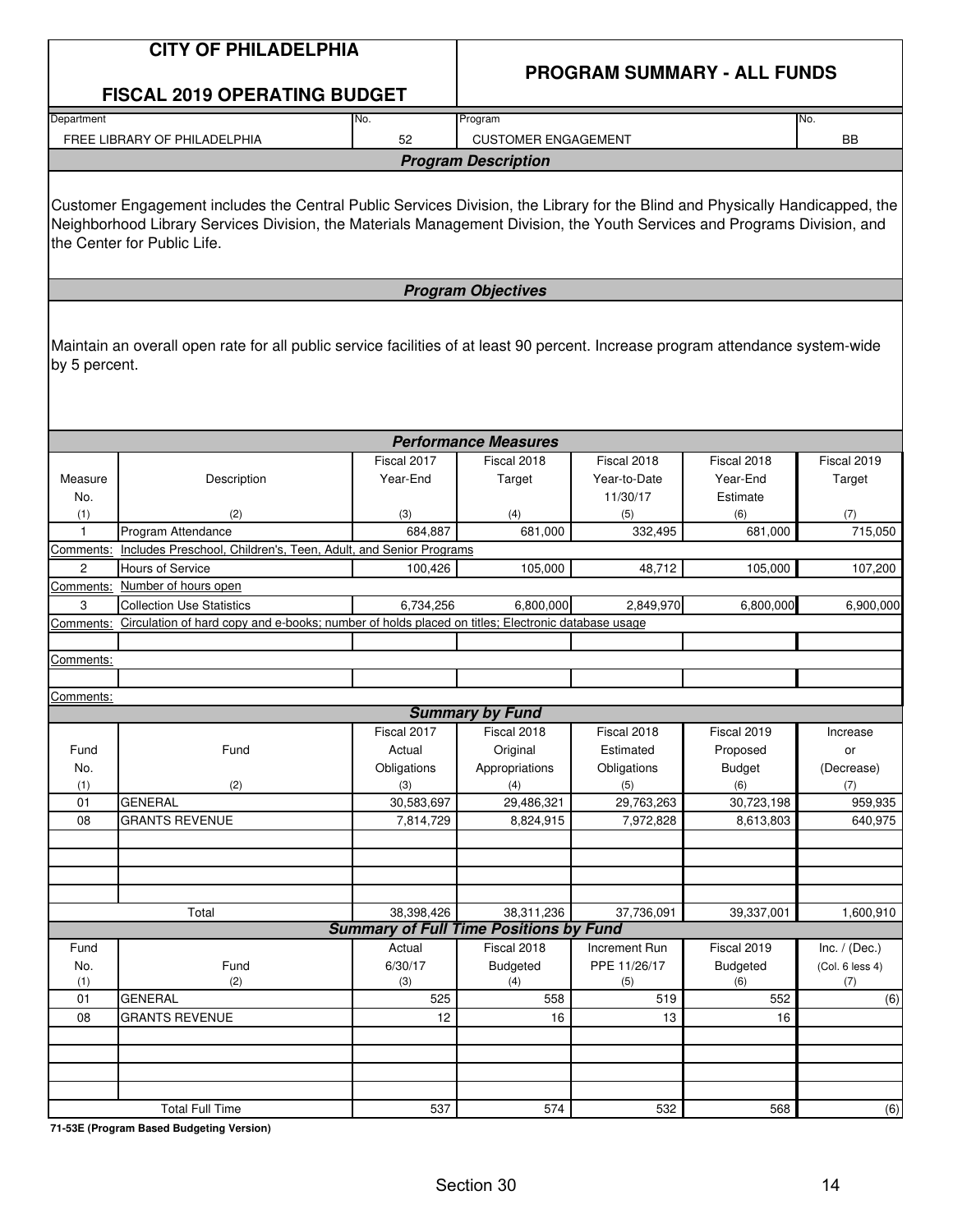# CITY OF PHILADELPHIA

## FISCAL 2019 OPERATING BUDGET

## PROGRAM SUMMARY - ALL FUNDS

| Department | No. | Program | No. |
|---|---|---|---|
| FREE LIBRARY OF PHILADELPHIA | 52 | CUSTOMER ENGAGEMENT | BB |

### *Program Description*

Customer Engagement includes the Central Public Services Division, the Library for the Blind and Physically Handicapped, the Neighborhood Library Services Division, the Materials Management Division, the Youth Services and Programs Division, and the Center for Public Life.

### *Program Objectives*

Maintain an overall open rate for all public service facilities of at least 90 percent. Increase program attendance system-wide by 5 percent.

### *Performance Measures*

| Measure No. (1) | Description (2) | Fiscal 2017 Year-End (3) | Fiscal 2018 Target (4) | Fiscal 2018 Year-to-Date 11/30/17 (5) | Fiscal 2018 Year-End Estimate (6) | Fiscal 2019 Target (7) |
|---|---|---|---|---|---|---|
| 1 | Program Attendance | 684,887 | 681,000 | 332,495 | 681,000 | 715,050 |
| Comments: | Includes Preschool, Children's, Teen, Adult, and Senior Programs | | | | | |
| 2 | Hours of Service | 100,426 | 105,000 | 48,712 | 105,000 | 107,200 |
| Comments: | Number of hours open | | | | | |
| 3 | Collection Use Statistics | 6,734,256 | 6,800,000 | 2,849,970 | 6,800,000 | 6,900,000 |
| Comments: | Circulation of hard copy and e-books; number of holds placed on titles; Electronic database usage | | | | | |
| | | | | | | |
| Comments: | | | | | | |
| | | | | | | |
| Comments: | | | | | | |

### *Summary by Fund*

| Fund No. (1) | Fund (2) | Fiscal 2017 Actual Obligations (3) | Fiscal 2018 Original Appropriations (4) | Fiscal 2018 Estimated Obligations (5) | Fiscal 2019 Proposed Budget (6) | Increase or (Decrease) (7) |
|---|---|---|---|---|---|---|
| 01 | GENERAL | 30,583,697 | 29,486,321 | 29,763,263 | 30,723,198 | 959,935 |
| 08 | GRANTS REVENUE | 7,814,729 | 8,824,915 | 7,972,828 | 8,613,803 | 640,975 |
| | Total | 38,398,426 | 38,311,236 | 37,736,091 | 39,337,001 | 1,600,910 |

### *Summary of Full Time Positions by Fund*

| Fund No. (1) | Fund (2) | Actual 6/30/17 (3) | Fiscal 2018 Budgeted (4) | Increment Run PPE 11/26/17 (5) | Fiscal 2019 Budgeted (6) | Inc. / (Dec.) (Col. 6 less 4) (7) |
|---|---|---|---|---|---|---|
| 01 | GENERAL | 525 | 558 | 519 | 552 | (6) |
| 08 | GRANTS REVENUE | 12 | 16 | 13 | 16 | |
| | Total Full Time | 537 | 574 | 532 | 568 | (6) |

**71-53E (Program Based Budgeting Version)**

Section 30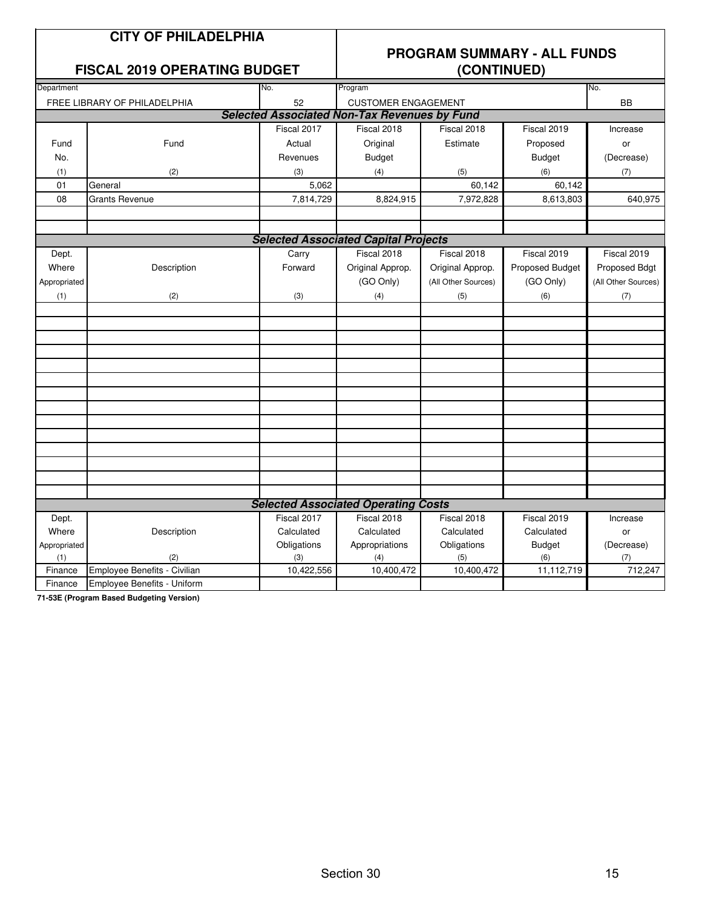# CITY OF PHILADELPHIA

## FISCAL 2019 OPERATING BUDGET

## PROGRAM SUMMARY - ALL FUNDS (CONTINUED)

| Department | No. | Program | No. |
|---|---|---|---|
| FREE LIBRARY OF PHILADELPHIA | 52 | CUSTOMER ENGAGEMENT | BB |

### *Selected Associated Non-Tax Revenues by Fund*

| Fund No. (1) | Fund (2) | Fiscal 2017 Actual Revenues (3) | Fiscal 2018 Original Budget (4) | Fiscal 2018 Estimate (5) | Fiscal 2019 Proposed Budget (6) | Increase or (Decrease) (7) |
|---|---|---|---|---|---|---|
| 01 | General | 5,062 | | 60,142 | 60,142 | |
| 08 | Grants Revenue | 7,814,729 | 8,824,915 | 7,972,828 | 8,613,803 | 640,975 |

### *Selected Associated Capital Projects*

| Dept. Where Appropriated (1) | Description (2) | Carry Forward (3) | Fiscal 2018 Original Approp. (GO Only) (4) | Fiscal 2018 Original Approp. (All Other Sources) (5) | Fiscal 2019 Proposed Budget (GO Only) (6) | Fiscal 2019 Proposed Bdgt (All Other Sources) (7) |
|---|---|---|---|---|---|---|
| | | | | | | |

### *Selected Associated Operating Costs*

| Dept. Where Appropriated (1) | Description (2) | Fiscal 2017 Calculated Obligations (3) | Fiscal 2018 Calculated Appropriations (4) | Fiscal 2018 Calculated Obligations (5) | Fiscal 2019 Calculated Budget (6) | Increase or (Decrease) (7) |
|---|---|---|---|---|---|---|
| Finance | Employee Benefits - Civilian | 10,422,556 | 10,400,472 | 10,400,472 | 11,112,719 | 712,247 |
| Finance | Employee Benefits - Uniform | | | | | |

**71-53E (Program Based Budgeting Version)**

Section 30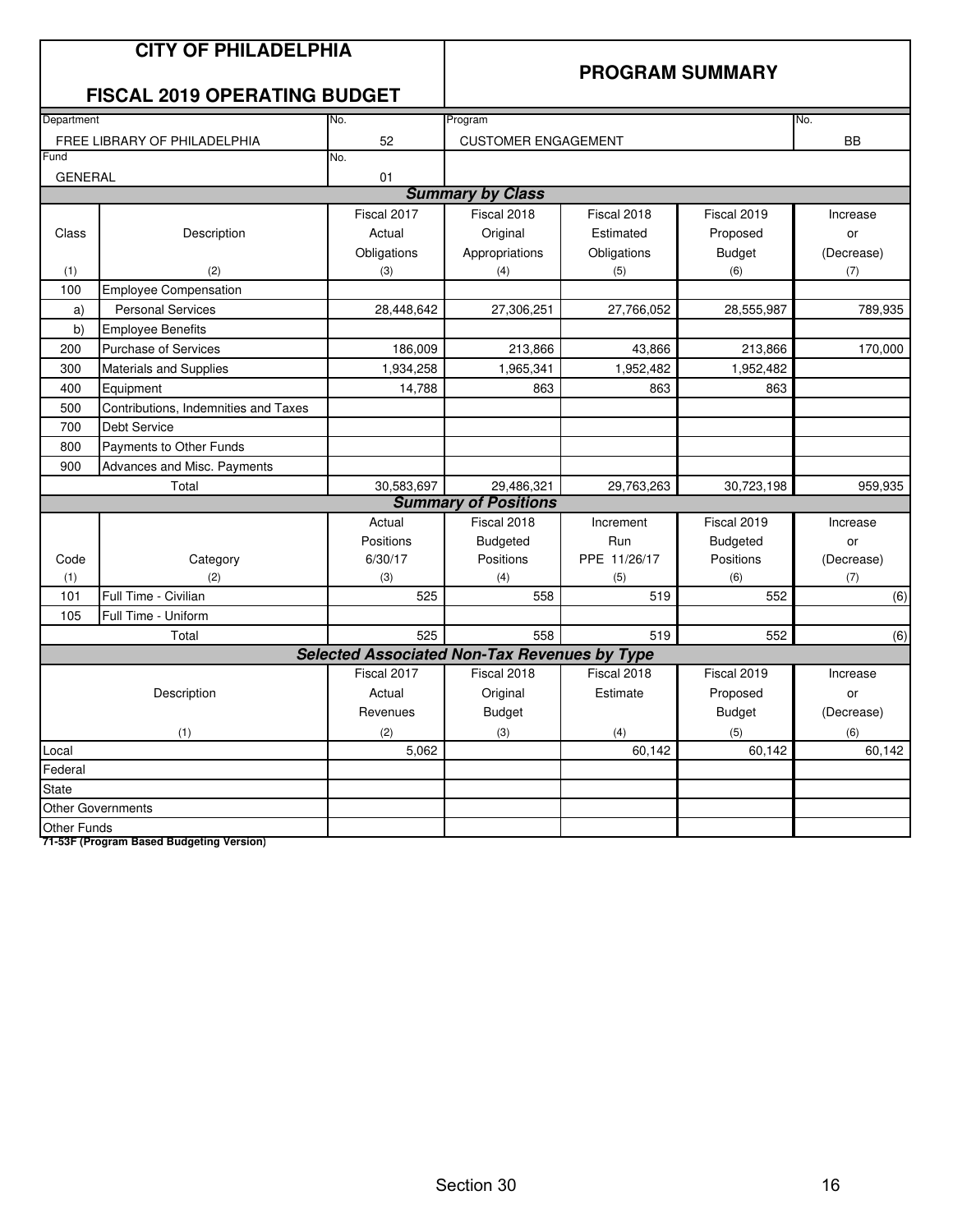# CITY OF PHILADELPHIA

## FISCAL 2019 OPERATING BUDGET

## PROGRAM SUMMARY

| Department | No. | Program | No. |
|---|---|---|---|
| FREE LIBRARY OF PHILADELPHIA | 52 | CUSTOMER ENGAGEMENT | BB |
| **Fund** | **No.** | | |
| GENERAL | 01 | | |

### *Summary by Class*

| Class (1) | Description (2) | Fiscal 2017 Actual Obligations (3) | Fiscal 2018 Original Appropriations (4) | Fiscal 2018 Estimated Obligations (5) | Fiscal 2019 Proposed Budget (6) | Increase or (Decrease) (7) |
|---|---|---|---|---|---|---|
| 100 | Employee Compensation | | | | | |
| a) | Personal Services | 28,448,642 | 27,306,251 | 27,766,052 | 28,555,987 | 789,935 |
| b) | Employee Benefits | | | | | |
| 200 | Purchase of Services | 186,009 | 213,866 | 43,866 | 213,866 | 170,000 |
| 300 | Materials and Supplies | 1,934,258 | 1,965,341 | 1,952,482 | 1,952,482 | |
| 400 | Equipment | 14,788 | 863 | 863 | 863 | |
| 500 | Contributions, Indemnities and Taxes | | | | | |
| 700 | Debt Service | | | | | |
| 800 | Payments to Other Funds | | | | | |
| 900 | Advances and Misc. Payments | | | | | |
| | Total | 30,583,697 | 29,486,321 | 29,763,263 | 30,723,198 | 959,935 |

### *Summary of Positions*

| Code (1) | Category (2) | Actual Positions 6/30/17 (3) | Fiscal 2018 Budgeted Positions (4) | Increment Run PPE 11/26/17 (5) | Fiscal 2019 Budgeted Positions (6) | Increase or (Decrease) (7) |
|---|---|---|---|---|---|---|
| 101 | Full Time - Civilian | 525 | 558 | 519 | 552 | (6) |
| 105 | Full Time - Uniform | | | | | |
| | Total | 525 | 558 | 519 | 552 | (6) |

### *Selected Associated Non-Tax Revenues by Type*

| Description (1) | Fiscal 2017 Actual Revenues (2) | Fiscal 2018 Original Budget (3) | Fiscal 2018 Estimate (4) | Fiscal 2019 Proposed Budget (5) | Increase or (Decrease) (6) |
|---|---|---|---|---|---|
| Local | 5,062 | | 60,142 | 60,142 | 60,142 |
| Federal | | | | | |
| State | | | | | |
| Other Governments | | | | | |
| Other Funds | | | | | |

**71-53F (Program Based Budgeting Version)**

Section 30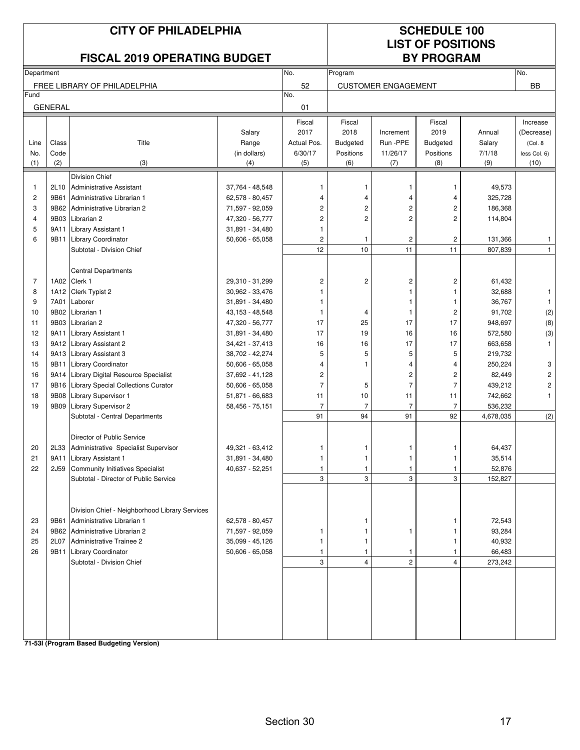# CITY OF PHILADELPHIA

## FISCAL 2019 OPERATING BUDGET

## SCHEDULE 100 LIST OF POSITIONS BY PROGRAM

| Department | No. | Program | No. |
|---|---|---|---|
| FREE LIBRARY OF PHILADELPHIA | 52 | CUSTOMER ENGAGEMENT | BB |
| Fund | No. | | |
| GENERAL | 01 | | |

| Line No. (1) | Class Code (2) | Title (3) | Salary Range (in dollars) (4) | Fiscal 2017 Actual Pos. 6/30/17 (5) | Fiscal 2018 Budgeted Positions (6) | Increment Run -PPE 11/26/17 (7) | Fiscal 2019 Budgeted Positions (8) | Annual Salary 7/1/18 (9) | Increase (Decrease) (Col. 8 less Col. 6) (10) |
|---|---|---|---|---|---|---|---|---|---|
| | | Division Chief | | | | | | | |
| 1 | 2L10 | Administrative Assistant | 37,764 - 48,548 | 1 | 1 | 1 | 1 | 49,573 | |
| 2 | 9B61 | Administrative Librarian 1 | 62,578 - 80,457 | 4 | 4 | 4 | 4 | 325,728 | |
| 3 | 9B62 | Administrative Librarian 2 | 71,597 - 92,059 | 2 | 2 | 2 | 2 | 186,368 | |
| 4 | 9B03 | Librarian 2 | 47,320 - 56,777 | 2 | 2 | 2 | 2 | 114,804 | |
| 5 | 9A11 | Library Assistant 1 | 31,891 - 34,480 | 1 | | | | | |
| 6 | 9B11 | Library Coordinator | 50,606 - 65,058 | 2 | 1 | 2 | 2 | 131,366 | 1 |
| | | Subtotal - Division Chief | | 12 | 10 | 11 | 11 | 807,839 | 1 |
| | | Central Departments | | | | | | | |
| 7 | 1A02 | Clerk 1 | 29,310 - 31,299 | 2 | 2 | 2 | 2 | 61,432 | |
| 8 | 1A12 | Clerk Typist 2 | 30,962 - 33,476 | 1 | | 1 | 1 | 32,688 | 1 |
| 9 | 7A01 | Laborer | 31,891 - 34,480 | 1 | | 1 | 1 | 36,767 | 1 |
| 10 | 9B02 | Librarian 1 | 43,153 - 48,548 | 1 | 4 | 1 | 2 | 91,702 | (2) |
| 11 | 9B03 | Librarian 2 | 47,320 - 56,777 | 17 | 25 | 17 | 17 | 948,697 | (8) |
| 12 | 9A11 | Library Assistant 1 | 31,891 - 34,480 | 17 | 19 | 16 | 16 | 572,580 | (3) |
| 13 | 9A12 | Library Assistant 2 | 34,421 - 37,413 | 16 | 16 | 17 | 17 | 663,658 | 1 |
| 14 | 9A13 | Library Assistant 3 | 38,702 - 42,274 | 5 | 5 | 5 | 5 | 219,732 | |
| 15 | 9B11 | Library Coordinator | 50,606 - 65,058 | 4 | 1 | 4 | 4 | 250,224 | 3 |
| 16 | 9A14 | Library Digital Resource Specialist | 37,692 - 41,128 | 2 | | 2 | 2 | 82,449 | 2 |
| 17 | 9B16 | Library Special Collections Curator | 50,606 - 65,058 | 7 | 5 | 7 | 7 | 439,212 | 2 |
| 18 | 9B08 | Library Supervisor 1 | 51,871 - 66,683 | 11 | 10 | 11 | 11 | 742,662 | 1 |
| 19 | 9B09 | Library Supervisor 2 | 58,456 - 75,151 | 7 | 7 | 7 | 7 | 536,232 | |
| | | Subtotal - Central Departments | | 91 | 94 | 91 | 92 | 4,678,035 | (2) |
| | | Director of Public Service | | | | | | | |
| 20 | 2L33 | Administrative Specialist Supervisor | 49,321 - 63,412 | 1 | 1 | 1 | 1 | 64,437 | |
| 21 | 9A11 | Library Assistant 1 | 31,891 - 34,480 | 1 | 1 | 1 | 1 | 35,514 | |
| 22 | 2J59 | Community Initiatives Specialist | 40,637 - 52,251 | 1 | 1 | 1 | 1 | 52,876 | |
| | | Subtotal - Director of Public Service | | 3 | 3 | 3 | 3 | 152,827 | |
| | | Division Chief - Neighborhood Library Services | | | | | | | |
| 23 | 9B61 | Administrative Librarian 1 | 62,578 - 80,457 | | 1 | | 1 | 72,543 | |
| 24 | 9B62 | Administrative Librarian 2 | 71,597 - 92,059 | 1 | 1 | 1 | 1 | 93,284 | |
| 25 | 2L07 | Administrative Trainee 2 | 35,099 - 45,126 | 1 | 1 | | 1 | 40,932 | |
| 26 | 9B11 | Library Coordinator | 50,606 - 65,058 | 1 | 1 | 1 | 1 | 66,483 | |
| | | Subtotal - Division Chief | | 3 | 4 | 2 | 4 | 273,242 | |

71-53I (Program Based Budgeting Version)

Section 30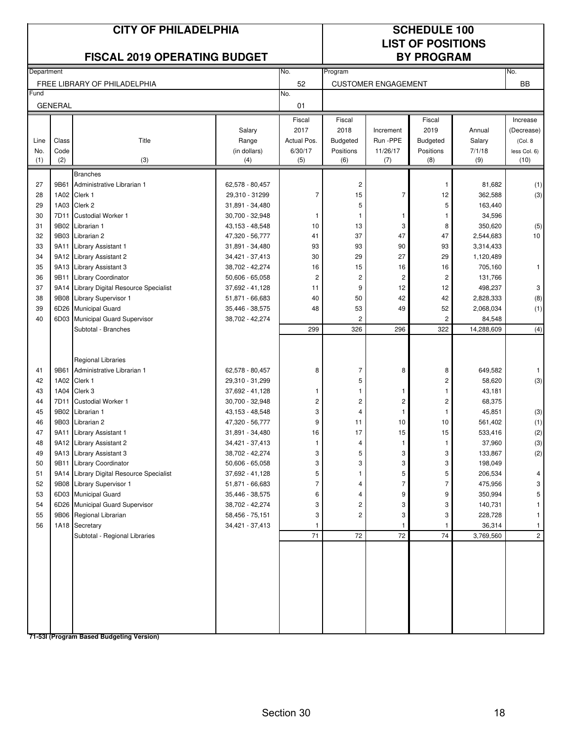# CITY OF PHILADELPHIA

## FISCAL 2019 OPERATING BUDGET

## SCHEDULE 100
## LIST OF POSITIONS
## BY PROGRAM

| Department | No. | Program | No. |
|---|---|---|---|
| FREE LIBRARY OF PHILADELPHIA | 52 | CUSTOMER ENGAGEMENT | BB |
| **Fund** | **No.** | | |
| GENERAL | 01 | | |

| Line No. (1) | Class Code (2) | Title (3) | Salary Range (in dollars) (4) | Fiscal 2017 Actual Pos. 6/30/17 (5) | Fiscal 2018 Budgeted Positions (6) | Increment Run -PPE 11/26/17 (7) | Fiscal 2019 Budgeted Positions (8) | Annual Salary 7/1/18 (9) | Increase (Decrease) (Col. 8 less Col. 6) (10) |
|---|---|---|---|---|---|---|---|---|---|
| | | Branches | | | | | | | |
| 27 | 9B61 | Administrative Librarian 1 | 62,578 - 80,457 | | 2 | | 1 | 81,682 | (1) |
| 28 | 1A02 | Clerk 1 | 29,310 - 31299 | 7 | 15 | 7 | 12 | 362,588 | (3) |
| 29 | 1A03 | Clerk 2 | 31,891 - 34,480 | | 5 | | 5 | 163,440 | |
| 30 | 7D11 | Custodial Worker 1 | 30,700 - 32,948 | 1 | 1 | 1 | 1 | 34,596 | |
| 31 | 9B02 | Librarian 1 | 43,153 - 48,548 | 10 | 13 | 3 | 8 | 350,620 | (5) |
| 32 | 9B03 | Librarian 2 | 47,320 - 56,777 | 41 | 37 | 47 | 47 | 2,544,683 | 10 |
| 33 | 9A11 | Library Assistant 1 | 31,891 - 34,480 | 93 | 93 | 90 | 93 | 3,314,433 | |
| 34 | 9A12 | Library Assistant 2 | 34,421 - 37,413 | 30 | 29 | 27 | 29 | 1,120,489 | |
| 35 | 9A13 | Library Assistant 3 | 38,702 - 42,274 | 16 | 15 | 16 | 16 | 705,160 | 1 |
| 36 | 9B11 | Library Coordinator | 50,606 - 65,058 | 2 | 2 | 2 | 2 | 131,766 | |
| 37 | 9A14 | Library Digital Resource Specialist | 37,692 - 41,128 | 11 | 9 | 12 | 12 | 498,237 | 3 |
| 38 | 9B08 | Library Supervisor 1 | 51,871 - 66,683 | 40 | 50 | 42 | 42 | 2,828,333 | (8) |
| 39 | 6D26 | Municipal Guard | 35,446 - 38,575 | 48 | 53 | 49 | 52 | 2,068,034 | (1) |
| 40 | 6D03 | Municipal Guard Supervisor | 38,702 - 42,274 | | 2 | | 2 | 84,548 | |
| | | Subtotal - Branches | | 299 | 326 | 296 | 322 | 14,288,609 | (4) |
| | | Regional Libraries | | | | | | | |
| 41 | 9B61 | Administrative Librarian 1 | 62,578 - 80,457 | 8 | 7 | 8 | 8 | 649,582 | 1 |
| 42 | 1A02 | Clerk 1 | 29,310 - 31,299 | | 5 | | 2 | 58,620 | (3) |
| 43 | 1A04 | Clerk 3 | 37,692 - 41,128 | 1 | 1 | 1 | 1 | 43,181 | |
| 44 | 7D11 | Custodial Worker 1 | 30,700 - 32,948 | 2 | 2 | 2 | 2 | 68,375 | |
| 45 | 9B02 | Librarian 1 | 43,153 - 48,548 | 3 | 4 | 1 | 1 | 45,851 | (3) |
| 46 | 9B03 | Librarian 2 | 47,320 - 56,777 | 9 | 11 | 10 | 10 | 561,402 | (1) |
| 47 | 9A11 | Library Assistant 1 | 31,891 - 34,480 | 16 | 17 | 15 | 15 | 533,416 | (2) |
| 48 | 9A12 | Library Assistant 2 | 34,421 - 37,413 | 1 | 4 | 1 | 1 | 37,960 | (3) |
| 49 | 9A13 | Library Assistant 3 | 38,702 - 42,274 | 3 | 5 | 3 | 3 | 133,867 | (2) |
| 50 | 9B11 | Library Coordinator | 50,606 - 65,058 | 3 | 3 | 3 | 3 | 198,049 | |
| 51 | 9A14 | Library Digital Resource Specialist | 37,692 - 41,128 | 5 | 1 | 5 | 5 | 206,534 | 4 |
| 52 | 9B08 | Library Supervisor 1 | 51,871 - 66,683 | 7 | 4 | 7 | 7 | 475,956 | 3 |
| 53 | 6D03 | Municipal Guard | 35,446 - 38,575 | 6 | 4 | 9 | 9 | 350,994 | 5 |
| 54 | 6D26 | Municipal Guard Supervisor | 38,702 - 42,274 | 3 | 2 | 3 | 3 | 140,731 | 1 |
| 55 | 9B06 | Regional Librarian | 58,456 - 75,151 | 3 | 2 | 3 | 3 | 228,728 | 1 |
| 56 | 1A18 | Secretary | 34,421 - 37,413 | 1 | | 1 | 1 | 36,314 | 1 |
| | | Subtotal - Regional Libraries | | 71 | 72 | 72 | 74 | 3,769,560 | 2 |

**71-53I (Program Based Budgeting Version)**

Section 30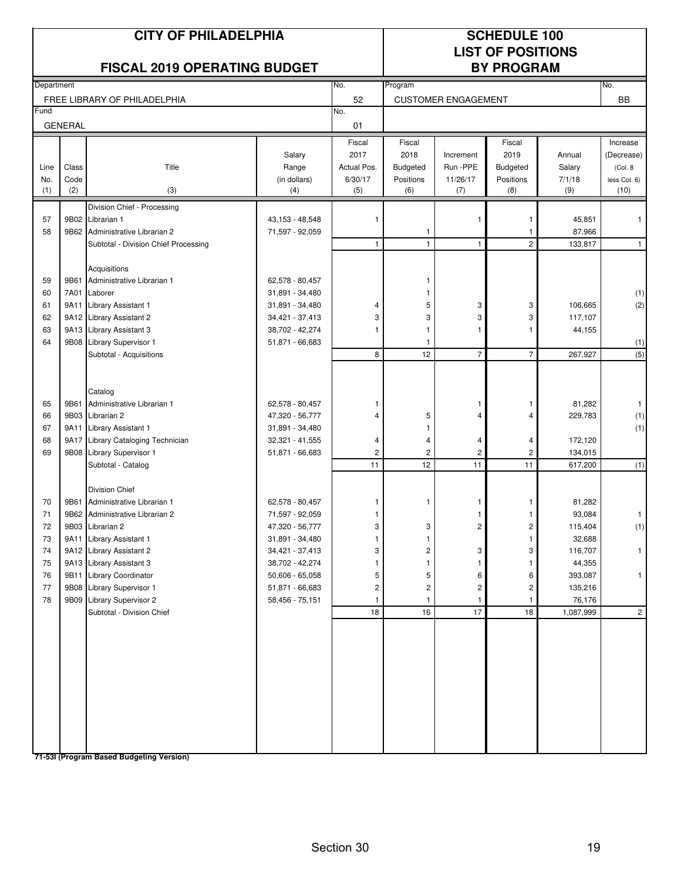# CITY OF PHILADELPHIA

## FISCAL 2019 OPERATING BUDGET

# SCHEDULE 100
## LIST OF POSITIONS BY PROGRAM

| Department | | No. | Program | No. |
|---|---|---|---|---|
| FREE LIBRARY OF PHILADELPHIA | | 52 | CUSTOMER ENGAGEMENT | BB |
| Fund | | No. | | |
| GENERAL | | 01 | | |

| Line No. (1) | Class Code (2) | Title (3) | Salary Range (in dollars) (4) | Fiscal 2017 Actual Pos. 6/30/17 (5) | Fiscal 2018 Budgeted Positions (6) | Increment Run -PPE 11/26/17 (7) | Fiscal 2019 Budgeted Positions (8) | Annual Salary 7/1/18 (9) | Increase (Decrease) (Col. 8 less Col. 6) (10) |
|---|---|---|---|---|---|---|---|---|---|
| | | Division Chief - Processing | | | | | | | |
| 57 | 9B02 | Librarian 1 | 43,153 - 48,548 | 1 | | 1 | 1 | 45,851 | 1 |
| 58 | 9B62 | Administrative Librarian 2 | 71,597 - 92,059 | | 1 | | 1 | 87,966 | |
| | | Subtotal - Division Chief Processing | | 1 | 1 | 1 | 2 | 133,817 | 1 |
| | | Acquisitions | | | | | | | |
| 59 | 9B61 | Administrative Librarian 1 | 62,578 - 80,457 | | 1 | | | | |
| 60 | 7A01 | Laborer | 31,891 - 34,480 | | 1 | | | | (1) |
| 61 | 9A11 | Library Assistant 1 | 31,891 - 34,480 | 4 | 5 | 3 | 3 | 106,665 | (2) |
| 62 | 9A12 | Library Assistant 2 | 34,421 - 37,413 | 3 | 3 | 3 | 3 | 117,107 | |
| 63 | 9A13 | Library Assistant 3 | 38,702 - 42,274 | 1 | 1 | 1 | 1 | 44,155 | |
| 64 | 9B08 | Library Supervisor 1 | 51,871 - 66,683 | | 1 | | | | (1) |
| | | Subtotal - Acquisitions | | 8 | 12 | 7 | 7 | 267,927 | (5) |
| | | Catalog | | | | | | | |
| 65 | 9B61 | Administrative Librarian 1 | 62,578 - 80,457 | 1 | | 1 | 1 | 81,282 | 1 |
| 66 | 9B03 | Librarian 2 | 47,320 - 56,777 | 4 | 5 | 4 | 4 | 229,783 | (1) |
| 67 | 9A11 | Library Assistant 1 | 31,891 - 34,480 | | 1 | | | | (1) |
| 68 | 9A17 | Library Cataloging Technician | 32,321 - 41,555 | 4 | 4 | 4 | 4 | 172,120 | |
| 69 | 9B08 | Library Supervisor 1 | 51,871 - 66,683 | 2 | 2 | 2 | 2 | 134,015 | |
| | | Subtotal - Catalog | | 11 | 12 | 11 | 11 | 617,200 | (1) |
| | | Division Chief | | | | | | | |
| 70 | 9B61 | Administrative Librarian 1 | 62,578 - 80,457 | 1 | 1 | 1 | 1 | 81,282 | |
| 71 | 9B62 | Administrative Librarian 2 | 71,597 - 92,059 | 1 | | 1 | 1 | 93,084 | 1 |
| 72 | 9B03 | Librarian 2 | 47,320 - 56,777 | 3 | 3 | 2 | 2 | 115,404 | (1) |
| 73 | 9A11 | Library Assistant 1 | 31,891 - 34,480 | 1 | 1 | | 1 | 32,688 | |
| 74 | 9A12 | Library Assistant 2 | 34,421 - 37,413 | 3 | 2 | 3 | 3 | 116,707 | 1 |
| 75 | 9A13 | Library Assistant 3 | 38,702 - 42,274 | 1 | 1 | 1 | 1 | 44,355 | |
| 76 | 9B11 | Library Coordinator | 50,606 - 65,058 | 5 | 5 | 6 | 6 | 393,087 | 1 |
| 77 | 9B08 | Library Supervisor 1 | 51,871 - 66,683 | 2 | 2 | 2 | 2 | 135,216 | |
| 78 | 9B09 | Library Supervisor 2 | 58,456 - 75,151 | 1 | 1 | 1 | 1 | 76,176 | |
| | | Subtotal - Division Chief | | 18 | 16 | 17 | 18 | 1,087,999 | 2 |

**71-53I (Program Based Budgeting Version)**

Section 30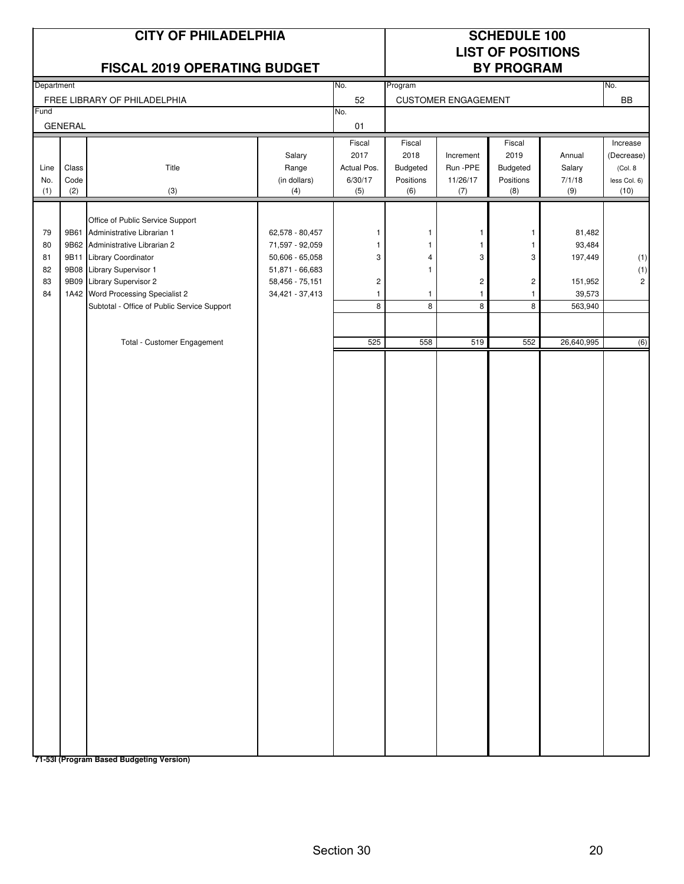# CITY OF PHILADELPHIA

## FISCAL 2019 OPERATING BUDGET

## SCHEDULE 100 LIST OF POSITIONS BY PROGRAM

| Department | No. | Program | No. |
|---|---|---|---|
| FREE LIBRARY OF PHILADELPHIA | 52 | CUSTOMER ENGAGEMENT | BB |
| Fund | No. | | |
| GENERAL | 01 | | |

| Line No. (1) | Class Code (2) | Title (3) | Salary Range (in dollars) (4) | Fiscal 2017 Actual Pos. 6/30/17 (5) | Fiscal 2018 Budgeted Positions (6) | Increment Run -PPE 11/26/17 (7) | Fiscal 2019 Budgeted Positions (8) | Annual Salary 7/1/18 (9) | Increase (Decrease) (Col. 8 less Col. 6) (10) |
|---|---|---|---|---|---|---|---|---|---|
| | | Office of Public Service Support | | | | | | | |
| 79 | 9B61 | Administrative Librarian 1 | 62,578 - 80,457 | 1 | 1 | 1 | 1 | 81,482 | |
| 80 | 9B62 | Administrative Librarian 2 | 71,597 - 92,059 | 1 | 1 | 1 | 1 | 93,484 | |
| 81 | 9B11 | Library Coordinator | 50,606 - 65,058 | 3 | 4 | 3 | 3 | 197,449 | (1) |
| 82 | 9B08 | Library Supervisor 1 | 51,871 - 66,683 | | 1 | | | | (1) |
| 83 | 9B09 | Library Supervisor 2 | 58,456 - 75,151 | 2 | | 2 | 2 | 151,952 | 2 |
| 84 | 1A42 | Word Processing Specialist 2 | 34,421 - 37,413 | 1 | 1 | 1 | 1 | 39,573 | |
| | | Subtotal - Office of Public Service Support | | 8 | 8 | 8 | 8 | 563,940 | |
| | | Total - Customer Engagement | | 525 | 558 | 519 | 552 | 26,640,995 | (6) |

71-53I (Program Based Budgeting Version)

Section 30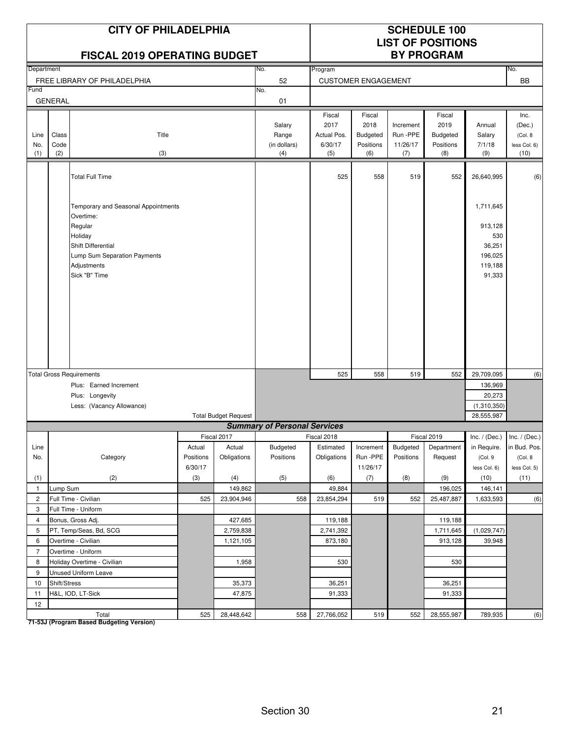# CITY OF PHILADELPHIA

## FISCAL 2019 OPERATING BUDGET

## SCHEDULE 100 LIST OF POSITIONS BY PROGRAM

| Department | No. | Program | No. |
|---|---|---|---|
| FREE LIBRARY OF PHILADELPHIA | 52 | CUSTOMER ENGAGEMENT | BB |
| Fund | No. | | |
| GENERAL | 01 | | |

| Line No. (1) | Class Code (2) | Title (3) | Salary Range (in dollars) (4) | Fiscal 2017 Actual Pos. 6/30/17 (5) | Fiscal 2018 Budgeted Positions (6) | Increment Run-PPE 11/26/17 (7) | Fiscal 2019 Budgeted Positions (8) | Annual Salary 7/1/18 (9) | Inc. (Dec.) (Col. 8 less Col. 6) (10) |
|---|---|---|---|---|---|---|---|---|---|
| | | Total Full Time | | 525 | 558 | 519 | 552 | 26,640,995 | (6) |
| | | Temporary and Seasonal Appointments | | | | | | 1,711,645 | |
| | | Overtime: | | | | | | | |
| | | Regular | | | | | | 913,128 | |
| | | Holiday | | | | | | 530 | |
| | | Shift Differential | | | | | | 36,251 | |
| | | Lump Sum Separation Payments | | | | | | 196,025 | |
| | | Adjustments | | | | | | 119,188 | |
| | | Sick "B" Time | | | | | | 91,333 | |
| Total Gross Requirements | | | | 525 | 558 | 519 | 552 | 29,709,095 | (6) |
| | | Plus: Earned Increment | | | | | | 136,969 | |
| | | Plus: Longevity | | | | | | 20,273 | |
| | | Less: (Vacancy Allowance) | | | | | | (1,310,350) | |
| | | Total Budget Request | | | | | | 28,555,987 | |

### Summary of Personal Services

| Line No. (1) | Category (2) | Fiscal 2017 Actual Positions 6/30/17 (3) | Fiscal 2017 Actual Obligations (4) | Fiscal 2018 Budgeted Positions (5) | Fiscal 2018 Estimated Obligations (6) | Increment Run-PPE 11/26/17 (7) | Fiscal 2019 Budgeted Positions (8) | Fiscal 2019 Department Request (9) | Inc. / (Dec.) in Require. (Col. 9 less Col. 6) (10) | Inc. / (Dec.) in Bud. Pos. (Col. 8 less Col. 5) (11) |
|---|---|---|---|---|---|---|---|---|---|---|
| 1 | Lump Sum | | 149,862 | | 49,884 | | | 196,025 | 146,141 | |
| 2 | Full Time - Civilian | 525 | 23,904,946 | 558 | 23,854,294 | 519 | 552 | 25,487,887 | 1,633,593 | (6) |
| 3 | Full Time - Uniform | | | | | | | | | |
| 4 | Bonus, Gross Adj. | | 427,685 | | 119,188 | | | 119,188 | | |
| 5 | PT, Temp/Seas, Bd, SCG | | 2,759,838 | | 2,741,392 | | | 1,711,645 | (1,029,747) | |
| 6 | Overtime - Civilian | | 1,121,105 | | 873,180 | | | 913,128 | 39,948 | |
| 7 | Overtime - Uniform | | | | | | | | | |
| 8 | Holiday Overtime - Civilian | | 1,958 | | 530 | | | 530 | | |
| 9 | Unused Uniform Leave | | | | | | | | | |
| 10 | Shift/Stress | | 35,373 | | 36,251 | | | 36,251 | | |
| 11 | H&L, IOD, LT-Sick | | 47,875 | | 91,333 | | | 91,333 | | |
| 12 | | | | | | | | | | |
| | Total | 525 | 28,448,642 | 558 | 27,766,052 | 519 | 552 | 28,555,987 | 789,935 | (6) |

**71-53J (Program Based Budgeting Version)**

Section 30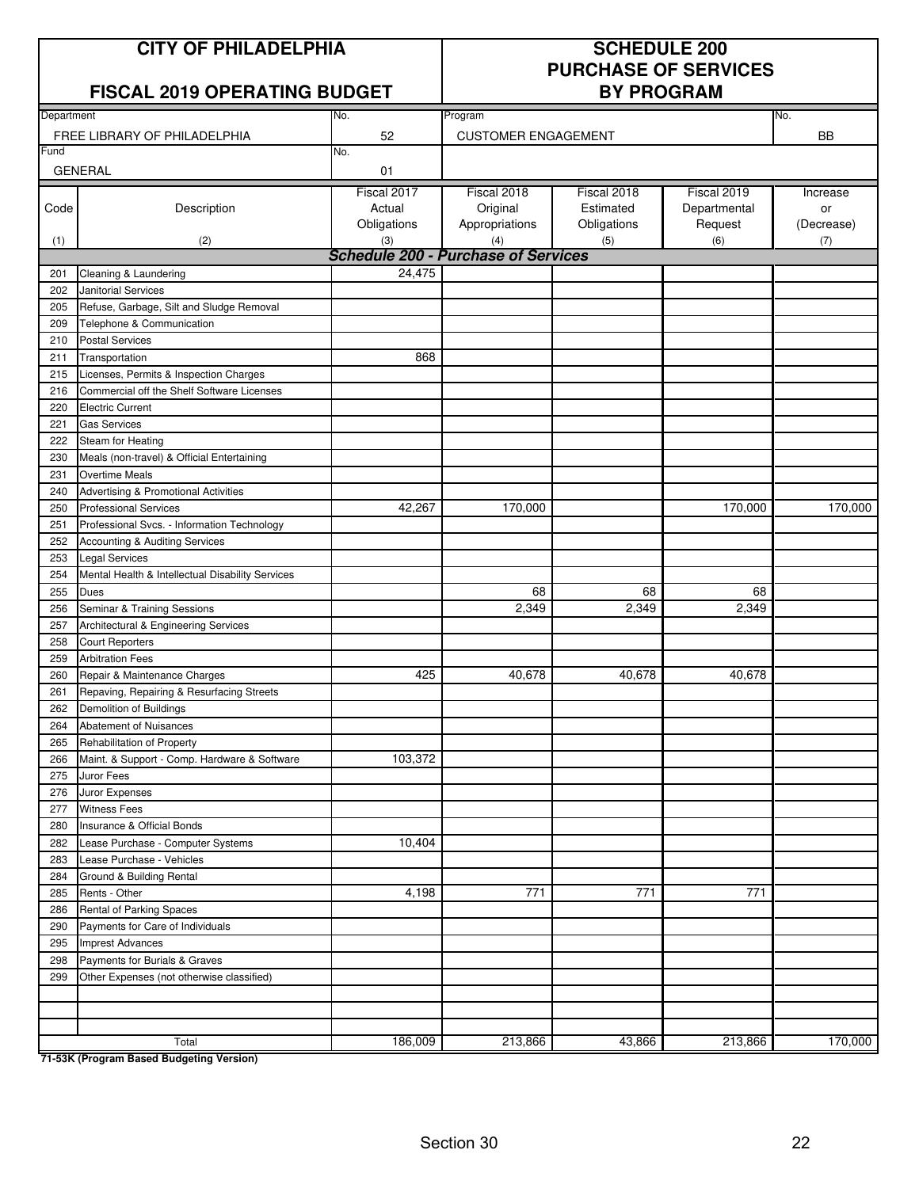| CITY OF PHILADELPHIA | | SCHEDULE 200 PURCHASE OF SERVICES BY PROGRAM | |
|---|---|---|---|
| FISCAL 2019 OPERATING BUDGET | | | |
| Department | No. | Program | No. |
| FREE LIBRARY OF PHILADELPHIA | 52 | CUSTOMER ENGAGEMENT | BB |
| Fund | No. | | |
| GENERAL | 01 | | |

| Code (1) | Description (2) | Fiscal 2017 Actual Obligations (3) | Fiscal 2018 Original Appropriations (4) | Fiscal 2018 Estimated Obligations (5) | Fiscal 2019 Departmental Request (6) | Increase or (Decrease) (7) |
|---|---|---|---|---|---|---|
| | ***Schedule 200 - Purchase of Services*** | | | | | |
| 201 | Cleaning & Laundering | 24,475 | | | | |
| 202 | Janitorial Services | | | | | |
| 205 | Refuse, Garbage, Silt and Sludge Removal | | | | | |
| 209 | Telephone & Communication | | | | | |
| 210 | Postal Services | | | | | |
| 211 | Transportation | 868 | | | | |
| 215 | Licenses, Permits & Inspection Charges | | | | | |
| 216 | Commercial off the Shelf Software Licenses | | | | | |
| 220 | Electric Current | | | | | |
| 221 | Gas Services | | | | | |
| 222 | Steam for Heating | | | | | |
| 230 | Meals (non-travel) & Official Entertaining | | | | | |
| 231 | Overtime Meals | | | | | |
| 240 | Advertising & Promotional Activities | | | | | |
| 250 | Professional Services | 42,267 | 170,000 | | 170,000 | 170,000 |
| 251 | Professional Svcs. - Information Technology | | | | | |
| 252 | Accounting & Auditing Services | | | | | |
| 253 | Legal Services | | | | | |
| 254 | Mental Health & Intellectual Disability Services | | | | | |
| 255 | Dues | | 68 | 68 | 68 | |
| 256 | Seminar & Training Sessions | | 2,349 | 2,349 | 2,349 | |
| 257 | Architectural & Engineering Services | | | | | |
| 258 | Court Reporters | | | | | |
| 259 | Arbitration Fees | | | | | |
| 260 | Repair & Maintenance Charges | 425 | 40,678 | 40,678 | 40,678 | |
| 261 | Repaving, Repairing & Resurfacing Streets | | | | | |
| 262 | Demolition of Buildings | | | | | |
| 264 | Abatement of Nuisances | | | | | |
| 265 | Rehabilitation of Property | | | | | |
| 266 | Maint. & Support - Comp. Hardware & Software | 103,372 | | | | |
| 275 | Juror Fees | | | | | |
| 276 | Juror Expenses | | | | | |
| 277 | Witness Fees | | | | | |
| 280 | Insurance & Official Bonds | | | | | |
| 282 | Lease Purchase - Computer Systems | 10,404 | | | | |
| 283 | Lease Purchase - Vehicles | | | | | |
| 284 | Ground & Building Rental | | | | | |
| 285 | Rents - Other | 4,198 | 771 | 771 | 771 | |
| 286 | Rental of Parking Spaces | | | | | |
| 290 | Payments for Care of Individuals | | | | | |
| 295 | Imprest Advances | | | | | |
| 298 | Payments for Burials & Graves | | | | | |
| 299 | Other Expenses (not otherwise classified) | | | | | |
| | | | | | | |
| | | | | | | |
| | | | | | | |
| | Total | 186,009 | 213,866 | 43,866 | 213,866 | 170,000 |

**71-53K (Program Based Budgeting Version)**

Section 30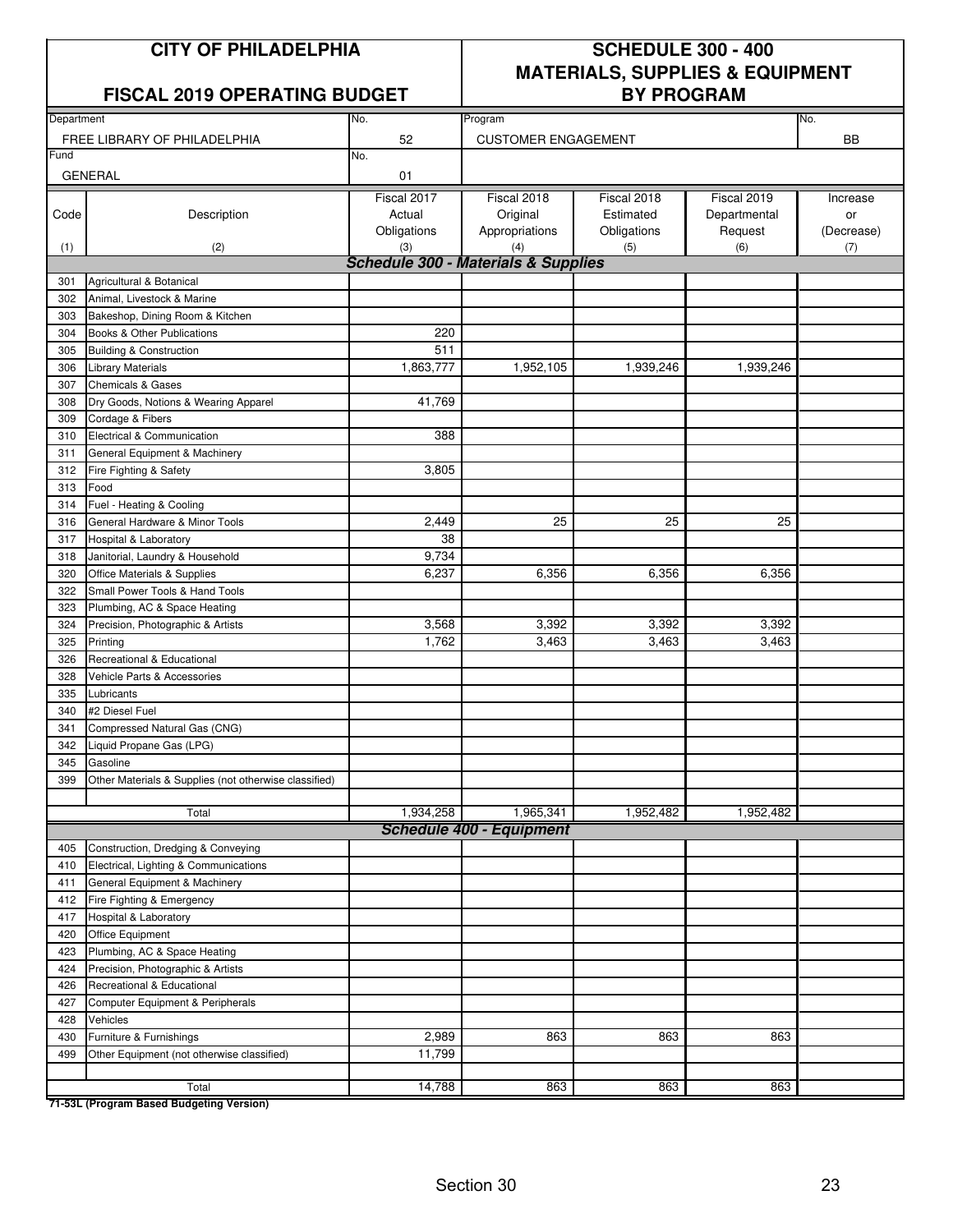# CITY OF PHILADELPHIA

## FISCAL 2019 OPERATING BUDGET

## SCHEDULE 300 - 400 MATERIALS, SUPPLIES & EQUIPMENT BY PROGRAM

| Department | No. | Program | No. |
|---|---|---|---|
| FREE LIBRARY OF PHILADELPHIA | 52 | CUSTOMER ENGAGEMENT | BB |
| **Fund** | **No.** | | |
| GENERAL | 01 | | |

| Code (1) | Description (2) | Fiscal 2017 Actual Obligations (3) | Fiscal 2018 Original Appropriations (4) | Fiscal 2018 Estimated Obligations (5) | Fiscal 2019 Departmental Request (6) | Increase or (Decrease) (7) |
|---|---|---|---|---|---|---|
| | ***Schedule 300 - Materials & Supplies*** | | | | | |
| 301 | Agricultural & Botanical | | | | | |
| 302 | Animal, Livestock & Marine | | | | | |
| 303 | Bakeshop, Dining Room & Kitchen | | | | | |
| 304 | Books & Other Publications | 220 | | | | |
| 305 | Building & Construction | 511 | | | | |
| 306 | Library Materials | 1,863,777 | 1,952,105 | 1,939,246 | 1,939,246 | |
| 307 | Chemicals & Gases | | | | | |
| 308 | Dry Goods, Notions & Wearing Apparel | 41,769 | | | | |
| 309 | Cordage & Fibers | | | | | |
| 310 | Electrical & Communication | 388 | | | | |
| 311 | General Equipment & Machinery | | | | | |
| 312 | Fire Fighting & Safety | 3,805 | | | | |
| 313 | Food | | | | | |
| 314 | Fuel - Heating & Cooling | | | | | |
| 316 | General Hardware & Minor Tools | 2,449 | 25 | 25 | 25 | |
| 317 | Hospital & Laboratory | 38 | | | | |
| 318 | Janitorial, Laundry & Household | 9,734 | | | | |
| 320 | Office Materials & Supplies | 6,237 | 6,356 | 6,356 | 6,356 | |
| 322 | Small Power Tools & Hand Tools | | | | | |
| 323 | Plumbing, AC & Space Heating | | | | | |
| 324 | Precision, Photographic & Artists | 3,568 | 3,392 | 3,392 | 3,392 | |
| 325 | Printing | 1,762 | 3,463 | 3,463 | 3,463 | |
| 326 | Recreational & Educational | | | | | |
| 328 | Vehicle Parts & Accessories | | | | | |
| 335 | Lubricants | | | | | |
| 340 | #2 Diesel Fuel | | | | | |
| 341 | Compressed Natural Gas (CNG) | | | | | |
| 342 | Liquid Propane Gas (LPG) | | | | | |
| 345 | Gasoline | | | | | |
| 399 | Other Materials & Supplies (not otherwise classified) | | | | | |
| | | | | | | |
| | Total | 1,934,258 | 1,965,341 | 1,952,482 | 1,952,482 | |
| | ***Schedule 400 - Equipment*** | | | | | |
| 405 | Construction, Dredging & Conveying | | | | | |
| 410 | Electrical, Lighting & Communications | | | | | |
| 411 | General Equipment & Machinery | | | | | |
| 412 | Fire Fighting & Emergency | | | | | |
| 417 | Hospital & Laboratory | | | | | |
| 420 | Office Equipment | | | | | |
| 423 | Plumbing, AC & Space Heating | | | | | |
| 424 | Precision, Photographic & Artists | | | | | |
| 426 | Recreational & Educational | | | | | |
| 427 | Computer Equipment & Peripherals | | | | | |
| 428 | Vehicles | | | | | |
| 430 | Furniture & Furnishings | 2,989 | 863 | 863 | 863 | |
| 499 | Other Equipment (not otherwise classified) | 11,799 | | | | |
| | | | | | | |
| | Total | 14,788 | 863 | 863 | 863 | |

**71-53L (Program Based Budgeting Version)**

Section 30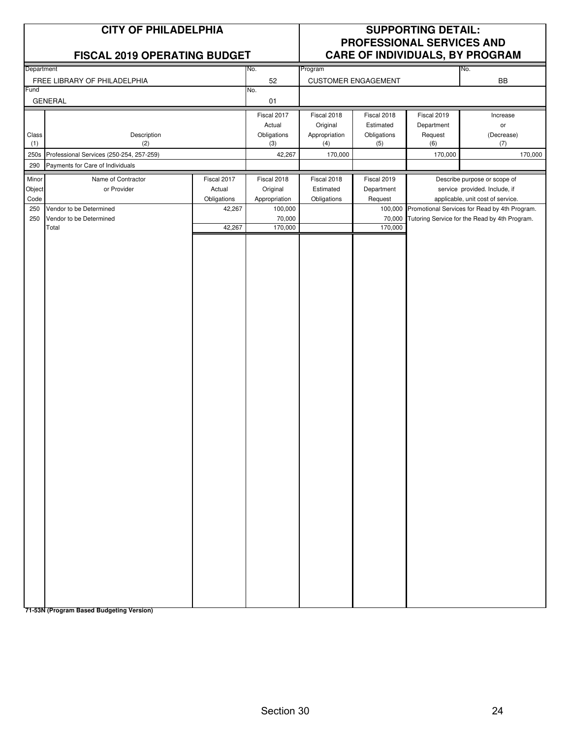# CITY OF PHILADELPHIA

## FISCAL 2019 OPERATING BUDGET

## SUPPORTING DETAIL: PROFESSIONAL SERVICES AND CARE OF INDIVIDUALS, BY PROGRAM

| Department | No. | Program | No. |
|---|---|---|---|
| FREE LIBRARY OF PHILADELPHIA | 52 | CUSTOMER ENGAGEMENT | BB |

| Fund | No. |
|---|---|
| GENERAL | 01 |

| Class (1) | Description (2) | Fiscal 2017 Actual Obligations (3) | Fiscal 2018 Original Appropriation (4) | Fiscal 2018 Estimated Obligations (5) | Fiscal 2019 Department Request (6) | Increase or (Decrease) (7) |
|---|---|---|---|---|---|---|
| 250s | Professional Services (250-254, 257-259) | 42,267 | 170,000 | | 170,000 | 170,000 |
| 290 | Payments for Care of Individuals | | | | | |

| Minor Object Code | Name of Contractor or Provider | Fiscal 2017 Actual Obligations | Fiscal 2018 Original Appropriation | Fiscal 2018 Estimated Obligations | Fiscal 2019 Department Request | Describe purpose or scope of service provided. Include, if applicable, unit cost of service. |
|---|---|---|---|---|---|---|
| 250 | Vendor to be Determined | 42,267 | 100,000 | | 100,000 | Promotional Services for Read by 4th Program. |
| 250 | Vendor to be Determined | | 70,000 | | 70,000 | Tutoring Service for the Read by 4th Program. |
| | Total | 42,267 | 170,000 | | 170,000 | |

**71-53N (Program Based Budgeting Version)**

Section 30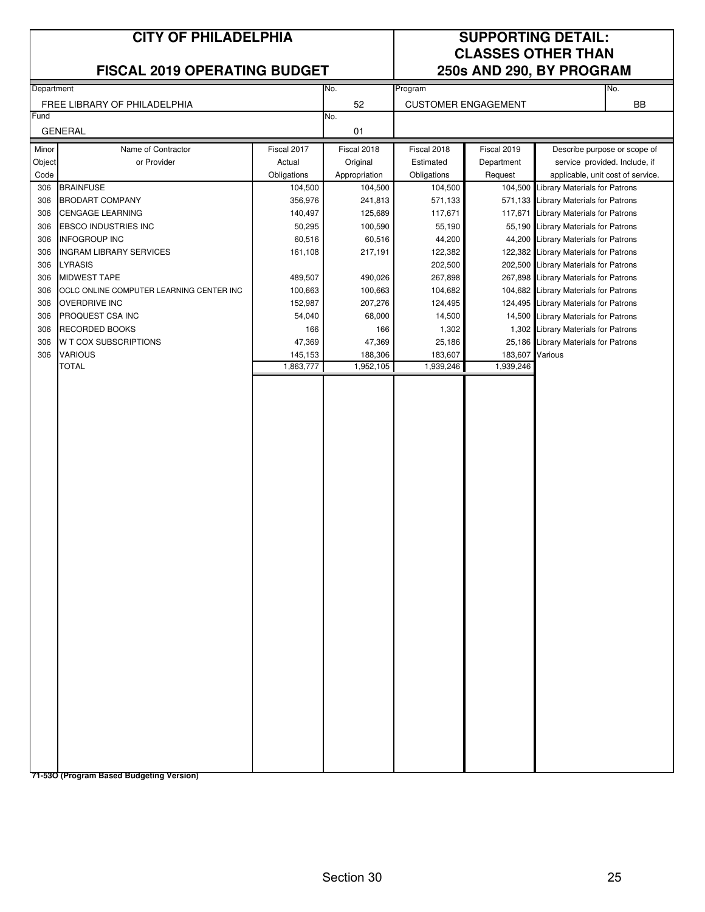# CITY OF PHILADELPHIA

## FISCAL 2019 OPERATING BUDGET

## SUPPORTING DETAIL: CLASSES OTHER THAN 250s AND 290, BY PROGRAM

| Department | No. | Program | No. |
|---|---|---|---|
| FREE LIBRARY OF PHILADELPHIA | 52 | CUSTOMER ENGAGEMENT | BB |
| **Fund** | **No.** | | |
| GENERAL | 01 | | |

| Minor Object Code | Name of Contractor or Provider | Fiscal 2017 Actual Obligations | Fiscal 2018 Original Appropriation | Fiscal 2018 Estimated Obligations | Fiscal 2019 Department Request | Describe purpose or scope of service provided. Include, if applicable, unit cost of service. |
|---|---|---|---|---|---|---|
| 306 | BRAINFUSE | 104,500 | 104,500 | 104,500 | 104,500 | Library Materials for Patrons |
| 306 | BRODART COMPANY | 356,976 | 241,813 | 571,133 | 571,133 | Library Materials for Patrons |
| 306 | CENGAGE LEARNING | 140,497 | 125,689 | 117,671 | 117,671 | Library Materials for Patrons |
| 306 | EBSCO INDUSTRIES INC | 50,295 | 100,590 | 55,190 | 55,190 | Library Materials for Patrons |
| 306 | INFOGROUP INC | 60,516 | 60,516 | 44,200 | 44,200 | Library Materials for Patrons |
| 306 | INGRAM LIBRARY SERVICES | 161,108 | 217,191 | 122,382 | 122,382 | Library Materials for Patrons |
| 306 | LYRASIS | | | 202,500 | 202,500 | Library Materials for Patrons |
| 306 | MIDWEST TAPE | 489,507 | 490,026 | 267,898 | 267,898 | Library Materials for Patrons |
| 306 | OCLC ONLINE COMPUTER LEARNING CENTER INC | 100,663 | 100,663 | 104,682 | 104,682 | Library Materials for Patrons |
| 306 | OVERDRIVE INC | 152,987 | 207,276 | 124,495 | 124,495 | Library Materials for Patrons |
| 306 | PROQUEST CSA INC | 54,040 | 68,000 | 14,500 | 14,500 | Library Materials for Patrons |
| 306 | RECORDED BOOKS | 166 | 166 | 1,302 | 1,302 | Library Materials for Patrons |
| 306 | W T COX SUBSCRIPTIONS | 47,369 | 47,369 | 25,186 | 25,186 | Library Materials for Patrons |
| 306 | VARIOUS | 145,153 | 188,306 | 183,607 | 183,607 | Various |
| | TOTAL | 1,863,777 | 1,952,105 | 1,939,246 | 1,939,246 | |

**71-53O (Program Based Budgeting Version)**

Section 30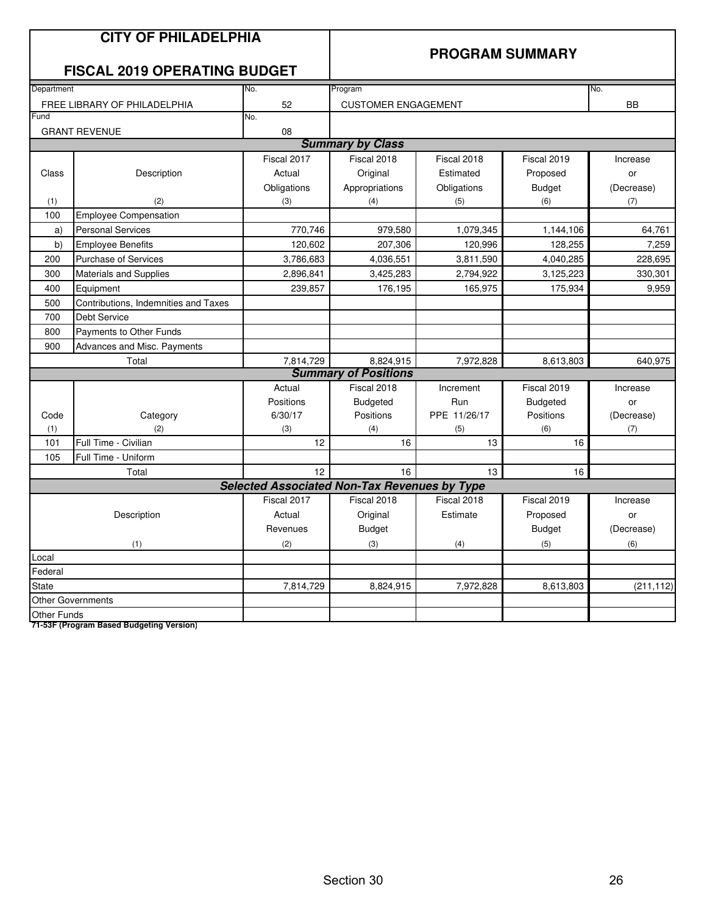# CITY OF PHILADELPHIA

## FISCAL 2019 OPERATING BUDGET

## PROGRAM SUMMARY

| Department | No. | Program | No. |
|---|---|---|---|
| FREE LIBRARY OF PHILADELPHIA | 52 | CUSTOMER ENGAGEMENT | BB |

| Fund | No. |
|---|---|
| GRANT REVENUE | 08 |

### Summary by Class

| Class (1) | Description (2) | Fiscal 2017 Actual Obligations (3) | Fiscal 2018 Original Appropriations (4) | Fiscal 2018 Estimated Obligations (5) | Fiscal 2019 Proposed Budget (6) | Increase or (Decrease) (7) |
|---|---|---|---|---|---|---|
| 100 | Employee Compensation | | | | | |
| a) | Personal Services | 770,746 | 979,580 | 1,079,345 | 1,144,106 | 64,761 |
| b) | Employee Benefits | 120,602 | 207,306 | 120,996 | 128,255 | 7,259 |
| 200 | Purchase of Services | 3,786,683 | 4,036,551 | 3,811,590 | 4,040,285 | 228,695 |
| 300 | Materials and Supplies | 2,896,841 | 3,425,283 | 2,794,922 | 3,125,223 | 330,301 |
| 400 | Equipment | 239,857 | 176,195 | 165,975 | 175,934 | 9,959 |
| 500 | Contributions, Indemnities and Taxes | | | | | |
| 700 | Debt Service | | | | | |
| 800 | Payments to Other Funds | | | | | |
| 900 | Advances and Misc. Payments | | | | | |
| | Total | 7,814,729 | 8,824,915 | 7,972,828 | 8,613,803 | 640,975 |

### Summary of Positions

| Code (1) | Category (2) | Actual Positions 6/30/17 (3) | Fiscal 2018 Budgeted Positions (4) | Increment Run PPE 11/26/17 (5) | Fiscal 2019 Budgeted Positions (6) | Increase or (Decrease) (7) |
|---|---|---|---|---|---|---|
| 101 | Full Time - Civilian | 12 | 16 | 13 | 16 | |
| 105 | Full Time - Uniform | | | | | |
| | Total | 12 | 16 | 13 | 16 | |

### Selected Associated Non-Tax Revenues by Type

| Description (1) | Fiscal 2017 Actual Revenues (2) | Fiscal 2018 Original Budget (3) | Fiscal 2018 Estimate (4) | Fiscal 2019 Proposed Budget (5) | Increase or (Decrease) (6) |
|---|---|---|---|---|---|
| Local | | | | | |
| Federal | | | | | |
| State | 7,814,729 | 8,824,915 | 7,972,828 | 8,613,803 | (211,112) |
| Other Governments | | | | | |
| Other Funds | | | | | |

**71-53F (Program Based Budgeting Version)**

Section 30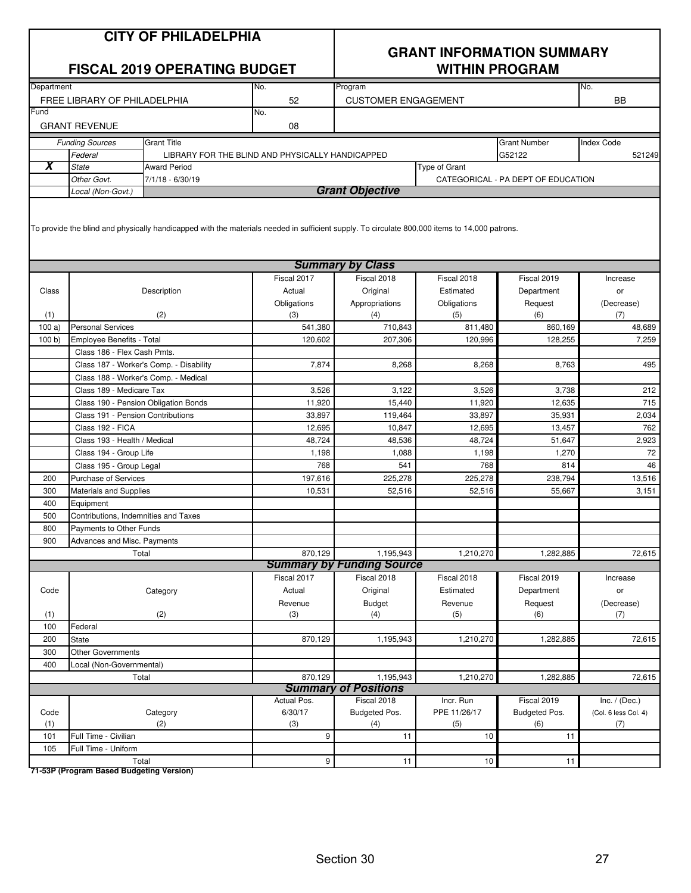# CITY OF PHILADELPHIA

## FISCAL 2019 OPERATING BUDGET

## GRANT INFORMATION SUMMARY WITHIN PROGRAM

| Department | No. | Program | No. |
|---|---|---|---|
| FREE LIBRARY OF PHILADELPHIA | 52 | CUSTOMER ENGAGEMENT | BB |
| **Fund** | **No.** | | |
| GRANT REVENUE | 08 | | |

| | Funding Sources | Grant Title | | Grant Number | Index Code |
|---|---|---|---|---|---|
| | Federal | LIBRARY FOR THE BLIND AND PHYSICALLY HANDICAPPED | | G52122 | 521249 |
| X | State | Award Period | Type of Grant | | |
| | Other Govt. | 7/1/18 - 6/30/19 | CATEGORICAL - PA DEPT OF EDUCATION | | |
| | Local (Non-Govt.) | | | | |

### Grant Objective

To provide the blind and physically handicapped with the materials needed in sufficient supply. To circulate 800,000 items to 14,000 patrons.

### Summary by Class

| Class (1) | Description (2) | Fiscal 2017 Actual Obligations (3) | Fiscal 2018 Original Appropriations (4) | Fiscal 2018 Estimated Obligations (5) | Fiscal 2019 Department Request (6) | Increase or (Decrease) (7) |
|---|---|---|---|---|---|---|
| 100 a) | Personal Services | 541,380 | 710,843 | 811,480 | 860,169 | 48,689 |
| 100 b) | Employee Benefits - Total | 120,602 | 207,306 | 120,996 | 128,255 | 7,259 |
| | Class 186 - Flex Cash Pmts. | | | | | |
| | Class 187 - Worker's Comp. - Disability | 7,874 | 8,268 | 8,268 | 8,763 | 495 |
| | Class 188 - Worker's Comp. - Medical | | | | | |
| | Class 189 - Medicare Tax | 3,526 | 3,122 | 3,526 | 3,738 | 212 |
| | Class 190 - Pension Obligation Bonds | 11,920 | 15,440 | 11,920 | 12,635 | 715 |
| | Class 191 - Pension Contributions | 33,897 | 119,464 | 33,897 | 35,931 | 2,034 |
| | Class 192 - FICA | 12,695 | 10,847 | 12,695 | 13,457 | 762 |
| | Class 193 - Health / Medical | 48,724 | 48,536 | 48,724 | 51,647 | 2,923 |
| | Class 194 - Group Life | 1,198 | 1,088 | 1,198 | 1,270 | 72 |
| | Class 195 - Group Legal | 768 | 541 | 768 | 814 | 46 |
| 200 | Purchase of Services | 197,616 | 225,278 | 225,278 | 238,794 | 13,516 |
| 300 | Materials and Supplies | 10,531 | 52,516 | 52,516 | 55,667 | 3,151 |
| 400 | Equipment | | | | | |
| 500 | Contributions, Indemnities and Taxes | | | | | |
| 800 | Payments to Other Funds | | | | | |
| 900 | Advances and Misc. Payments | | | | | |
| | Total | 870,129 | 1,195,943 | 1,210,270 | 1,282,885 | 72,615 |

### Summary by Funding Source

| Code (1) | Category (2) | Fiscal 2017 Actual Revenue (3) | Fiscal 2018 Original Budget (4) | Fiscal 2018 Estimated Revenue (5) | Fiscal 2019 Department Request (6) | Increase or (Decrease) (7) |
|---|---|---|---|---|---|---|
| 100 | Federal | | | | | |
| 200 | State | 870,129 | 1,195,943 | 1,210,270 | 1,282,885 | 72,615 |
| 300 | Other Governments | | | | | |
| 400 | Local (Non-Governmental) | | | | | |
| | Total | 870,129 | 1,195,943 | 1,210,270 | 1,282,885 | 72,615 |

### Summary of Positions

| Code (1) | Category (2) | Actual Pos. 6/30/17 (3) | Fiscal 2018 Budgeted Pos. (4) | Incr. Run PPE 11/26/17 (5) | Fiscal 2019 Budgeted Pos. (6) | Inc. / (Dec.) (Col. 6 less Col. 4) (7) |
|---|---|---|---|---|---|---|
| 101 | Full Time - Civilian | 9 | 11 | 10 | 11 | |
| 105 | Full Time - Uniform | | | | | |
| | Total | 9 | 11 | 10 | 11 | |

**71-53P (Program Based Budgeting Version)**

Section 30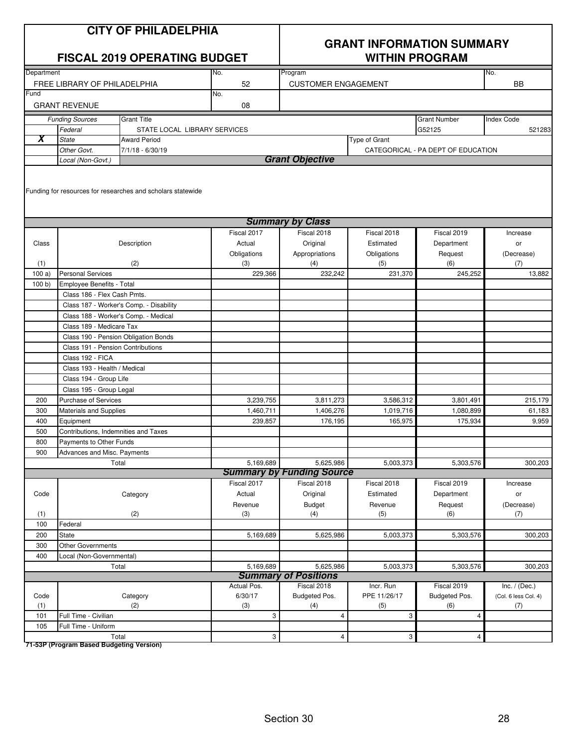# CITY OF PHILADELPHIA

## FISCAL 2019 OPERATING BUDGET

## GRANT INFORMATION SUMMARY WITHIN PROGRAM

| Department | No. | Program | No. |
|---|---|---|---|
| FREE LIBRARY OF PHILADELPHIA | 52 | CUSTOMER ENGAGEMENT | BB |

| Fund | No. |
|---|---|
| GRANT REVENUE | 08 |

| | Funding Sources | Grant Title | Grant Number | Index Code |
|---|---|---|---|---|
| | Federal | STATE LOCAL LIBRARY SERVICES | G52125 | 521283 |
| X | State | Award Period | Type of Grant | |
| | Other Govt. | 7/1/18 - 6/30/19 | CATEGORICAL - PA DEPT OF EDUCATION | |
| | Local (Non-Govt.) | | | |

### Grant Objective

Funding for resources for researches and scholars statewide

### Summary by Class

| Class (1) | Description (2) | Fiscal 2017 Actual Obligations (3) | Fiscal 2018 Original Appropriations (4) | Fiscal 2018 Estimated Obligations (5) | Fiscal 2019 Department Request (6) | Increase or (Decrease) (7) |
|---|---|---|---|---|---|---|
| 100 a) | Personal Services | 229,366 | 232,242 | 231,370 | 245,252 | 13,882 |
| 100 b) | Employee Benefits - Total | | | | | |
| | Class 186 - Flex Cash Pmts. | | | | | |
| | Class 187 - Worker's Comp. - Disability | | | | | |
| | Class 188 - Worker's Comp. - Medical | | | | | |
| | Class 189 - Medicare Tax | | | | | |
| | Class 190 - Pension Obligation Bonds | | | | | |
| | Class 191 - Pension Contributions | | | | | |
| | Class 192 - FICA | | | | | |
| | Class 193 - Health / Medical | | | | | |
| | Class 194 - Group Life | | | | | |
| | Class 195 - Group Legal | | | | | |
| 200 | Purchase of Services | 3,239,755 | 3,811,273 | 3,586,312 | 3,801,491 | 215,179 |
| 300 | Materials and Supplies | 1,460,711 | 1,406,276 | 1,019,716 | 1,080,899 | 61,183 |
| 400 | Equipment | 239,857 | 176,195 | 165,975 | 175,934 | 9,959 |
| 500 | Contributions, Indemnities and Taxes | | | | | |
| 800 | Payments to Other Funds | | | | | |
| 900 | Advances and Misc. Payments | | | | | |
| | Total | 5,169,689 | 5,625,986 | 5,003,373 | 5,303,576 | 300,203 |

### Summary by Funding Source

| Code (1) | Category (2) | Fiscal 2017 Actual Revenue (3) | Fiscal 2018 Original Budget (4) | Fiscal 2018 Estimated Revenue (5) | Fiscal 2019 Department Request (6) | Increase or (Decrease) (7) |
|---|---|---|---|---|---|---|
| 100 | Federal | | | | | |
| 200 | State | 5,169,689 | 5,625,986 | 5,003,373 | 5,303,576 | 300,203 |
| 300 | Other Governments | | | | | |
| 400 | Local (Non-Governmental) | | | | | |
| | Total | 5,169,689 | 5,625,986 | 5,003,373 | 5,303,576 | 300,203 |

### Summary of Positions

| Code (1) | Category (2) | Actual Pos. 6/30/17 (3) | Fiscal 2018 Budgeted Pos. (4) | Incr. Run PPE 11/26/17 (5) | Fiscal 2019 Budgeted Pos. (6) | Inc. / (Dec.) (Col. 6 less Col. 4) (7) |
|---|---|---|---|---|---|---|
| 101 | Full Time - Civilian | 3 | 4 | 3 | 4 | |
| 105 | Full Time - Uniform | | | | | |
| | Total | 3 | 4 | 3 | 4 | |

**71-53P (Program Based Budgeting Version)**

Section 30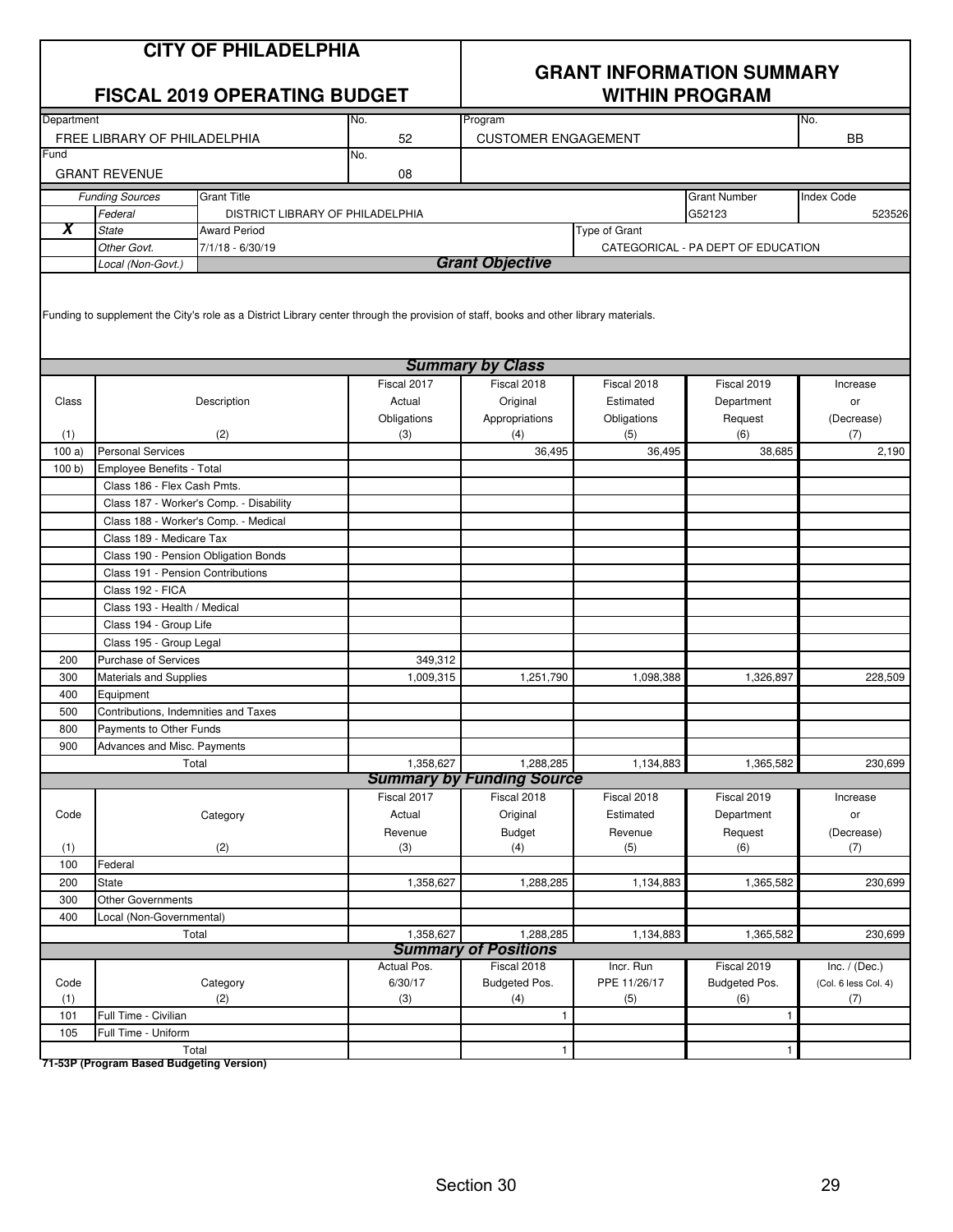# CITY OF PHILADELPHIA

## FISCAL 2019 OPERATING BUDGET

## GRANT INFORMATION SUMMARY WITHIN PROGRAM

| Department | No. | Program | No. |
|---|---|---|---|
| FREE LIBRARY OF PHILADELPHIA | 52 | CUSTOMER ENGAGEMENT | BB |
| **Fund** | **No.** | | |
| GRANT REVENUE | 08 | | |

| | Funding Sources | Grant Title | Grant Number | Index Code |
|---|---|---|---|---|
| | Federal | DISTRICT LIBRARY OF PHILADELPHIA | G52123 | 523526 |
| **X** | State | Award Period | Type of Grant | |
| | Other Govt. | 7/1/18 - 6/30/19 | CATEGORICAL - PA DEPT OF EDUCATION | |
| | Local (Non-Govt.) | | | |

### Grant Objective

Funding to supplement the City's role as a District Library center through the provision of staff, books and other library materials.

### Summary by Class

| Class (1) | Description (2) | Fiscal 2017 Actual Obligations (3) | Fiscal 2018 Original Appropriations (4) | Fiscal 2018 Estimated Obligations (5) | Fiscal 2019 Department Request (6) | Increase or (Decrease) (7) |
|---|---|---|---|---|---|---|
| 100 a) | Personal Services | | 36,495 | 36,495 | 38,685 | 2,190 |
| 100 b) | Employee Benefits - Total | | | | | |
| | Class 186 - Flex Cash Pmts. | | | | | |
| | Class 187 - Worker's Comp. - Disability | | | | | |
| | Class 188 - Worker's Comp. - Medical | | | | | |
| | Class 189 - Medicare Tax | | | | | |
| | Class 190 - Pension Obligation Bonds | | | | | |
| | Class 191 - Pension Contributions | | | | | |
| | Class 192 - FICA | | | | | |
| | Class 193 - Health / Medical | | | | | |
| | Class 194 - Group Life | | | | | |
| | Class 195 - Group Legal | | | | | |
| 200 | Purchase of Services | 349,312 | | | | |
| 300 | Materials and Supplies | 1,009,315 | 1,251,790 | 1,098,388 | 1,326,897 | 228,509 |
| 400 | Equipment | | | | | |
| 500 | Contributions, Indemnities and Taxes | | | | | |
| 800 | Payments to Other Funds | | | | | |
| 900 | Advances and Misc. Payments | | | | | |
| | Total | 1,358,627 | 1,288,285 | 1,134,883 | 1,365,582 | 230,699 |

### Summary by Funding Source

| Code (1) | Category (2) | Fiscal 2017 Actual Revenue (3) | Fiscal 2018 Original Budget (4) | Fiscal 2018 Estimated Revenue (5) | Fiscal 2019 Department Request (6) | Increase or (Decrease) (7) |
|---|---|---|---|---|---|---|
| 100 | Federal | | | | | |
| 200 | State | 1,358,627 | 1,288,285 | 1,134,883 | 1,365,582 | 230,699 |
| 300 | Other Governments | | | | | |
| 400 | Local (Non-Governmental) | | | | | |
| | Total | 1,358,627 | 1,288,285 | 1,134,883 | 1,365,582 | 230,699 |

### Summary of Positions

| Code (1) | Category (2) | Actual Pos. 6/30/17 (3) | Fiscal 2018 Budgeted Pos. (4) | Incr. Run PPE 11/26/17 (5) | Fiscal 2019 Budgeted Pos. (6) | Inc. / (Dec.) (Col. 6 less Col. 4) (7) |
|---|---|---|---|---|---|---|
| 101 | Full Time - Civilian | | 1 | | 1 | |
| 105 | Full Time - Uniform | | | | | |
| | Total | | 1 | | 1 | |

**71-53P (Program Based Budgeting Version)**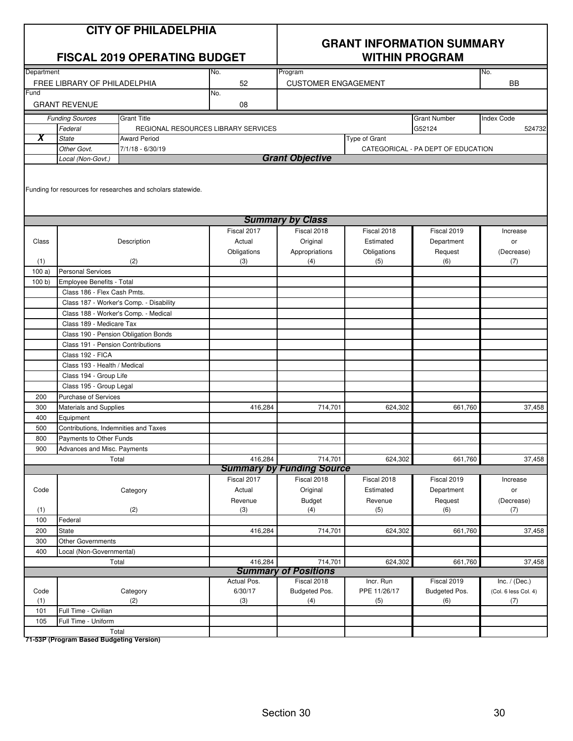# CITY OF PHILADELPHIA

## FISCAL 2019 OPERATING BUDGET

## GRANT INFORMATION SUMMARY WITHIN PROGRAM

| Department | No. | Program | No. |
|---|---|---|---|
| FREE LIBRARY OF PHILADELPHIA | 52 | CUSTOMER ENGAGEMENT | BB |

| Fund | No. |
|---|---|
| GRANT REVENUE | 08 |

| | Funding Sources | Grant Title | Grant Number | Index Code |
|---|---|---|---|---|
| | Federal | REGIONAL RESOURCES LIBRARY SERVICES | G52124 | 524732 |
| X | State | Award Period: 7/1/18 - 6/30/19 | Type of Grant: CATEGORICAL - PA DEPT OF EDUCATION | |
| | Other Govt. | | | |
| | Local (Non-Govt.) | | | |

### Grant Objective

Funding for resources for researches and scholars statewide.

### Summary by Class

| Class (1) | Description (2) | Fiscal 2017 Actual Obligations (3) | Fiscal 2018 Original Appropriations (4) | Fiscal 2018 Estimated Obligations (5) | Fiscal 2019 Department Request (6) | Increase or (Decrease) (7) |
|---|---|---|---|---|---|---|
| 100 a) | Personal Services | | | | | |
| 100 b) | Employee Benefits - Total | | | | | |
| | Class 186 - Flex Cash Pmts. | | | | | |
| | Class 187 - Worker's Comp. - Disability | | | | | |
| | Class 188 - Worker's Comp. - Medical | | | | | |
| | Class 189 - Medicare Tax | | | | | |
| | Class 190 - Pension Obligation Bonds | | | | | |
| | Class 191 - Pension Contributions | | | | | |
| | Class 192 - FICA | | | | | |
| | Class 193 - Health / Medical | | | | | |
| | Class 194 - Group Life | | | | | |
| | Class 195 - Group Legal | | | | | |
| 200 | Purchase of Services | | | | | |
| 300 | Materials and Supplies | 416,284 | 714,701 | 624,302 | 661,760 | 37,458 |
| 400 | Equipment | | | | | |
| 500 | Contributions, Indemnities and Taxes | | | | | |
| 800 | Payments to Other Funds | | | | | |
| 900 | Advances and Misc. Payments | | | | | |
| | Total | 416,284 | 714,701 | 624,302 | 661,760 | 37,458 |

### Summary by Funding Source

| Code (1) | Category (2) | Fiscal 2017 Actual Revenue (3) | Fiscal 2018 Original Budget (4) | Fiscal 2018 Estimated Revenue (5) | Fiscal 2019 Department Request (6) | Increase or (Decrease) (7) |
|---|---|---|---|---|---|---|
| 100 | Federal | | | | | |
| 200 | State | 416,284 | 714,701 | 624,302 | 661,760 | 37,458 |
| 300 | Other Governments | | | | | |
| 400 | Local (Non-Governmental) | | | | | |
| | Total | 416,284 | 714,701 | 624,302 | 661,760 | 37,458 |

### Summary of Positions

| Code (1) | Category (2) | Actual Pos. 6/30/17 (3) | Fiscal 2018 Budgeted Pos. (4) | Incr. Run PPE 11/26/17 (5) | Fiscal 2019 Budgeted Pos. (6) | Inc. / (Dec.) (Col. 6 less Col. 4) (7) |
|---|---|---|---|---|---|---|
| 101 | Full Time - Civilian | | | | | |
| 105 | Full Time - Uniform | | | | | |
| | Total | | | | | |

**71-53P (Program Based Budgeting Version)**

Section 30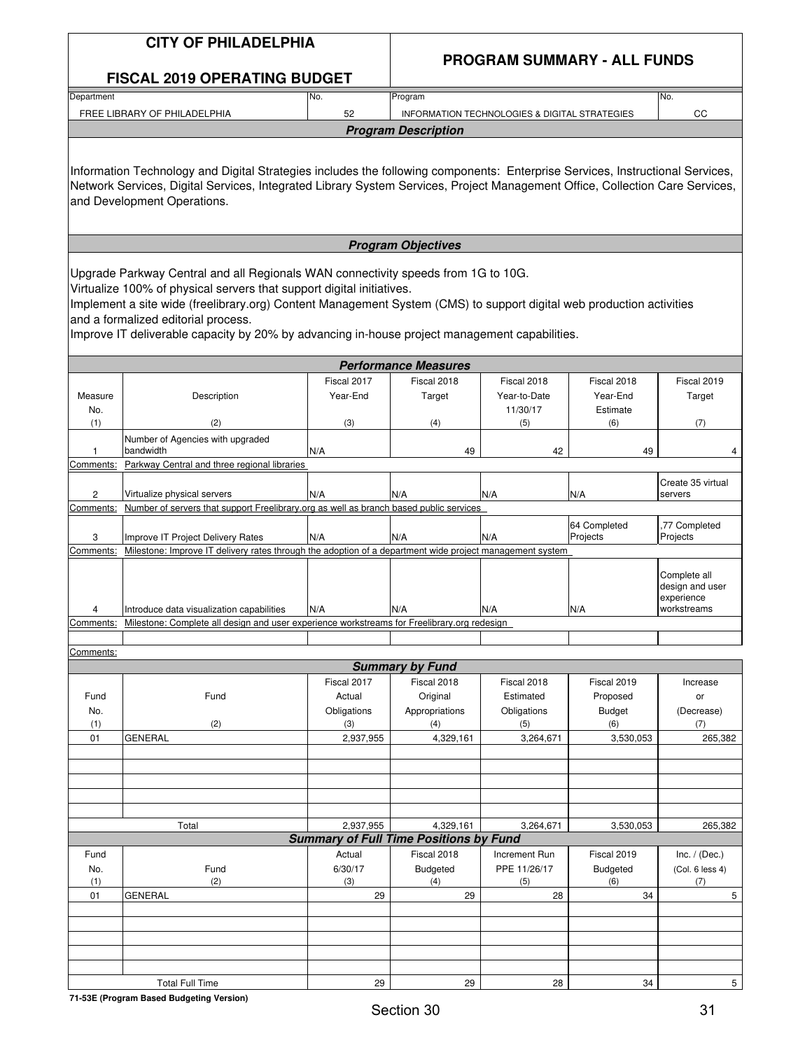# CITY OF PHILADELPHIA

## FISCAL 2019 OPERATING BUDGET

## PROGRAM SUMMARY - ALL FUNDS

| Department | No. | Program | No. |
|---|---|---|---|
| FREE LIBRARY OF PHILADELPHIA | 52 | INFORMATION TECHNOLOGIES & DIGITAL STRATEGIES | CC |

### *Program Description*

Information Technology and Digital Strategies includes the following components: Enterprise Services, Instructional Services, Network Services, Digital Services, Integrated Library System Services, Project Management Office, Collection Care Services, and Development Operations.

### *Program Objectives*

Upgrade Parkway Central and all Regionals WAN connectivity speeds from 1G to 10G.
Virtualize 100% of physical servers that support digital initiatives.
Implement a site wide (freelibrary.org) Content Management System (CMS) to support digital web production activities and a formalized editorial process.
Improve IT deliverable capacity by 20% by advancing in-house project management capabilities.

### *Performance Measures*

| Measure No. (1) | Description (2) | Fiscal 2017 Year-End (3) | Fiscal 2018 Target (4) | Fiscal 2018 Year-to-Date 11/30/17 (5) | Fiscal 2018 Year-End Estimate (6) | Fiscal 2019 Target (7) |
|---|---|---|---|---|---|---|
| 1 | Number of Agencies with upgraded bandwidth | N/A | 49 | 42 | 49 | 4 |
| Comments: | Parkway Central and three regional libraries | | | | | |
| 2 | Virtualize physical servers | N/A | N/A | N/A | N/A | Create 35 virtual servers |
| Comments: | Number of servers that support Freelibrary.org as well as branch based public services | | | | | |
| 3 | Improve IT Project Delivery Rates | N/A | N/A | N/A | 64 Completed Projects | ,77 Completed Projects |
| Comments: | Milestone: Improve IT delivery rates through the adoption of a department wide project management system | | | | | |
| 4 | Introduce data visualization capabilities | N/A | N/A | N/A | N/A | Complete all design and user experience workstreams |
| Comments: | Milestone: Complete all design and user experience workstreams for Freelibrary.org redesign | | | | | |

Comments:

### *Summary by Fund*

| Fund No. (1) | Fund (2) | Fiscal 2017 Actual Obligations (3) | Fiscal 2018 Original Appropriations (4) | Fiscal 2018 Estimated Obligations (5) | Fiscal 2019 Proposed Budget (6) | Increase or (Decrease) (7) |
|---|---|---|---|---|---|---|
| 01 | GENERAL | 2,937,955 | 4,329,161 | 3,264,671 | 3,530,053 | 265,382 |
| | Total | 2,937,955 | 4,329,161 | 3,264,671 | 3,530,053 | 265,382 |

### *Summary of Full Time Positions by Fund*

| Fund No. (1) | Fund (2) | Actual 6/30/17 (3) | Fiscal 2018 Budgeted (4) | Increment Run PPE 11/26/17 (5) | Fiscal 2019 Budgeted (6) | Inc. / (Dec.) (Col. 6 less 4) (7) |
|---|---|---|---|---|---|---|
| 01 | GENERAL | 29 | 29 | 28 | 34 | 5 |
| | Total Full Time | 29 | 29 | 28 | 34 | 5 |

71-53E (Program Based Budgeting Version)

Section 30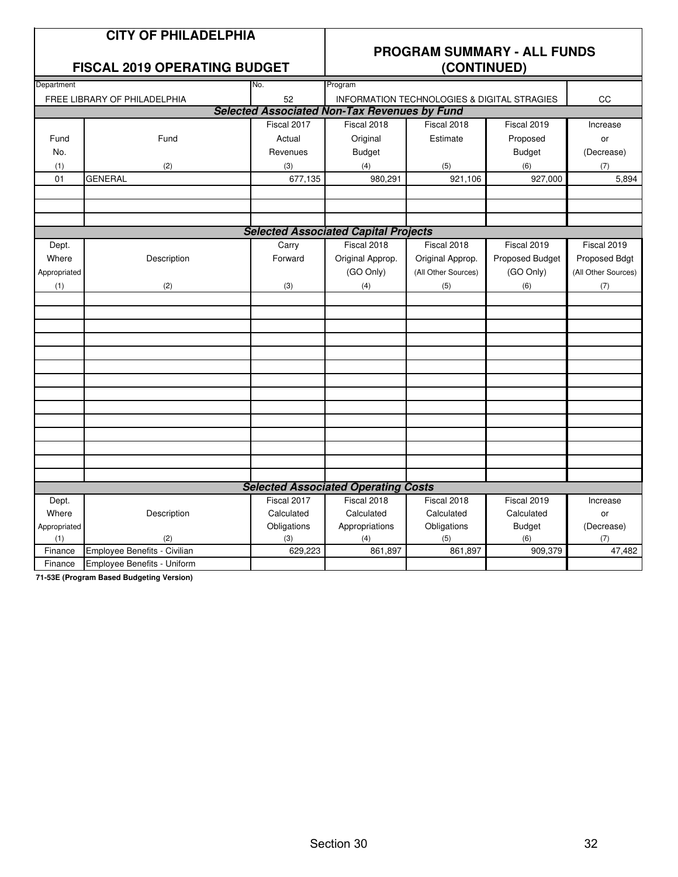# CITY OF PHILADELPHIA

## FISCAL 2019 OPERATING BUDGET

## PROGRAM SUMMARY - ALL FUNDS (CONTINUED)

| Department | No. | Program | |
|---|---|---|---|
| FREE LIBRARY OF PHILADELPHIA | 52 | INFORMATION TECHNOLOGIES & DIGITAL STRAGIES | CC |

***Selected Associated Non-Tax Revenues by Fund***

| Fund No. | Fund | Fiscal 2017 Actual Revenues | Fiscal 2018 Original Budget | Fiscal 2018 Estimate | Fiscal 2019 Proposed Budget | Increase or (Decrease) |
|---|---|---|---|---|---|---|
| (1) | (2) | (3) | (4) | (5) | (6) | (7) |
| 01 | GENERAL | 677,135 | 980,291 | 921,106 | 927,000 | 5,894 |
| | | | | | | |
| | | | | | | |
| | | | | | | |

***Selected Associated Capital Projects***

| Dept. Where Appropriated | Description | Carry Forward | Fiscal 2018 Original Approp. (GO Only) | Fiscal 2018 Original Approp. (All Other Sources) | Fiscal 2019 Proposed Budget (GO Only) | Fiscal 2019 Proposed Bdgt (All Other Sources) |
|---|---|---|---|---|---|---|
| (1) | (2) | (3) | (4) | (5) | (6) | (7) |
| | | | | | | |

***Selected Associated Operating Costs***

| Dept. Where Appropriated | Description | Fiscal 2017 Calculated Obligations | Fiscal 2018 Calculated Appropriations | Fiscal 2018 Calculated Obligations | Fiscal 2019 Calculated Budget | Increase or (Decrease) |
|---|---|---|---|---|---|---|
| (1) | (2) | (3) | (4) | (5) | (6) | (7) |
| Finance | Employee Benefits - Civilian | 629,223 | 861,897 | 861,897 | 909,379 | 47,482 |
| Finance | Employee Benefits - Uniform | | | | | |

**71-53E (Program Based Budgeting Version)**

Section 30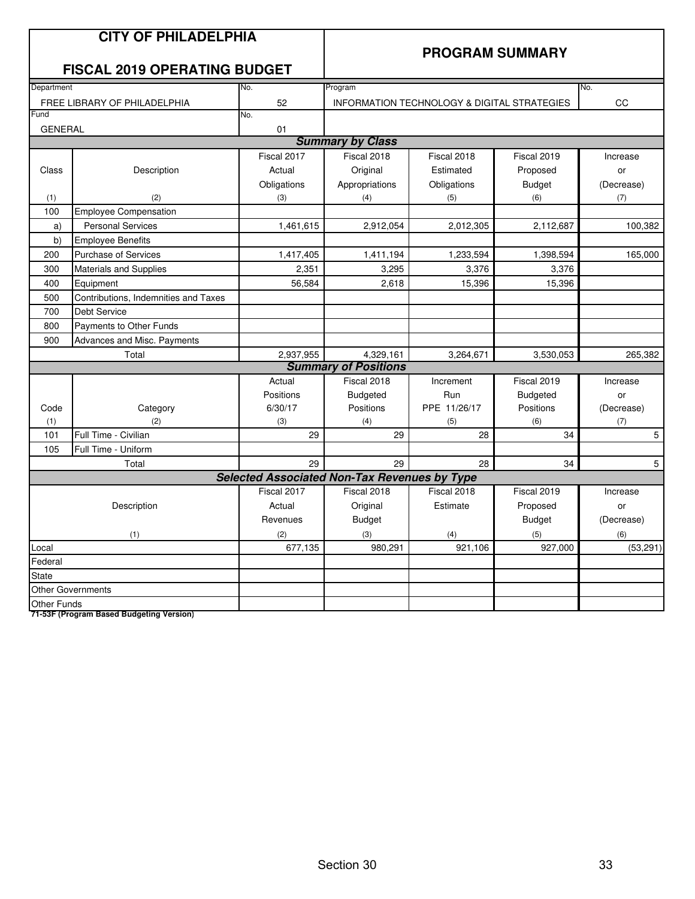# CITY OF PHILADELPHIA

## FISCAL 2019 OPERATING BUDGET

## PROGRAM SUMMARY

| Department | No. | Program | No. |
|---|---|---|---|
| FREE LIBRARY OF PHILADELPHIA | 52 | INFORMATION TECHNOLOGY & DIGITAL STRATEGIES | CC |
| **Fund** | **No.** | | |
| GENERAL | 01 | | |

### *Summary by Class*

| Class (1) | Description (2) | Fiscal 2017 Actual Obligations (3) | Fiscal 2018 Original Appropriations (4) | Fiscal 2018 Estimated Obligations (5) | Fiscal 2019 Proposed Budget (6) | Increase or (Decrease) (7) |
|---|---|---|---|---|---|---|
| 100 | Employee Compensation | | | | | |
| a) | Personal Services | 1,461,615 | 2,912,054 | 2,012,305 | 2,112,687 | 100,382 |
| b) | Employee Benefits | | | | | |
| 200 | Purchase of Services | 1,417,405 | 1,411,194 | 1,233,594 | 1,398,594 | 165,000 |
| 300 | Materials and Supplies | 2,351 | 3,295 | 3,376 | 3,376 | |
| 400 | Equipment | 56,584 | 2,618 | 15,396 | 15,396 | |
| 500 | Contributions, Indemnities and Taxes | | | | | |
| 700 | Debt Service | | | | | |
| 800 | Payments to Other Funds | | | | | |
| 900 | Advances and Misc. Payments | | | | | |
| | Total | 2,937,955 | 4,329,161 | 3,264,671 | 3,530,053 | 265,382 |

### *Summary of Positions*

| Code (1) | Category (2) | Actual Positions 6/30/17 (3) | Fiscal 2018 Budgeted Positions (4) | Increment Run PPE 11/26/17 (5) | Fiscal 2019 Budgeted Positions (6) | Increase or (Decrease) (7) |
|---|---|---|---|---|---|---|
| 101 | Full Time - Civilian | 29 | 29 | 28 | 34 | 5 |
| 105 | Full Time - Uniform | | | | | |
| | Total | 29 | 29 | 28 | 34 | 5 |

### *Selected Associated Non-Tax Revenues by Type*

| Description (1) | Fiscal 2017 Actual Revenues (2) | Fiscal 2018 Original Budget (3) | Fiscal 2018 Estimate (4) | Fiscal 2019 Proposed Budget (5) | Increase or (Decrease) (6) |
|---|---|---|---|---|---|
| Local | 677,135 | 980,291 | 921,106 | 927,000 | (53,291) |
| Federal | | | | | |
| State | | | | | |
| Other Governments | | | | | |
| Other Funds | | | | | |

**71-53F (Program Based Budgeting Version)**

Section 30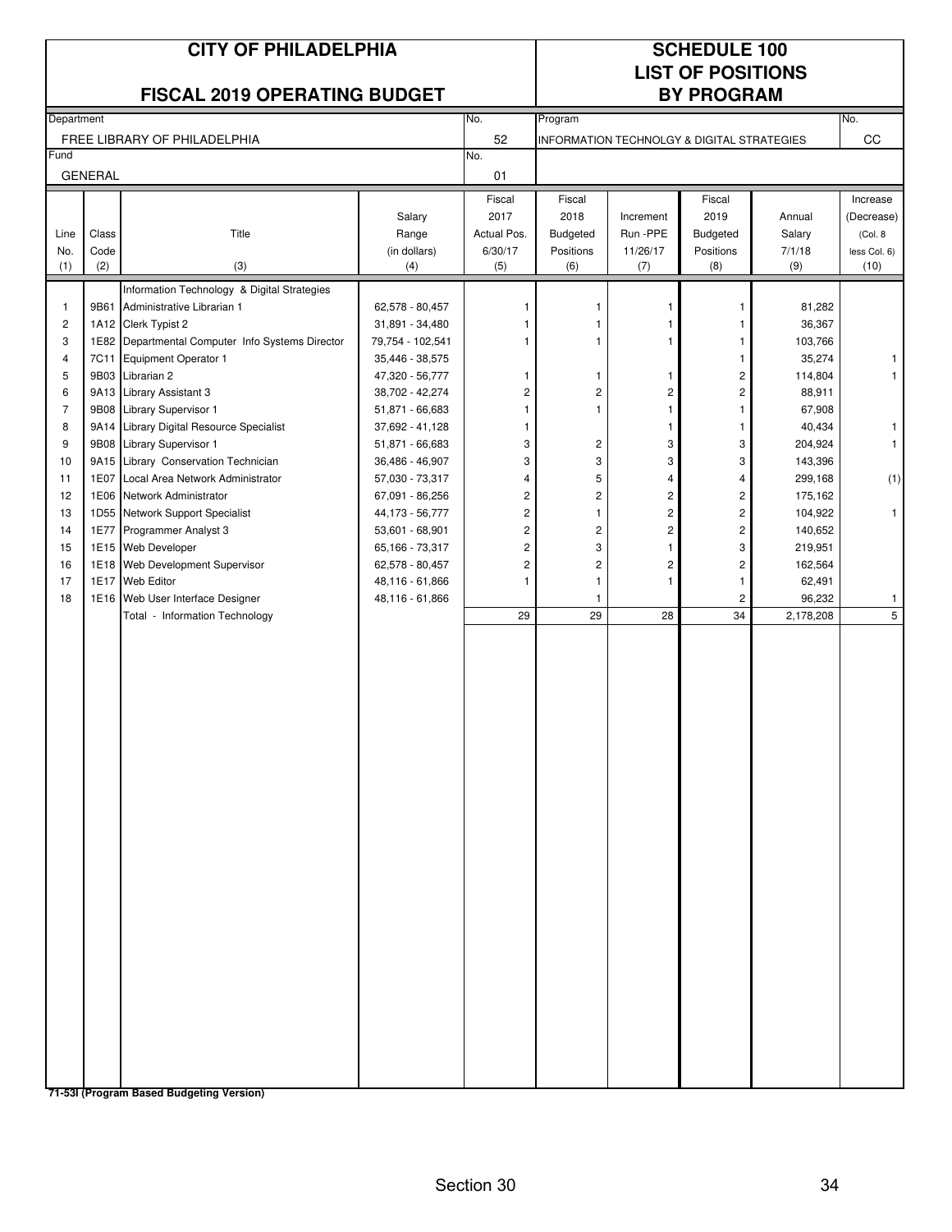# CITY OF PHILADELPHIA

## FISCAL 2019 OPERATING BUDGET

## SCHEDULE 100
## LIST OF POSITIONS
## BY PROGRAM

| Department | No. | Program | No. |
|---|---|---|---|
| FREE LIBRARY OF PHILADELPHIA | 52 | INFORMATION TECHNOLOGY & DIGITAL STRATEGIES | CC |
| **Fund** | **No.** | | |
| GENERAL | 01 | | |

| Line No. (1) | Class Code (2) | Title (3) | Salary Range (in dollars) (4) | Fiscal 2017 Actual Pos. 6/30/17 (5) | Fiscal 2018 Budgeted Positions (6) | Increment Run -PPE 11/26/17 (7) | Fiscal 2019 Budgeted Positions (8) | Annual Salary 7/1/18 (9) | Increase (Decrease) (Col. 8 less Col. 6) (10) |
|---|---|---|---|---|---|---|---|---|---|
| | | Information Technology & Digital Strategies | | | | | | | |
| 1 | 9B61 | Administrative Librarian 1 | 62,578 - 80,457 | 1 | 1 | 1 | 1 | 81,282 | |
| 2 | 1A12 | Clerk Typist 2 | 31,891 - 34,480 | 1 | 1 | 1 | 1 | 36,367 | |
| 3 | 1E82 | Departmental Computer Info Systems Director | 79,754 - 102,541 | 1 | 1 | 1 | 1 | 103,766 | |
| 4 | 7C11 | Equipment Operator 1 | 35,446 - 38,575 | | | | 1 | 35,274 | 1 |
| 5 | 9B03 | Librarian 2 | 47,320 - 56,777 | 1 | 1 | 1 | 2 | 114,804 | 1 |
| 6 | 9A13 | Library Assistant 3 | 38,702 - 42,274 | 2 | 2 | 2 | 2 | 88,911 | |
| 7 | 9B08 | Library Supervisor 1 | 51,871 - 66,683 | 1 | 1 | 1 | 1 | 67,908 | |
| 8 | 9A14 | Library Digital Resource Specialist | 37,692 - 41,128 | 1 | | 1 | 1 | 40,434 | 1 |
| 9 | 9B08 | Library Supervisor 1 | 51,871 - 66,683 | 3 | 2 | 3 | 3 | 204,924 | 1 |
| 10 | 9A15 | Library Conservation Technician | 36,486 - 46,907 | 3 | 3 | 3 | 3 | 143,396 | |
| 11 | 1E07 | Local Area Network Administrator | 57,030 - 73,317 | 4 | 5 | 4 | 4 | 299,168 | (1) |
| 12 | 1E06 | Network Administrator | 67,091 - 86,256 | 2 | 2 | 2 | 2 | 175,162 | |
| 13 | 1D55 | Network Support Specialist | 44,173 - 56,777 | 2 | 1 | 2 | 2 | 104,922 | 1 |
| 14 | 1E77 | Programmer Analyst 3 | 53,601 - 68,901 | 2 | 2 | 2 | 2 | 140,652 | |
| 15 | 1E15 | Web Developer | 65,166 - 73,317 | 2 | 3 | 1 | 3 | 219,951 | |
| 16 | 1E18 | Web Development Supervisor | 62,578 - 80,457 | 2 | 2 | 2 | 2 | 162,564 | |
| 17 | 1E17 | Web Editor | 48,116 - 61,866 | 1 | 1 | 1 | 1 | 62,491 | |
| 18 | 1E16 | Web User Interface Designer | 48,116 - 61,866 | | 1 | | 2 | 96,232 | 1 |
| | | Total - Information Technology | | 29 | 29 | 28 | 34 | 2,178,208 | 5 |

**71-53I (Program Based Budgeting Version)**

Section 30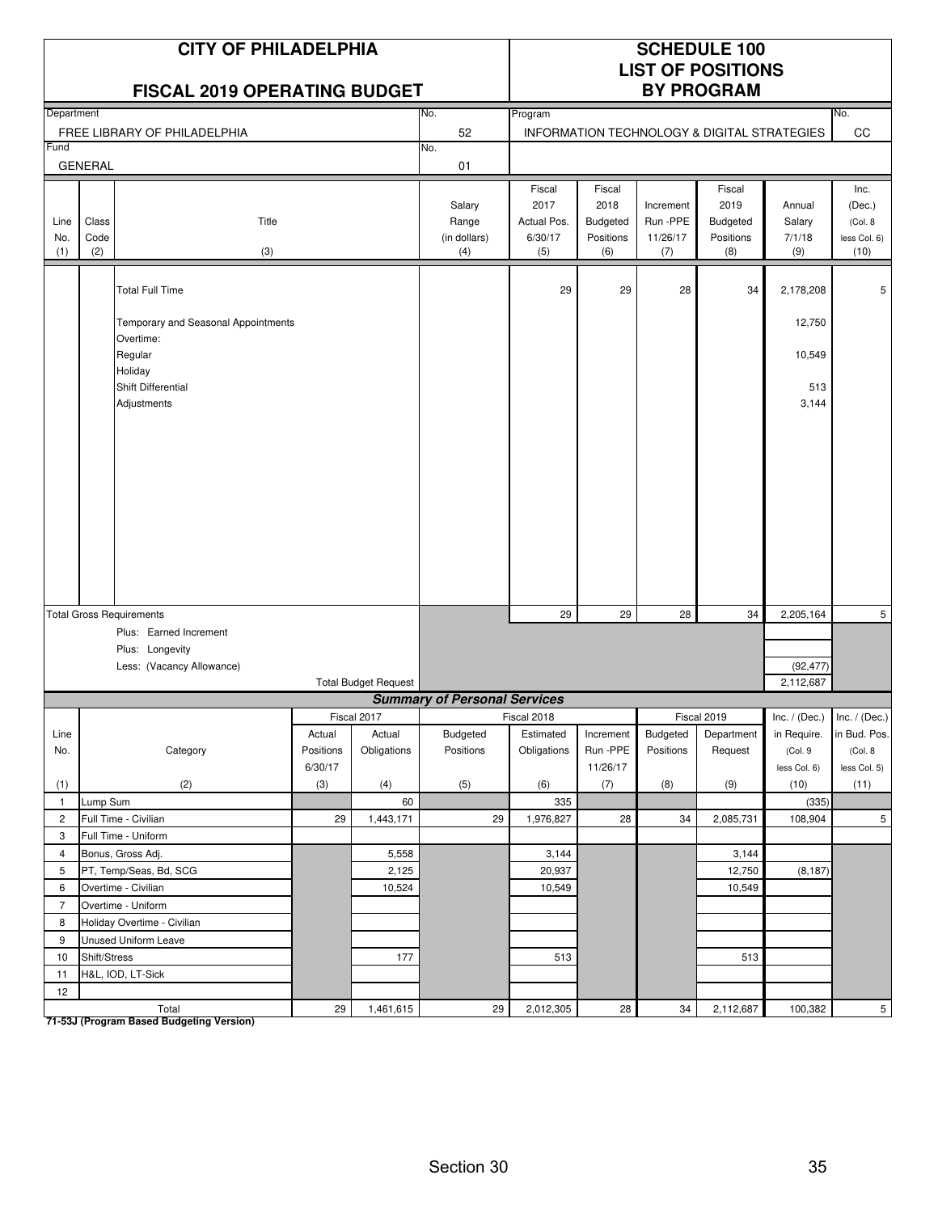# CITY OF PHILADELPHIA

## FISCAL 2019 OPERATING BUDGET

# SCHEDULE 100
# LIST OF POSITIONS
# BY PROGRAM

| Department | No. | Program | No. |
|---|---|---|---|
| FREE LIBRARY OF PHILADELPHIA | 52 | INFORMATION TECHNOLOGY & DIGITAL STRATEGIES | CC |
| Fund | No. | | |
| GENERAL | 01 | | |

| Line No. (1) | Class Code (2) | Title (3) | Salary Range (in dollars) (4) | Fiscal 2017 Actual Pos. 6/30/17 (5) | Fiscal 2018 Budgeted Positions (6) | Increment Run -PPE 11/26/17 (7) | Fiscal 2019 Budgeted Positions (8) | Annual Salary 7/1/18 (9) | Inc. (Dec.) (Col. 8 less Col. 6) (10) |
|---|---|---|---|---|---|---|---|---|---|
| | | Total Full Time | | 29 | 29 | 28 | 34 | 2,178,208 | 5 |
| | | Temporary and Seasonal Appointments | | | | | | 12,750 | |
| | | Overtime: | | | | | | | |
| | | Regular | | | | | | 10,549 | |
| | | Holiday | | | | | | | |
| | | Shift Differential | | | | | | 513 | |
| | | Adjustments | | | | | | 3,144 | |
| Total Gross Requirements | | | | 29 | 29 | 28 | 34 | 2,205,164 | 5 |
| | | Plus: Earned Increment | | | | | | | |
| | | Plus: Longevity | | | | | | | |
| | | Less: (Vacancy Allowance) | | | | | | (92,477) | |
| | | Total Budget Request | | | | | | 2,112,687 | |

### Summary of Personal Services

| Line No. (1) | Category (2) | Fiscal 2017 Actual Positions 6/30/17 (3) | Fiscal 2017 Actual Obligations (4) | Fiscal 2018 Budgeted Positions (5) | Fiscal 2018 Estimated Obligations (6) | Increment Run -PPE 11/26/17 (7) | Fiscal 2019 Budgeted Positions (8) | Fiscal 2019 Department Request (9) | Inc. / (Dec.) in Require. (Col. 9 less Col. 6) (10) | Inc. / (Dec.) in Bud. Pos. (Col. 8 less Col. 5) (11) |
|---|---|---|---|---|---|---|---|---|---|---|
| 1 | Lump Sum | | 60 | | 335 | | | | (335) | |
| 2 | Full Time - Civilian | 29 | 1,443,171 | 29 | 1,976,827 | 28 | 34 | 2,085,731 | 108,904 | 5 |
| 3 | Full Time - Uniform | | | | | | | | | |
| 4 | Bonus, Gross Adj. | | 5,558 | | 3,144 | | | 3,144 | | |
| 5 | PT, Temp/Seas, Bd, SCG | | 2,125 | | 20,937 | | | 12,750 | (8,187) | |
| 6 | Overtime - Civilian | | 10,524 | | 10,549 | | | 10,549 | | |
| 7 | Overtime - Uniform | | | | | | | | | |
| 8 | Holiday Overtime - Civilian | | | | | | | | | |
| 9 | Unused Uniform Leave | | | | | | | | | |
| 10 | Shift/Stress | | 177 | | 513 | | | 513 | | |
| 11 | H&L, IOD, LT-Sick | | | | | | | | | |
| 12 | | | | | | | | | | |
| | Total | 29 | 1,461,615 | 29 | 2,012,305 | 28 | 34 | 2,112,687 | 100,382 | 5 |

**71-53J (Program Based Budgeting Version)**

Section 30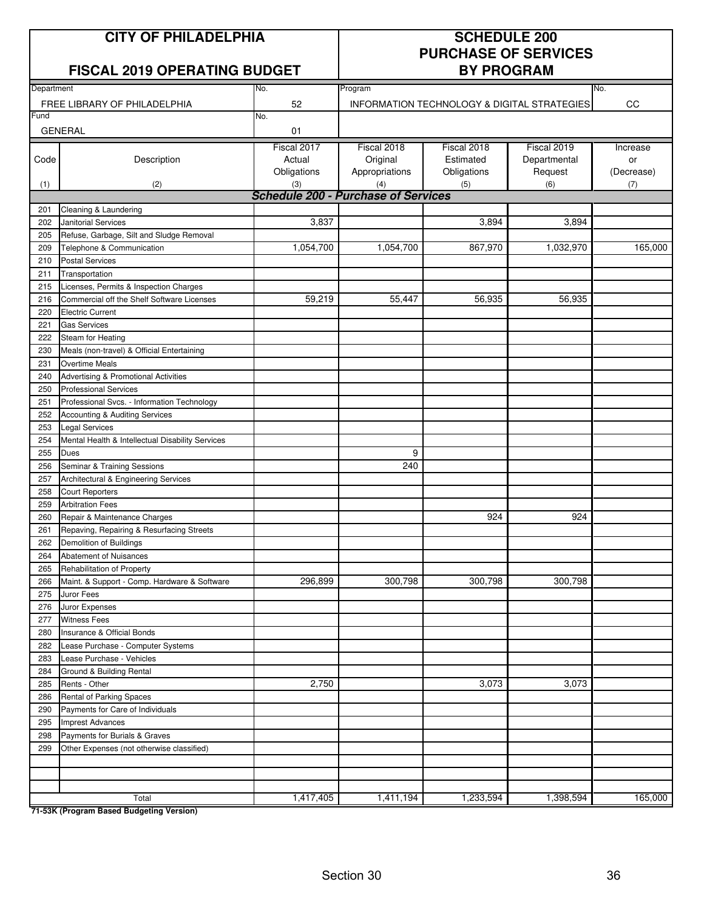# CITY OF PHILADELPHIA

## FISCAL 2019 OPERATING BUDGET

## SCHEDULE 200 PURCHASE OF SERVICES BY PROGRAM

| Department | No. | Program | No. |
|---|---|---|---|
| FREE LIBRARY OF PHILADELPHIA | 52 | INFORMATION TECHNOLOGY & DIGITAL STRATEGIES | CC |
| Fund | No. | | |
| GENERAL | 01 | | |

| Code (1) | Description (2) | Fiscal 2017 Actual Obligations (3) | Fiscal 2018 Original Appropriations (4) | Fiscal 2018 Estimated Obligations (5) | Fiscal 2019 Departmental Request (6) | Increase or (Decrease) (7) |
|---|---|---|---|---|---|---|
| | ***Schedule 200 - Purchase of Services*** | | | | | |
| 201 | Cleaning & Laundering | | | | | |
| 202 | Janitorial Services | 3,837 | | 3,894 | 3,894 | |
| 205 | Refuse, Garbage, Silt and Sludge Removal | | | | | |
| 209 | Telephone & Communication | 1,054,700 | 1,054,700 | 867,970 | 1,032,970 | 165,000 |
| 210 | Postal Services | | | | | |
| 211 | Transportation | | | | | |
| 215 | Licenses, Permits & Inspection Charges | | | | | |
| 216 | Commercial off the Shelf Software Licenses | 59,219 | 55,447 | 56,935 | 56,935 | |
| 220 | Electric Current | | | | | |
| 221 | Gas Services | | | | | |
| 222 | Steam for Heating | | | | | |
| 230 | Meals (non-travel) & Official Entertaining | | | | | |
| 231 | Overtime Meals | | | | | |
| 240 | Advertising & Promotional Activities | | | | | |
| 250 | Professional Services | | | | | |
| 251 | Professional Svcs. - Information Technology | | | | | |
| 252 | Accounting & Auditing Services | | | | | |
| 253 | Legal Services | | | | | |
| 254 | Mental Health & Intellectual Disability Services | | | | | |
| 255 | Dues | | 9 | | | |
| 256 | Seminar & Training Sessions | | 240 | | | |
| 257 | Architectural & Engineering Services | | | | | |
| 258 | Court Reporters | | | | | |
| 259 | Arbitration Fees | | | | | |
| 260 | Repair & Maintenance Charges | | | 924 | 924 | |
| 261 | Repaving, Repairing & Resurfacing Streets | | | | | |
| 262 | Demolition of Buildings | | | | | |
| 264 | Abatement of Nuisances | | | | | |
| 265 | Rehabilitation of Property | | | | | |
| 266 | Maint. & Support - Comp. Hardware & Software | 296,899 | 300,798 | 300,798 | 300,798 | |
| 275 | Juror Fees | | | | | |
| 276 | Juror Expenses | | | | | |
| 277 | Witness Fees | | | | | |
| 280 | Insurance & Official Bonds | | | | | |
| 282 | Lease Purchase - Computer Systems | | | | | |
| 283 | Lease Purchase - Vehicles | | | | | |
| 284 | Ground & Building Rental | | | | | |
| 285 | Rents - Other | 2,750 | | 3,073 | 3,073 | |
| 286 | Rental of Parking Spaces | | | | | |
| 290 | Payments for Care of Individuals | | | | | |
| 295 | Imprest Advances | | | | | |
| 298 | Payments for Burials & Graves | | | | | |
| 299 | Other Expenses (not otherwise classified) | | | | | |
| | | | | | | |
| | | | | | | |
| | | | | | | |
| | Total | 1,417,405 | 1,411,194 | 1,233,594 | 1,398,594 | 165,000 |

**71-53K (Program Based Budgeting Version)**

Section 30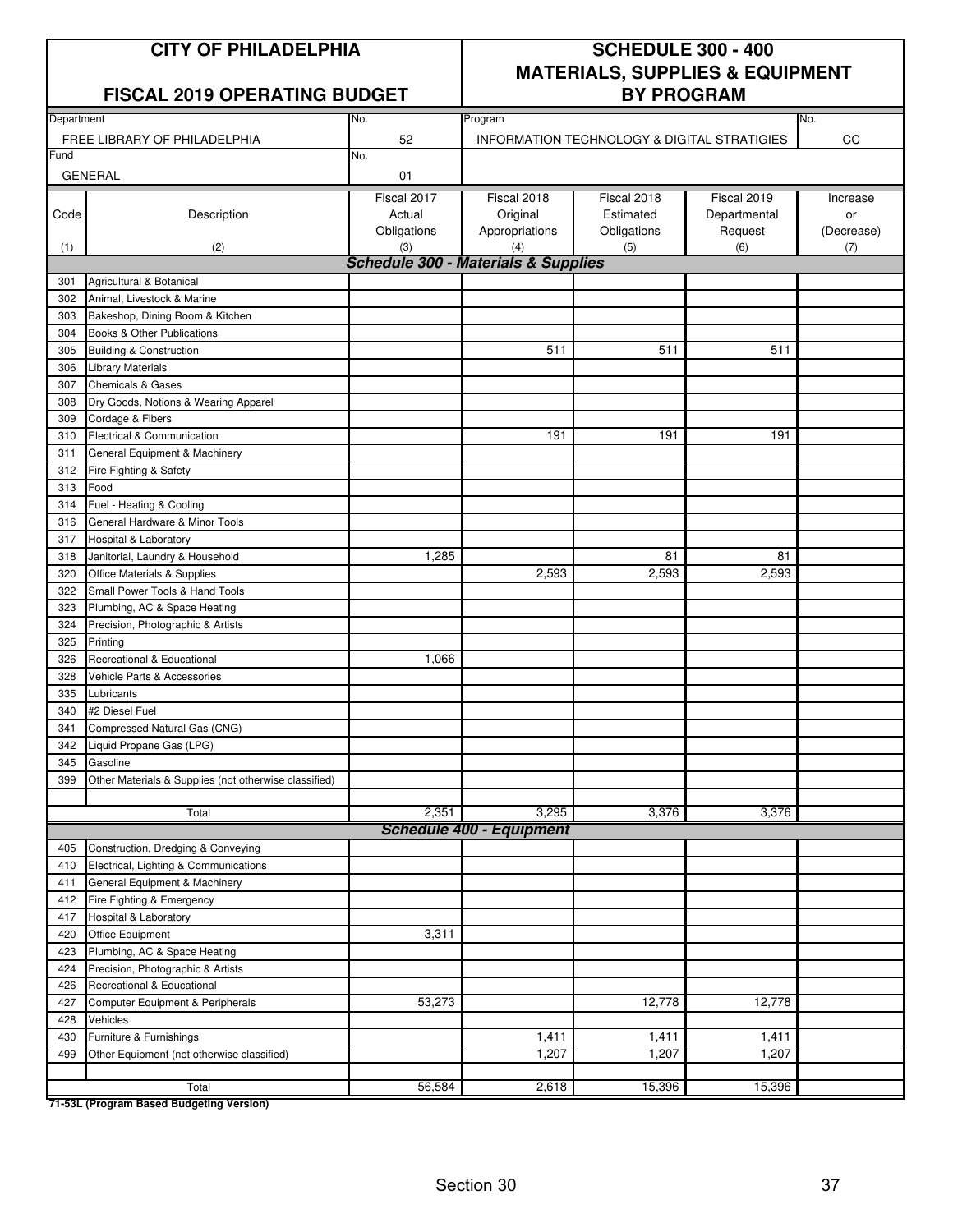# CITY OF PHILADELPHIA

## FISCAL 2019 OPERATING BUDGET

# SCHEDULE 300 - 400 MATERIALS, SUPPLIES & EQUIPMENT BY PROGRAM

| Department | No. | Program | No. |
|---|---|---|---|
| FREE LIBRARY OF PHILADELPHIA | 52 | INFORMATION TECHNOLOGY & DIGITAL STRATIGIES | CC |
| **Fund** | **No.** | | |
| GENERAL | 01 | | |

| Code (1) | Description (2) | Fiscal 2017 Actual Obligations (3) | Fiscal 2018 Original Appropriations (4) | Fiscal 2018 Estimated Obligations (5) | Fiscal 2019 Departmental Request (6) | Increase or (Decrease) (7) |
|---|---|---|---|---|---|---|
| | ***Schedule 300 - Materials & Supplies*** | | | | | |
| 301 | Agricultural & Botanical | | | | | |
| 302 | Animal, Livestock & Marine | | | | | |
| 303 | Bakeshop, Dining Room & Kitchen | | | | | |
| 304 | Books & Other Publications | | | | | |
| 305 | Building & Construction | | 511 | 511 | 511 | |
| 306 | Library Materials | | | | | |
| 307 | Chemicals & Gases | | | | | |
| 308 | Dry Goods, Notions & Wearing Apparel | | | | | |
| 309 | Cordage & Fibers | | | | | |
| 310 | Electrical & Communication | | 191 | 191 | 191 | |
| 311 | General Equipment & Machinery | | | | | |
| 312 | Fire Fighting & Safety | | | | | |
| 313 | Food | | | | | |
| 314 | Fuel - Heating & Cooling | | | | | |
| 316 | General Hardware & Minor Tools | | | | | |
| 317 | Hospital & Laboratory | | | | | |
| 318 | Janitorial, Laundry & Household | 1,285 | | 81 | 81 | |
| 320 | Office Materials & Supplies | | 2,593 | 2,593 | 2,593 | |
| 322 | Small Power Tools & Hand Tools | | | | | |
| 323 | Plumbing, AC & Space Heating | | | | | |
| 324 | Precision, Photographic & Artists | | | | | |
| 325 | Printing | | | | | |
| 326 | Recreational & Educational | 1,066 | | | | |
| 328 | Vehicle Parts & Accessories | | | | | |
| 335 | Lubricants | | | | | |
| 340 | #2 Diesel Fuel | | | | | |
| 341 | Compressed Natural Gas (CNG) | | | | | |
| 342 | Liquid Propane Gas (LPG) | | | | | |
| 345 | Gasoline | | | | | |
| 399 | Other Materials & Supplies (not otherwise classified) | | | | | |
| | | | | | | |
| | Total | 2,351 | 3,295 | 3,376 | 3,376 | |
| | ***Schedule 400 - Equipment*** | | | | | |
| 405 | Construction, Dredging & Conveying | | | | | |
| 410 | Electrical, Lighting & Communications | | | | | |
| 411 | General Equipment & Machinery | | | | | |
| 412 | Fire Fighting & Emergency | | | | | |
| 417 | Hospital & Laboratory | | | | | |
| 420 | Office Equipment | 3,311 | | | | |
| 423 | Plumbing, AC & Space Heating | | | | | |
| 424 | Precision, Photographic & Artists | | | | | |
| 426 | Recreational & Educational | | | | | |
| 427 | Computer Equipment & Peripherals | 53,273 | | 12,778 | 12,778 | |
| 428 | Vehicles | | | | | |
| 430 | Furniture & Furnishings | | 1,411 | 1,411 | 1,411 | |
| 499 | Other Equipment (not otherwise classified) | | 1,207 | 1,207 | 1,207 | |
| | | | | | | |
| | Total | 56,584 | 2,618 | 15,396 | 15,396 | |

**71-53L (Program Based Budgeting Version)**

Section 30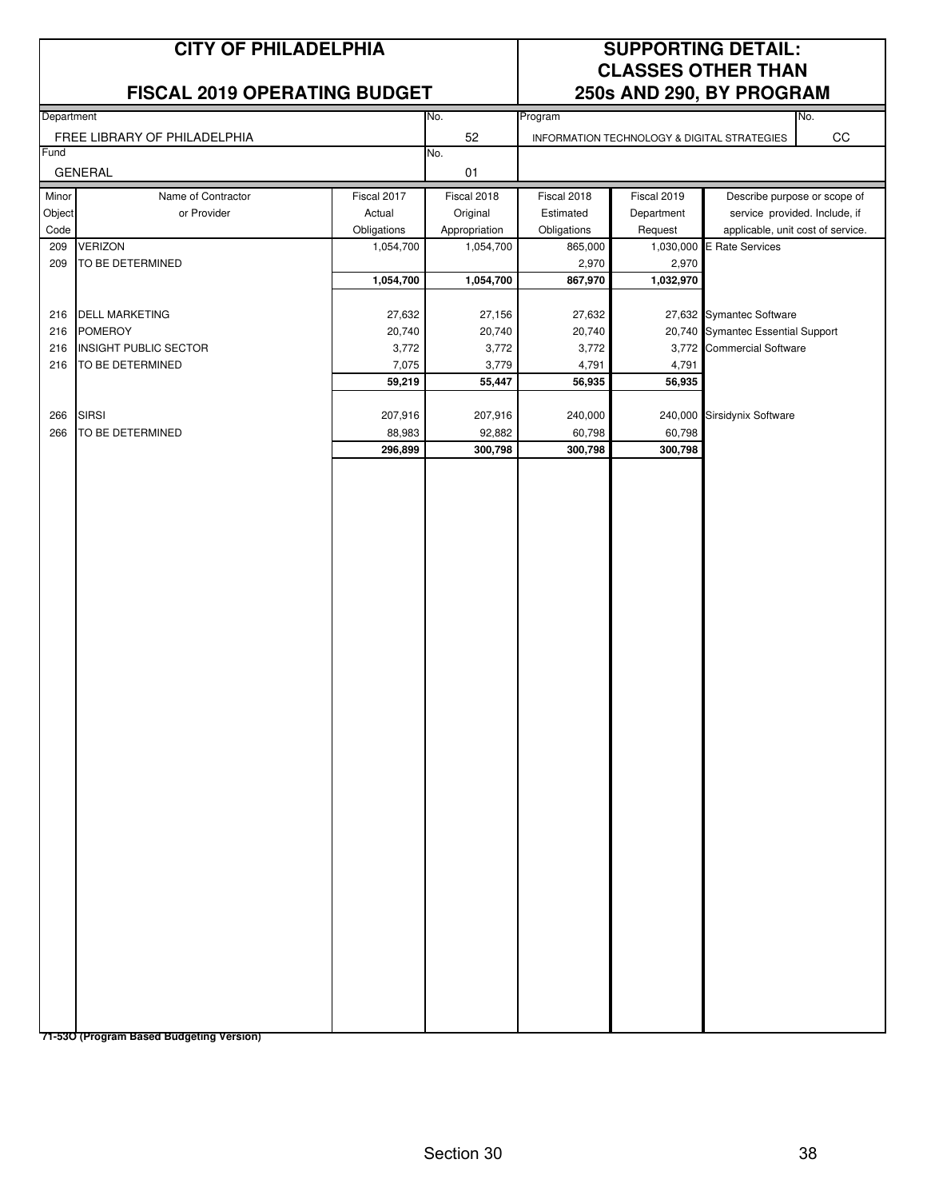# CITY OF PHILADELPHIA

## FISCAL 2019 OPERATING BUDGET

## SUPPORTING DETAIL: CLASSES OTHER THAN 250s AND 290, BY PROGRAM

| Department | No. | Program | No. |
|---|---|---|---|
| FREE LIBRARY OF PHILADELPHIA | 52 | INFORMATION TECHNOLOGY & DIGITAL STRATEGIES | CC |
| **Fund** | **No.** | | |
| GENERAL | 01 | | |

| Minor Object Code | Name of Contractor or Provider | Fiscal 2017 Actual Obligations | Fiscal 2018 Original Appropriation | Fiscal 2018 Estimated Obligations | Fiscal 2019 Department Request | Describe purpose or scope of service provided. Include, if applicable, unit cost of service. |
|---|---|---|---|---|---|---|
| 209 | VERIZON | 1,054,700 | 1,054,700 | 865,000 | 1,030,000 | E Rate Services |
| 209 | TO BE DETERMINED | | | 2,970 | 2,970 | |
| | | **1,054,700** | **1,054,700** | **867,970** | **1,032,970** | |
| | | | | | | |
| 216 | DELL MARKETING | 27,632 | 27,156 | 27,632 | 27,632 | Symantec Software |
| 216 | POMEROY | 20,740 | 20,740 | 20,740 | 20,740 | Symantec Essential Support |
| 216 | INSIGHT PUBLIC SECTOR | 3,772 | 3,772 | 3,772 | 3,772 | Commercial Software |
| 216 | TO BE DETERMINED | 7,075 | 3,779 | 4,791 | 4,791 | |
| | | **59,219** | **55,447** | **56,935** | **56,935** | |
| | | | | | | |
| 266 | SIRSI | 207,916 | 207,916 | 240,000 | 240,000 | Sirsidynix Software |
| 266 | TO BE DETERMINED | 88,983 | 92,882 | 60,798 | 60,798 | |
| | | **296,899** | **300,798** | **300,798** | **300,798** | |

**71-53O (Program Based Budgeting Version)**

Section 30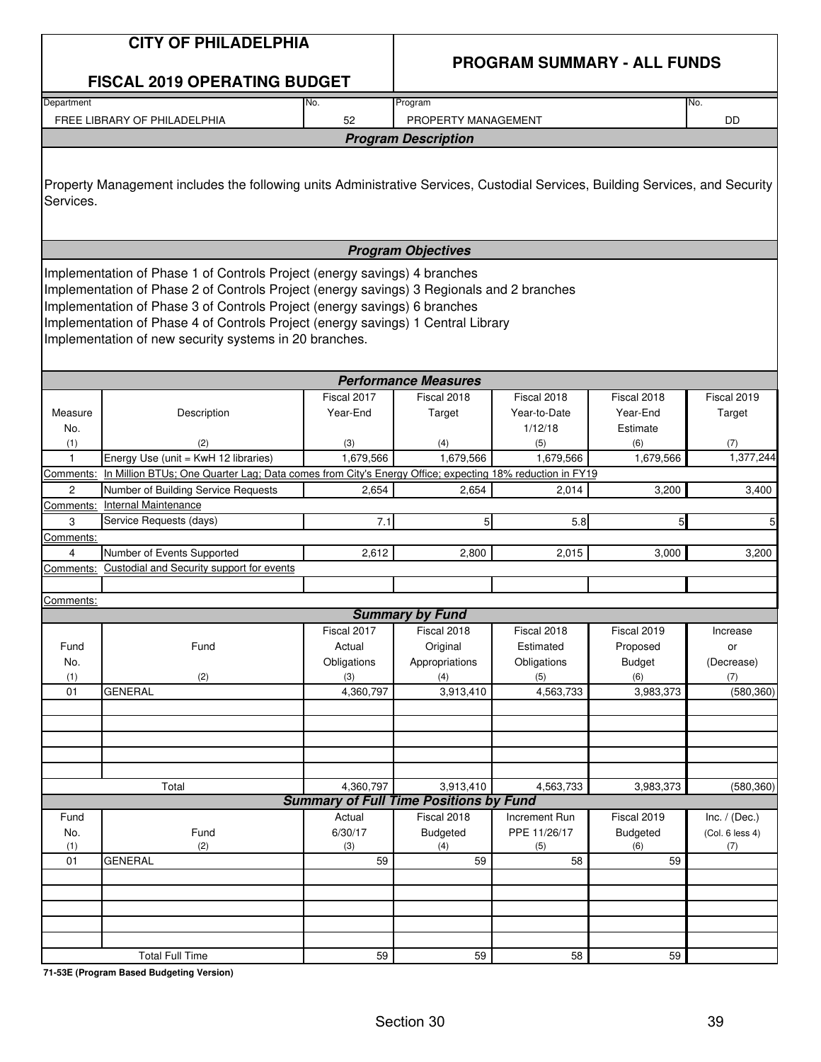# CITY OF PHILADELPHIA

## FISCAL 2019 OPERATING BUDGET

## PROGRAM SUMMARY - ALL FUNDS

| Department | No. | Program | No. |
|---|---|---|---|
| FREE LIBRARY OF PHILADELPHIA | 52 | PROPERTY MANAGEMENT | DD |

### *Program Description*

Property Management includes the following units Administrative Services, Custodial Services, Building Services, and Security Services.

### *Program Objectives*

Implementation of Phase 1 of Controls Project (energy savings) 4 branches
Implementation of Phase 2 of Controls Project (energy savings) 3 Regionals and 2 branches
Implementation of Phase 3 of Controls Project (energy savings) 6 branches
Implementation of Phase 4 of Controls Project (energy savings) 1 Central Library
Implementation of new security systems in 20 branches.

### *Performance Measures*

| Measure No. (1) | Description (2) | Fiscal 2017 Year-End (3) | Fiscal 2018 Target (4) | Fiscal 2018 Year-to-Date 1/12/18 (5) | Fiscal 2018 Year-End Estimate (6) | Fiscal 2019 Target (7) |
|---|---|---|---|---|---|---|
| 1 | Energy Use (unit = KwH 12 libraries) | 1,679,566 | 1,679,566 | 1,679,566 | 1,679,566 | 1,377,244 |
| Comments: | In Million BTUs; One Quarter Lag; Data comes from City's Energy Office; expecting 18% reduction in FY19 | | | | | |
| 2 | Number of Building Service Requests | 2,654 | 2,654 | 2,014 | 3,200 | 3,400 |
| Comments: | Internal Maintenance | | | | | |
| 3 | Service Requests (days) | 7.1 | 5 | 5.8 | 5 | 5 |
| Comments: | | | | | | |
| 4 | Number of Events Supported | 2,612 | 2,800 | 2,015 | 3,000 | 3,200 |
| Comments: | Custodial and Security support for events | | | | | |
| | | | | | | |
| Comments: | | | | | | |

### *Summary by Fund*

| Fund No. (1) | Fund (2) | Fiscal 2017 Actual Obligations (3) | Fiscal 2018 Original Appropriations (4) | Fiscal 2018 Estimated Obligations (5) | Fiscal 2019 Proposed Budget (6) | Increase or (Decrease) (7) |
|---|---|---|---|---|---|---|
| 01 | GENERAL | 4,360,797 | 3,913,410 | 4,563,733 | 3,983,373 | (580,360) |
| | Total | 4,360,797 | 3,913,410 | 4,563,733 | 3,983,373 | (580,360) |

### *Summary of Full Time Positions by Fund*

| Fund No. (1) | Fund (2) | Actual 6/30/17 (3) | Fiscal 2018 Budgeted (4) | Increment Run PPE 11/26/17 (5) | Fiscal 2019 Budgeted (6) | Inc. / (Dec.) (Col. 6 less 4) (7) |
|---|---|---|---|---|---|---|
| 01 | GENERAL | 59 | 59 | 58 | 59 | |
| | Total Full Time | 59 | 59 | 58 | 59 | |

**71-53E (Program Based Budgeting Version)**

Section 30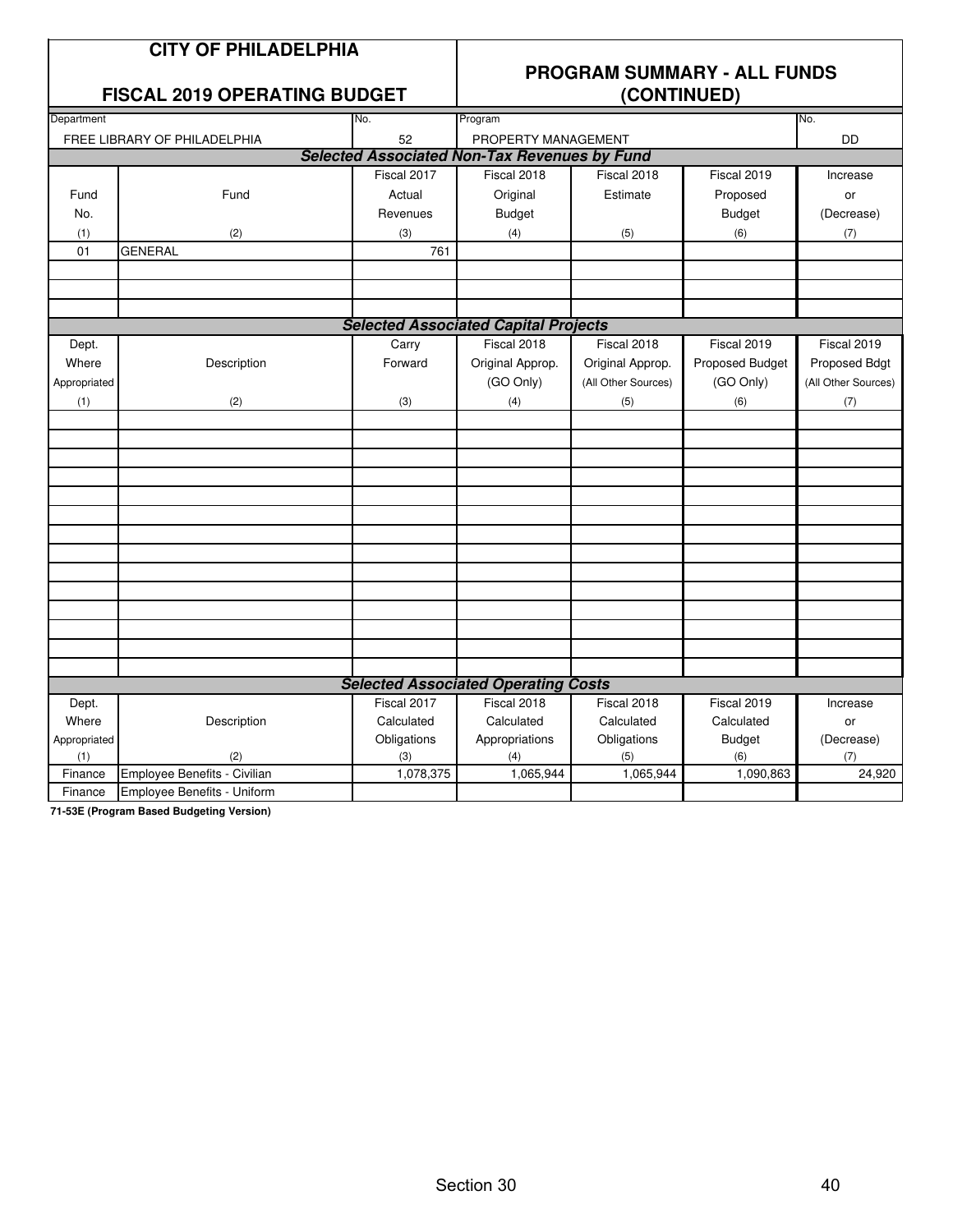# CITY OF PHILADELPHIA

## FISCAL 2019 OPERATING BUDGET

## PROGRAM SUMMARY - ALL FUNDS (CONTINUED)

| Department | No. | Program | No. |
|---|---|---|---|
| FREE LIBRARY OF PHILADELPHIA | 52 | PROPERTY MANAGEMENT | DD |

### Selected Associated Non-Tax Revenues by Fund

| Fund No. | Fund | Fiscal 2017 Actual Revenues | Fiscal 2018 Original Budget | Fiscal 2018 Estimate | Fiscal 2019 Proposed Budget | Increase or (Decrease) |
|---|---|---|---|---|---|---|
| (1) | (2) | (3) | (4) | (5) | (6) | (7) |
| 01 | GENERAL | 761 | | | | |

### Selected Associated Capital Projects

| Dept. Where Appropriated | Description | Carry Forward | Fiscal 2018 Original Approp. (GO Only) | Fiscal 2018 Original Approp. (All Other Sources) | Fiscal 2019 Proposed Budget (GO Only) | Fiscal 2019 Proposed Bdgt (All Other Sources) |
|---|---|---|---|---|---|---|
| (1) | (2) | (3) | (4) | (5) | (6) | (7) |

### Selected Associated Operating Costs

| Dept. Where Appropriated | Description | Fiscal 2017 Calculated Obligations | Fiscal 2018 Calculated Appropriations | Fiscal 2018 Calculated Obligations | Fiscal 2019 Calculated Budget | Increase or (Decrease) |
|---|---|---|---|---|---|---|
| (1) | (2) | (3) | (4) | (5) | (6) | (7) |
| Finance | Employee Benefits - Civilian | 1,078,375 | 1,065,944 | 1,065,944 | 1,090,863 | 24,920 |
| Finance | Employee Benefits - Uniform | | | | | |

**71-53E (Program Based Budgeting Version)**

Section 30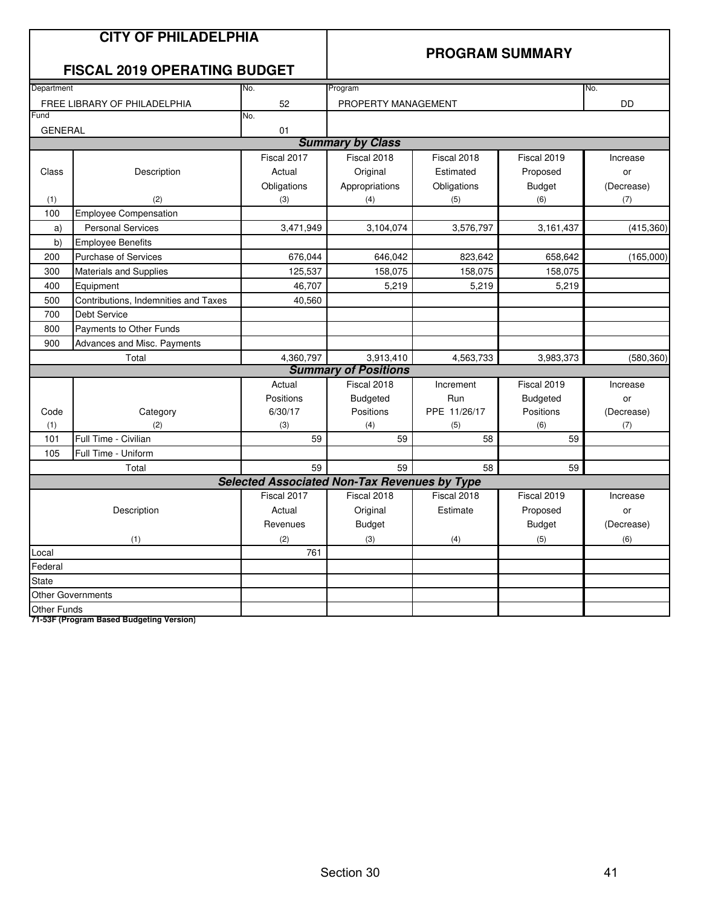# CITY OF PHILADELPHIA

## FISCAL 2019 OPERATING BUDGET

## PROGRAM SUMMARY

| Department | No. | Program | No. |
|---|---|---|---|
| FREE LIBRARY OF PHILADELPHIA | 52 | PROPERTY MANAGEMENT | DD |
| **Fund** | **No.** | | |
| GENERAL | 01 | | |

### Summary by Class

| Class (1) | Description (2) | Fiscal 2017 Actual Obligations (3) | Fiscal 2018 Original Appropriations (4) | Fiscal 2018 Estimated Obligations (5) | Fiscal 2019 Proposed Budget (6) | Increase or (Decrease) (7) |
|---|---|---|---|---|---|---|
| 100 | Employee Compensation | | | | | |
| a) | Personal Services | 3,471,949 | 3,104,074 | 3,576,797 | 3,161,437 | (415,360) |
| b) | Employee Benefits | | | | | |
| 200 | Purchase of Services | 676,044 | 646,042 | 823,642 | 658,642 | (165,000) |
| 300 | Materials and Supplies | 125,537 | 158,075 | 158,075 | 158,075 | |
| 400 | Equipment | 46,707 | 5,219 | 5,219 | 5,219 | |
| 500 | Contributions, Indemnities and Taxes | 40,560 | | | | |
| 700 | Debt Service | | | | | |
| 800 | Payments to Other Funds | | | | | |
| 900 | Advances and Misc. Payments | | | | | |
| | Total | 4,360,797 | 3,913,410 | 4,563,733 | 3,983,373 | (580,360) |

### Summary of Positions

| Code (1) | Category (2) | Actual Positions 6/30/17 (3) | Fiscal 2018 Budgeted Positions (4) | Increment Run PPE 11/26/17 (5) | Fiscal 2019 Budgeted Positions (6) | Increase or (Decrease) (7) |
|---|---|---|---|---|---|---|
| 101 | Full Time - Civilian | 59 | 59 | 58 | 59 | |
| 105 | Full Time - Uniform | | | | | |
| | Total | 59 | 59 | 58 | 59 | |

### Selected Associated Non-Tax Revenues by Type

| Description (1) | Fiscal 2017 Actual Revenues (2) | Fiscal 2018 Original Budget (3) | Fiscal 2018 Estimate (4) | Fiscal 2019 Proposed Budget (5) | Increase or (Decrease) (6) |
|---|---|---|---|---|---|
| Local | 761 | | | | |
| Federal | | | | | |
| State | | | | | |
| Other Governments | | | | | |
| Other Funds | | | | | |

71-53F (Program Based Budgeting Version)

Section 30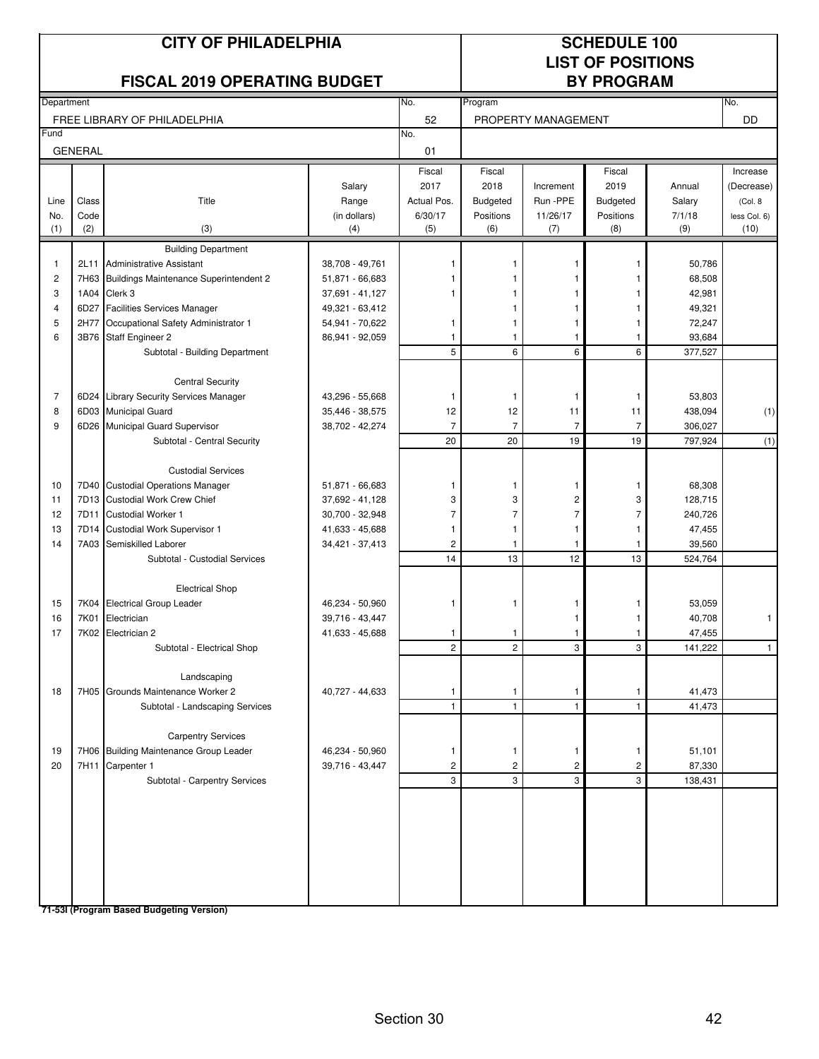# CITY OF PHILADELPHIA

## FISCAL 2019 OPERATING BUDGET

## SCHEDULE 100 LIST OF POSITIONS BY PROGRAM

| Department | No. | Program | No. |
|---|---|---|---|
| FREE LIBRARY OF PHILADELPHIA | 52 | PROPERTY MANAGEMENT | DD |
| Fund | No. | | |
| GENERAL | 01 | | |

| Line No. (1) | Class Code (2) | Title (3) | Salary Range (in dollars) (4) | Fiscal 2017 Actual Pos. 6/30/17 (5) | Fiscal 2018 Budgeted Positions (6) | Increment Run -PPE 11/26/17 (7) | Fiscal 2019 Budgeted Positions (8) | Annual Salary 7/1/18 (9) | Increase (Decrease) (Col. 8 less Col. 6) (10) |
|---|---|---|---|---|---|---|---|---|---|
| | | Building Department | | | | | | | |
| 1 | 2L11 | Administrative Assistant | 38,708 - 49,761 | 1 | 1 | 1 | 1 | 50,786 | |
| 2 | 7H63 | Buildings Maintenance Superintendent 2 | 51,871 - 66,683 | 1 | 1 | 1 | 1 | 68,508 | |
| 3 | 1A04 | Clerk 3 | 37,691 - 41,127 | 1 | 1 | 1 | 1 | 42,981 | |
| 4 | 6D27 | Facilities Services Manager | 49,321 - 63,412 | | 1 | 1 | 1 | 49,321 | |
| 5 | 2H77 | Occupational Safety Administrator 1 | 54,941 - 70,622 | 1 | 1 | 1 | 1 | 72,247 | |
| 6 | 3B76 | Staff Engineer 2 | 86,941 - 92,059 | 1 | 1 | 1 | 1 | 93,684 | |
| | | Subtotal - Building Department | | 5 | 6 | 6 | 6 | 377,527 | |
| | | Central Security | | | | | | | |
| 7 | 6D24 | Library Security Services Manager | 43,296 - 55,668 | 1 | 1 | 1 | 1 | 53,803 | |
| 8 | 6D03 | Municipal Guard | 35,446 - 38,575 | 12 | 12 | 11 | 11 | 438,094 | (1) |
| 9 | 6D26 | Municipal Guard Supervisor | 38,702 - 42,274 | 7 | 7 | 7 | 7 | 306,027 | |
| | | Subtotal - Central Security | | 20 | 20 | 19 | 19 | 797,924 | (1) |
| | | Custodial Services | | | | | | | |
| 10 | 7D40 | Custodial Operations Manager | 51,871 - 66,683 | 1 | 1 | 1 | 1 | 68,308 | |
| 11 | 7D13 | Custodial Work Crew Chief | 37,692 - 41,128 | 3 | 3 | 2 | 3 | 128,715 | |
| 12 | 7D11 | Custodial Worker 1 | 30,700 - 32,948 | 7 | 7 | 7 | 7 | 240,726 | |
| 13 | 7D14 | Custodial Work Supervisor 1 | 41,633 - 45,688 | 1 | 1 | 1 | 1 | 47,455 | |
| 14 | 7A03 | Semiskilled Laborer | 34,421 - 37,413 | 2 | 1 | 1 | 1 | 39,560 | |
| | | Subtotal - Custodial Services | | 14 | 13 | 12 | 13 | 524,764 | |
| | | Electrical Shop | | | | | | | |
| 15 | 7K04 | Electrical Group Leader | 46,234 - 50,960 | 1 | 1 | 1 | 1 | 53,059 | |
| 16 | 7K01 | Electrician | 39,716 - 43,447 | | | 1 | 1 | 40,708 | 1 |
| 17 | 7K02 | Electrician 2 | 41,633 - 45,688 | 1 | 1 | 1 | 1 | 47,455 | |
| | | Subtotal - Electrical Shop | | 2 | 2 | 3 | 3 | 141,222 | 1 |
| | | Landscaping | | | | | | | |
| 18 | 7H05 | Grounds Maintenance Worker 2 | 40,727 - 44,633 | 1 | 1 | 1 | 1 | 41,473 | |
| | | Subtotal - Landscaping Services | | 1 | 1 | 1 | 1 | 41,473 | |
| | | Carpentry Services | | | | | | | |
| 19 | 7H06 | Building Maintenance Group Leader | 46,234 - 50,960 | 1 | 1 | 1 | 1 | 51,101 | |
| 20 | 7H11 | Carpenter 1 | 39,716 - 43,447 | 2 | 2 | 2 | 2 | 87,330 | |
| | | Subtotal - Carpentry Services | | 3 | 3 | 3 | 3 | 138,431 | |

**71-53I (Program Based Budgeting Version)**

Section 30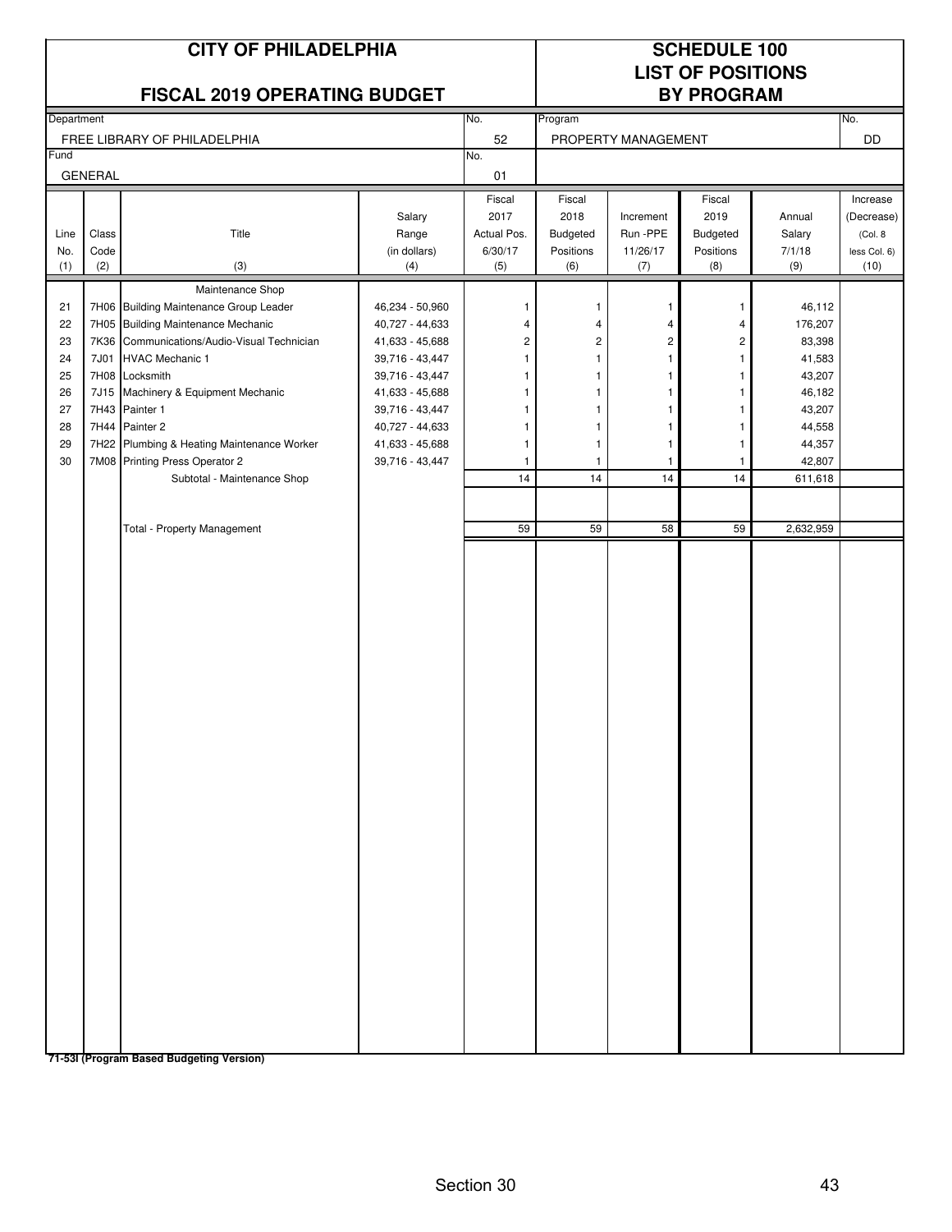# CITY OF PHILADELPHIA

## FISCAL 2019 OPERATING BUDGET

# SCHEDULE 100
## LIST OF POSITIONS BY PROGRAM

| Department | No. | Program | No. |
|---|---|---|---|
| FREE LIBRARY OF PHILADELPHIA | 52 | PROPERTY MANAGEMENT | DD |
| **Fund** | **No.** | | |
| GENERAL | 01 | | |

| Line No. (1) | Class Code (2) | Title (3) | Salary Range (in dollars) (4) | Fiscal 2017 Actual Pos. 6/30/17 (5) | Fiscal 2018 Budgeted Positions (6) | Increment Run -PPE 11/26/17 (7) | Fiscal 2019 Budgeted Positions (8) | Annual Salary 7/1/18 (9) | Increase (Decrease) (Col. 8 less Col. 6) (10) |
|---|---|---|---|---|---|---|---|---|---|
| | | Maintenance Shop | | | | | | | |
| 21 | 7H06 | Building Maintenance Group Leader | 46,234 - 50,960 | 1 | 1 | 1 | 1 | 46,112 | |
| 22 | 7H05 | Building Maintenance Mechanic | 40,727 - 44,633 | 4 | 4 | 4 | 4 | 176,207 | |
| 23 | 7K36 | Communications/Audio-Visual Technician | 41,633 - 45,688 | 2 | 2 | 2 | 2 | 83,398 | |
| 24 | 7J01 | HVAC Mechanic 1 | 39,716 - 43,447 | 1 | 1 | 1 | 1 | 41,583 | |
| 25 | 7H08 | Locksmith | 39,716 - 43,447 | 1 | 1 | 1 | 1 | 43,207 | |
| 26 | 7J15 | Machinery & Equipment Mechanic | 41,633 - 45,688 | 1 | 1 | 1 | 1 | 46,182 | |
| 27 | 7H43 | Painter 1 | 39,716 - 43,447 | 1 | 1 | 1 | 1 | 43,207 | |
| 28 | 7H44 | Painter 2 | 40,727 - 44,633 | 1 | 1 | 1 | 1 | 44,558 | |
| 29 | 7H22 | Plumbing & Heating Maintenance Worker | 41,633 - 45,688 | 1 | 1 | 1 | 1 | 44,357 | |
| 30 | 7M08 | Printing Press Operator 2 | 39,716 - 43,447 | 1 | 1 | 1 | 1 | 42,807 | |
| | | Subtotal - Maintenance Shop | | 14 | 14 | 14 | 14 | 611,618 | |
| | | | | | | | | | |
| | | Total - Property Management | | 59 | 59 | 58 | 59 | 2,632,959 | |

**71-53I (Program Based Budgeting Version)**

Section 30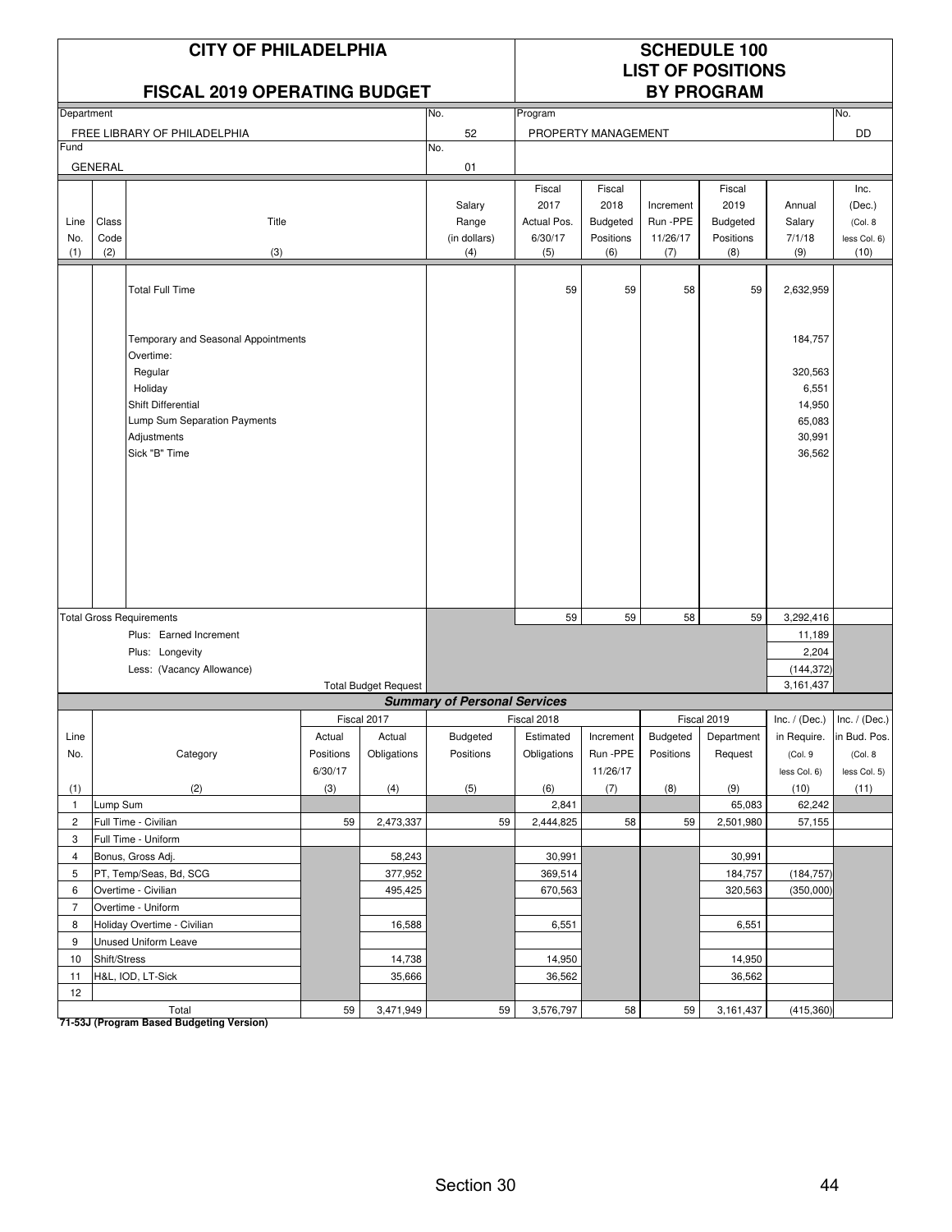# CITY OF PHILADELPHIA

## FISCAL 2019 OPERATING BUDGET

## SCHEDULE 100
## LIST OF POSITIONS
## BY PROGRAM

| Department | No. | Program | No. |
|---|---|---|---|
| FREE LIBRARY OF PHILADELPHIA | 52 | PROPERTY MANAGEMENT | DD |
| Fund | No. | | |
| GENERAL | 01 | | |

| Line No. (1) | Class Code (2) | Title (3) | Salary Range (in dollars) (4) | Fiscal 2017 Actual Pos. 6/30/17 (5) | Fiscal 2018 Budgeted Positions (6) | Increment Run -PPE 11/26/17 (7) | Fiscal 2019 Budgeted Positions (8) | Annual Salary 7/1/18 (9) | Inc. (Dec.) (Col. 8 less Col. 6) (10) |
|---|---|---|---|---|---|---|---|---|---|
| | | Total Full Time | | 59 | 59 | 58 | 59 | 2,632,959 | |
| | | Temporary and Seasonal Appointments | | | | | | 184,757 | |
| | | Overtime: | | | | | | | |
| | | Regular | | | | | | 320,563 | |
| | | Holiday | | | | | | 6,551 | |
| | | Shift Differential | | | | | | 14,950 | |
| | | Lump Sum Separation Payments | | | | | | 65,083 | |
| | | Adjustments | | | | | | 30,991 | |
| | | Sick "B" Time | | | | | | 36,562 | |
| | | Total Gross Requirements | | 59 | 59 | 58 | 59 | 3,292,416 | |
| | | Plus: Earned Increment | | | | | | 11,189 | |
| | | Plus: Longevity | | | | | | 2,204 | |
| | | Less: (Vacancy Allowance) | | | | | | (144,372) | |
| | | Total Budget Request | | | | | | 3,161,437 | |

### Summary of Personal Services

| Line No. (1) | Category (2) | Fiscal 2017 Actual Positions 6/30/17 (3) | Fiscal 2017 Actual Obligations (4) | Fiscal 2018 Budgeted Positions (5) | Fiscal 2018 Estimated Obligations (6) | Increment Run -PPE 11/26/17 (7) | Fiscal 2019 Budgeted Positions (8) | Fiscal 2019 Department Request (9) | Inc. / (Dec.) in Require. (Col. 9 less Col. 6) (10) | Inc. / (Dec.) in Bud. Pos. (Col. 8 less Col. 5) (11) |
|---|---|---|---|---|---|---|---|---|---|---|
| 1 | Lump Sum | | | | 2,841 | | | 65,083 | 62,242 | |
| 2 | Full Time - Civilian | 59 | 2,473,337 | 59 | 2,444,825 | 58 | 59 | 2,501,980 | 57,155 | |
| 3 | Full Time - Uniform | | | | | | | | | |
| 4 | Bonus, Gross Adj. | | 58,243 | | 30,991 | | | 30,991 | | |
| 5 | PT, Temp/Seas, Bd, SCG | | 377,952 | | 369,514 | | | 184,757 | (184,757) | |
| 6 | Overtime - Civilian | | 495,425 | | 670,563 | | | 320,563 | (350,000) | |
| 7 | Overtime - Uniform | | | | | | | | | |
| 8 | Holiday Overtime - Civilian | | 16,588 | | 6,551 | | | 6,551 | | |
| 9 | Unused Uniform Leave | | | | | | | | | |
| 10 | Shift/Stress | | 14,738 | | 14,950 | | | 14,950 | | |
| 11 | H&L, IOD, LT-Sick | | 35,666 | | 36,562 | | | 36,562 | | |
| 12 | | | | | | | | | | |
| | Total | 59 | 3,471,949 | 59 | 3,576,797 | 58 | 59 | 3,161,437 | (415,360) | |

**71-53J (Program Based Budgeting Version)**

Section 30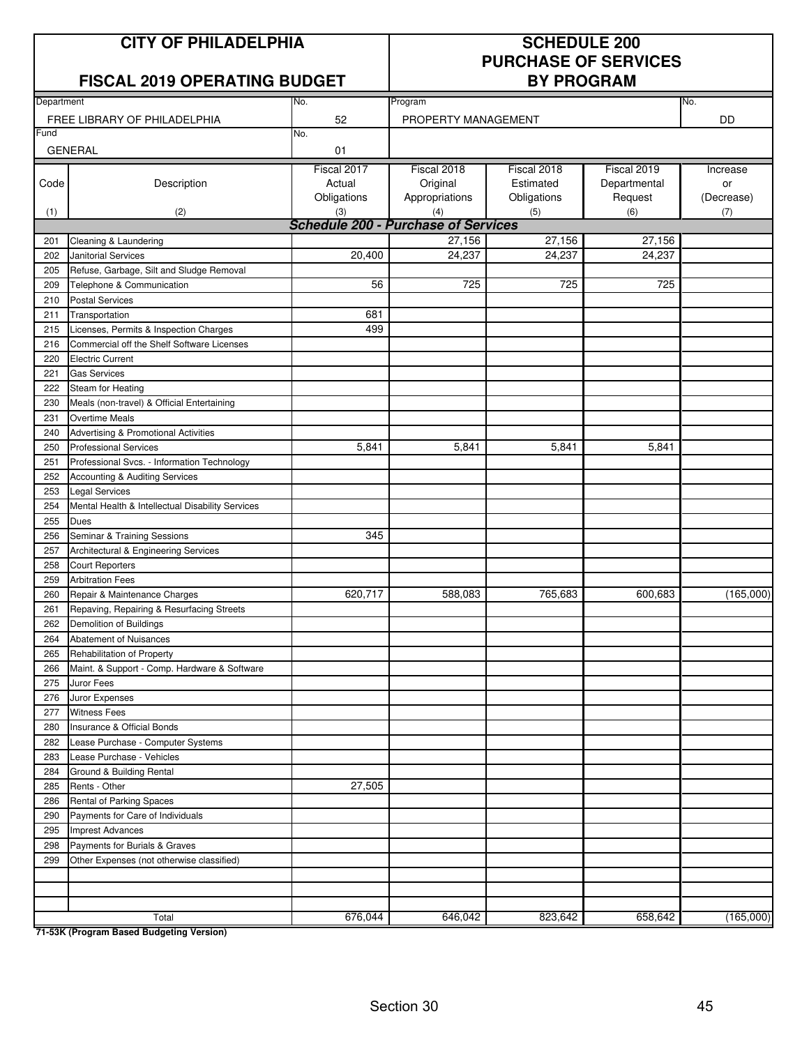| CITY OF PHILADELPHIA | | SCHEDULE 200 | | | | |
|---|---|---|---|---|---|---|
| **FISCAL 2019 OPERATING BUDGET** | | **PURCHASE OF SERVICES BY PROGRAM** | | | | |
| Department | | No. | Program | | | No. |
| FREE LIBRARY OF PHILADELPHIA | | 52 | PROPERTY MANAGEMENT | | | DD |
| Fund | | No. | | | | |
| GENERAL | | 01 | | | | |

| Code (1) | Description (2) | Fiscal 2017 Actual Obligations (3) | Fiscal 2018 Original Appropriations (4) | Fiscal 2018 Estimated Obligations (5) | Fiscal 2019 Departmental Request (6) | Increase or (Decrease) (7) |
|---|---|---|---|---|---|---|
| | ***Schedule 200 - Purchase of Services*** | | | | | |
| 201 | Cleaning & Laundering | | 27,156 | 27,156 | 27,156 | |
| 202 | Janitorial Services | 20,400 | 24,237 | 24,237 | 24,237 | |
| 205 | Refuse, Garbage, Silt and Sludge Removal | | | | | |
| 209 | Telephone & Communication | 56 | 725 | 725 | 725 | |
| 210 | Postal Services | | | | | |
| 211 | Transportation | 681 | | | | |
| 215 | Licenses, Permits & Inspection Charges | 499 | | | | |
| 216 | Commercial off the Shelf Software Licenses | | | | | |
| 220 | Electric Current | | | | | |
| 221 | Gas Services | | | | | |
| 222 | Steam for Heating | | | | | |
| 230 | Meals (non-travel) & Official Entertaining | | | | | |
| 231 | Overtime Meals | | | | | |
| 240 | Advertising & Promotional Activities | | | | | |
| 250 | Professional Services | 5,841 | 5,841 | 5,841 | 5,841 | |
| 251 | Professional Svcs. - Information Technology | | | | | |
| 252 | Accounting & Auditing Services | | | | | |
| 253 | Legal Services | | | | | |
| 254 | Mental Health & Intellectual Disability Services | | | | | |
| 255 | Dues | | | | | |
| 256 | Seminar & Training Sessions | 345 | | | | |
| 257 | Architectural & Engineering Services | | | | | |
| 258 | Court Reporters | | | | | |
| 259 | Arbitration Fees | | | | | |
| 260 | Repair & Maintenance Charges | 620,717 | 588,083 | 765,683 | 600,683 | (165,000) |
| 261 | Repaving, Repairing & Resurfacing Streets | | | | | |
| 262 | Demolition of Buildings | | | | | |
| 264 | Abatement of Nuisances | | | | | |
| 265 | Rehabilitation of Property | | | | | |
| 266 | Maint. & Support - Comp. Hardware & Software | | | | | |
| 275 | Juror Fees | | | | | |
| 276 | Juror Expenses | | | | | |
| 277 | Witness Fees | | | | | |
| 280 | Insurance & Official Bonds | | | | | |
| 282 | Lease Purchase - Computer Systems | | | | | |
| 283 | Lease Purchase - Vehicles | | | | | |
| 284 | Ground & Building Rental | | | | | |
| 285 | Rents - Other | 27,505 | | | | |
| 286 | Rental of Parking Spaces | | | | | |
| 290 | Payments for Care of Individuals | | | | | |
| 295 | Imprest Advances | | | | | |
| 298 | Payments for Burials & Graves | | | | | |
| 299 | Other Expenses (not otherwise classified) | | | | | |
| | | | | | | |
| | | | | | | |
| | | | | | | |
| | Total | 676,044 | 646,042 | 823,642 | 658,642 | (165,000) |

**71-53K (Program Based Budgeting Version)**

Section 30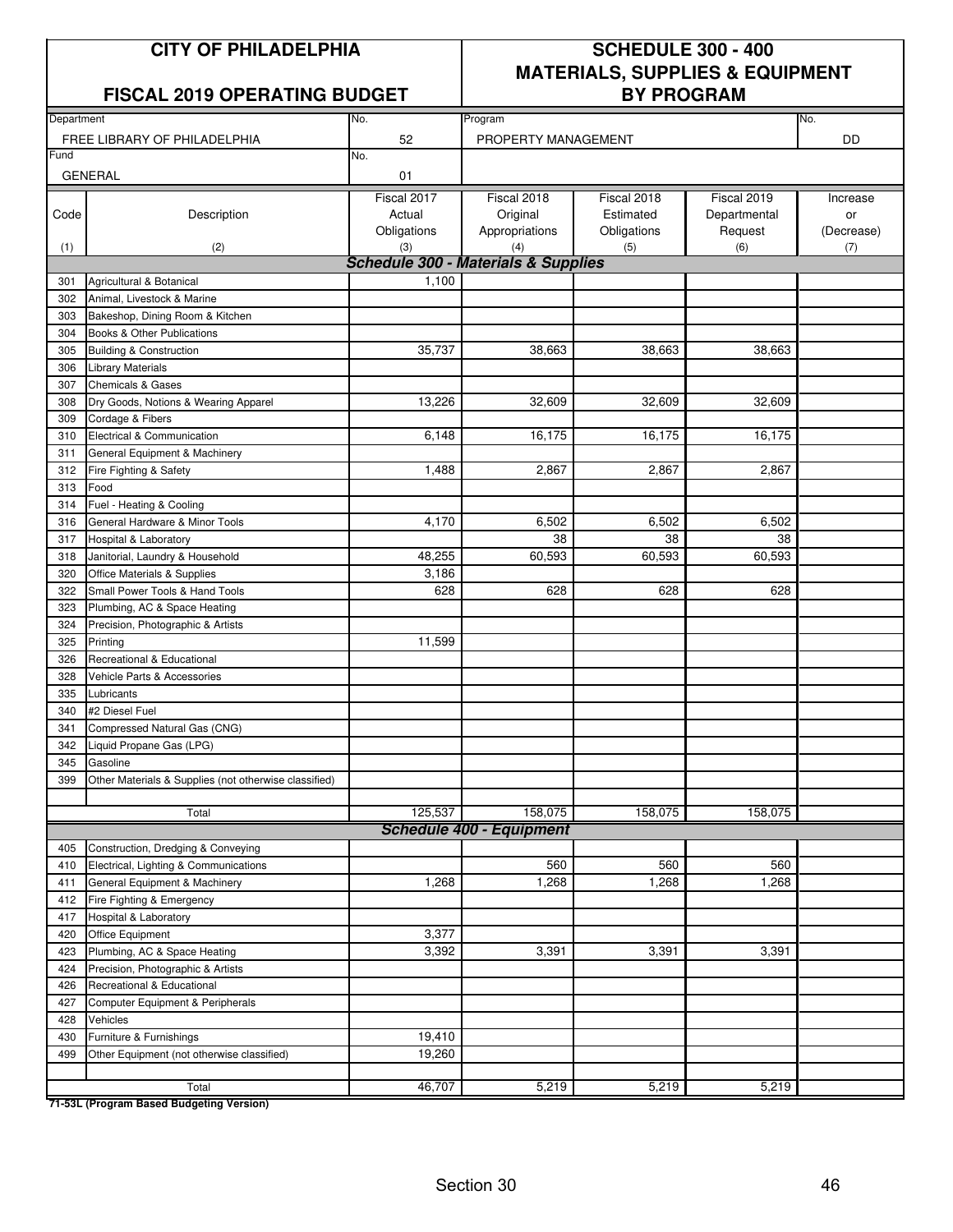# CITY OF PHILADELPHIA

## FISCAL 2019 OPERATING BUDGET

## SCHEDULE 300 - 400 MATERIALS, SUPPLIES & EQUIPMENT BY PROGRAM

| Department | No. | Program | No. |
|---|---|---|---|
| FREE LIBRARY OF PHILADELPHIA | 52 | PROPERTY MANAGEMENT | DD |
| Fund | No. | | |
| GENERAL | 01 | | |

| Code (1) | Description (2) | Fiscal 2017 Actual Obligations (3) | Fiscal 2018 Original Appropriations (4) | Fiscal 2018 Estimated Obligations (5) | Fiscal 2019 Departmental Request (6) | Increase or (Decrease) (7) |
|---|---|---|---|---|---|---|
| | ***Schedule 300 - Materials & Supplies*** | | | | | |
| 301 | Agricultural & Botanical | 1,100 | | | | |
| 302 | Animal, Livestock & Marine | | | | | |
| 303 | Bakeshop, Dining Room & Kitchen | | | | | |
| 304 | Books & Other Publications | | | | | |
| 305 | Building & Construction | 35,737 | 38,663 | 38,663 | 38,663 | |
| 306 | Library Materials | | | | | |
| 307 | Chemicals & Gases | | | | | |
| 308 | Dry Goods, Notions & Wearing Apparel | 13,226 | 32,609 | 32,609 | 32,609 | |
| 309 | Cordage & Fibers | | | | | |
| 310 | Electrical & Communication | 6,148 | 16,175 | 16,175 | 16,175 | |
| 311 | General Equipment & Machinery | | | | | |
| 312 | Fire Fighting & Safety | 1,488 | 2,867 | 2,867 | 2,867 | |
| 313 | Food | | | | | |
| 314 | Fuel - Heating & Cooling | | | | | |
| 316 | General Hardware & Minor Tools | 4,170 | 6,502 | 6,502 | 6,502 | |
| 317 | Hospital & Laboratory | | 38 | 38 | 38 | |
| 318 | Janitorial, Laundry & Household | 48,255 | 60,593 | 60,593 | 60,593 | |
| 320 | Office Materials & Supplies | 3,186 | | | | |
| 322 | Small Power Tools & Hand Tools | 628 | 628 | 628 | 628 | |
| 323 | Plumbing, AC & Space Heating | | | | | |
| 324 | Precision, Photographic & Artists | | | | | |
| 325 | Printing | 11,599 | | | | |
| 326 | Recreational & Educational | | | | | |
| 328 | Vehicle Parts & Accessories | | | | | |
| 335 | Lubricants | | | | | |
| 340 | #2 Diesel Fuel | | | | | |
| 341 | Compressed Natural Gas (CNG) | | | | | |
| 342 | Liquid Propane Gas (LPG) | | | | | |
| 345 | Gasoline | | | | | |
| 399 | Other Materials & Supplies (not otherwise classified) | | | | | |
| | | | | | | |
| | Total | 125,537 | 158,075 | 158,075 | 158,075 | |
| | ***Schedule 400 - Equipment*** | | | | | |
| 405 | Construction, Dredging & Conveying | | | | | |
| 410 | Electrical, Lighting & Communications | | 560 | 560 | 560 | |
| 411 | General Equipment & Machinery | 1,268 | 1,268 | 1,268 | 1,268 | |
| 412 | Fire Fighting & Emergency | | | | | |
| 417 | Hospital & Laboratory | | | | | |
| 420 | Office Equipment | 3,377 | | | | |
| 423 | Plumbing, AC & Space Heating | 3,392 | 3,391 | 3,391 | 3,391 | |
| 424 | Precision, Photographic & Artists | | | | | |
| 426 | Recreational & Educational | | | | | |
| 427 | Computer Equipment & Peripherals | | | | | |
| 428 | Vehicles | | | | | |
| 430 | Furniture & Furnishings | 19,410 | | | | |
| 499 | Other Equipment (not otherwise classified) | 19,260 | | | | |
| | | | | | | |
| | Total | 46,707 | 5,219 | 5,219 | 5,219 | |

**71-53L (Program Based Budgeting Version)**

Section 30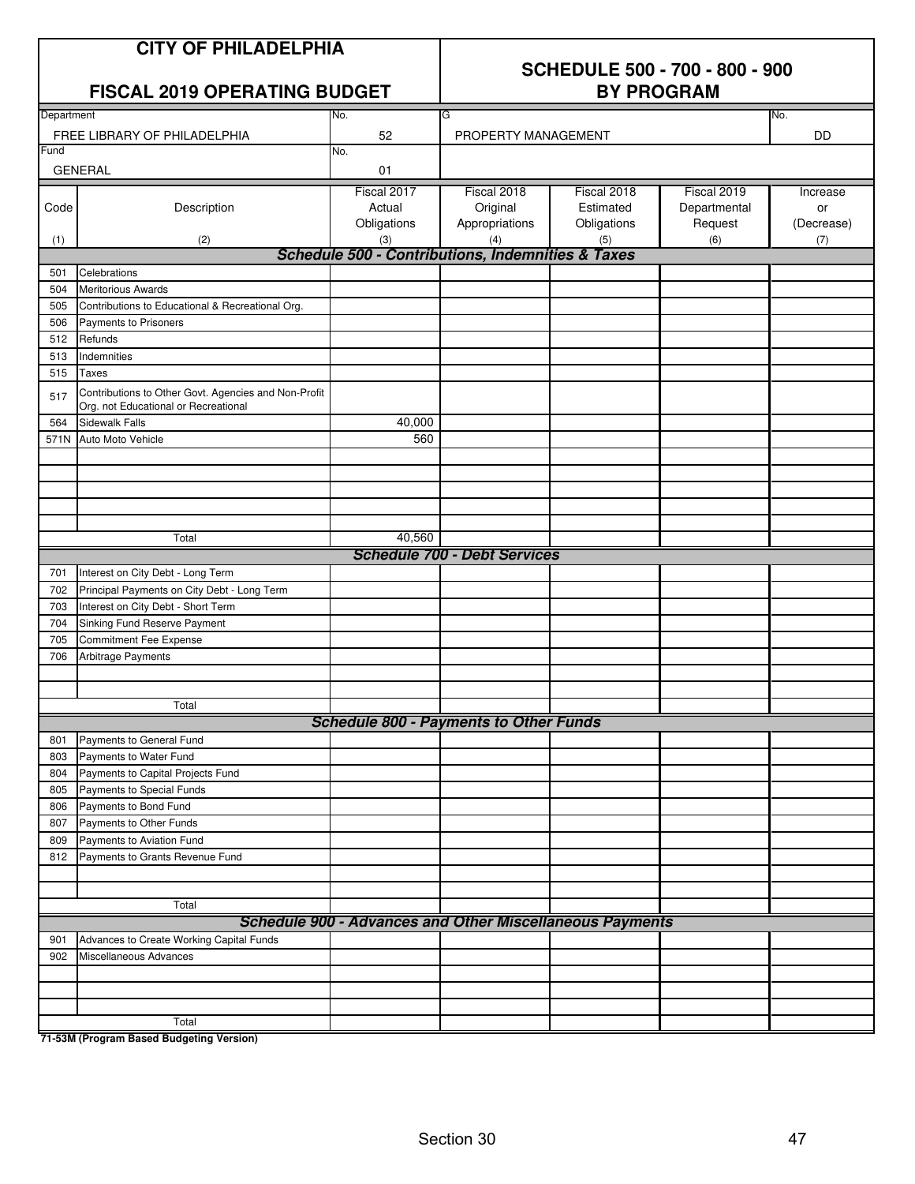| CITY OF PHILADELPHIA | | | SCHEDULE 500 - 700 - 800 - 900 | | | |
|---|---|---|---|---|---|---|
| **FISCAL 2019 OPERATING BUDGET** | | | **BY PROGRAM** | | | |

| Department | No. | G | No. |
|---|---|---|---|
| FREE LIBRARY OF PHILADELPHIA | 52 | PROPERTY MANAGEMENT | DD |
| **Fund** | **No.** | | |
| GENERAL | 01 | | |

| Code (1) | Description (2) | Fiscal 2017 Actual Obligations (3) | Fiscal 2018 Original Appropriations (4) | Fiscal 2018 Estimated Obligations (5) | Fiscal 2019 Departmental Request (6) | Increase or (Decrease) (7) |
|---|---|---|---|---|---|---|
| | ***Schedule 500 - Contributions, Indemnities & Taxes*** | | | | | |
| 501 | Celebrations | | | | | |
| 504 | Meritorious Awards | | | | | |
| 505 | Contributions to Educational & Recreational Org. | | | | | |
| 506 | Payments to Prisoners | | | | | |
| 512 | Refunds | | | | | |
| 513 | Indemnities | | | | | |
| 515 | Taxes | | | | | |
| 517 | Contributions to Other Govt. Agencies and Non-Profit Org. not Educational or Recreational | | | | | |
| 564 | Sidewalk Falls | 40,000 | | | | |
| 571N | Auto Moto Vehicle | 560 | | | | |
| | Total | 40,560 | | | | |
| | ***Schedule 700 - Debt Services*** | | | | | |
| 701 | Interest on City Debt - Long Term | | | | | |
| 702 | Principal Payments on City Debt - Long Term | | | | | |
| 703 | Interest on City Debt - Short Term | | | | | |
| 704 | Sinking Fund Reserve Payment | | | | | |
| 705 | Commitment Fee Expense | | | | | |
| 706 | Arbitrage Payments | | | | | |
| | Total | | | | | |
| | ***Schedule 800 - Payments to Other Funds*** | | | | | |
| 801 | Payments to General Fund | | | | | |
| 803 | Payments to Water Fund | | | | | |
| 804 | Payments to Capital Projects Fund | | | | | |
| 805 | Payments to Special Funds | | | | | |
| 806 | Payments to Bond Fund | | | | | |
| 807 | Payments to Other Funds | | | | | |
| 809 | Payments to Aviation Fund | | | | | |
| 812 | Payments to Grants Revenue Fund | | | | | |
| | Total | | | | | |
| | ***Schedule 900 - Advances and Other Miscellaneous Payments*** | | | | | |
| 901 | Advances to Create Working Capital Funds | | | | | |
| 902 | Miscellaneous Advances | | | | | |
| | Total | | | | | |

**71-53M (Program Based Budgeting Version)**

Section 30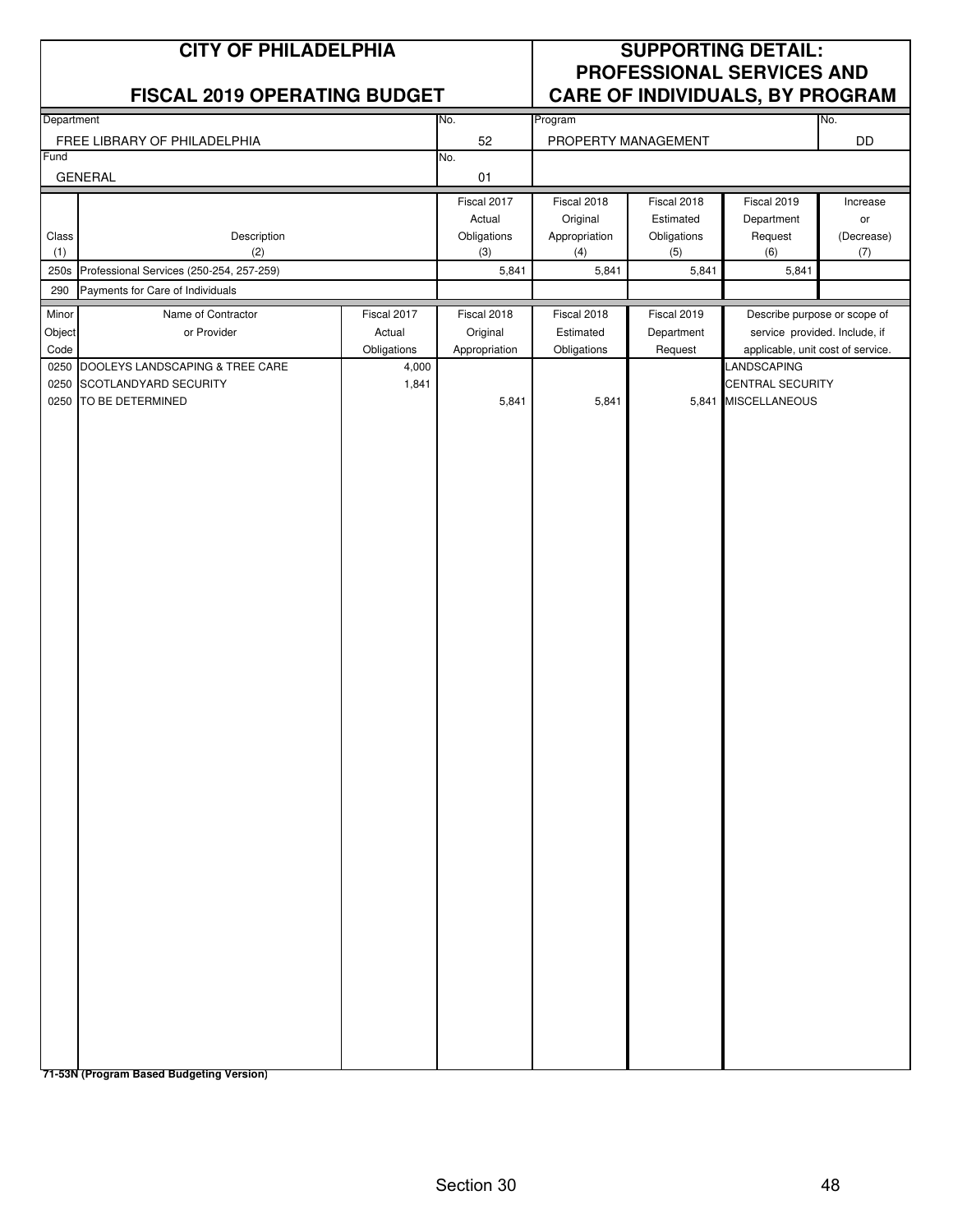# CITY OF PHILADELPHIA

## FISCAL 2019 OPERATING BUDGET

## SUPPORTING DETAIL: PROFESSIONAL SERVICES AND CARE OF INDIVIDUALS, BY PROGRAM

| Department | No. | Program | No. |
|---|---|---|---|
| FREE LIBRARY OF PHILADELPHIA | 52 | PROPERTY MANAGEMENT | DD |
| **Fund** | **No.** | | |
| GENERAL | 01 | | |

| Class (1) | Description (2) | Fiscal 2017 Actual Obligations (3) | Fiscal 2018 Original Appropriation (4) | Fiscal 2018 Estimated Obligations (5) | Fiscal 2019 Department Request (6) | Increase or (Decrease) (7) |
|---|---|---|---|---|---|---|
| 250s | Professional Services (250-254, 257-259) | 5,841 | 5,841 | 5,841 | 5,841 | |
| 290 | Payments for Care of Individuals | | | | | |

| Minor Object Code | Name of Contractor or Provider | Fiscal 2017 Actual Obligations | Fiscal 2018 Original Appropriation | Fiscal 2018 Estimated Obligations | Fiscal 2019 Department Request | Describe purpose or scope of service provided. Include, if applicable, unit cost of service. |
|---|---|---|---|---|---|---|
| 0250 | DOOLEYS LANDSCAPING & TREE CARE | 4,000 | | | | LANDSCAPING |
| 0250 | SCOTLANDYARD SECURITY | 1,841 | | | | CENTRAL SECURITY |
| 0250 | TO BE DETERMINED | | 5,841 | 5,841 | 5,841 | MISCELLANEOUS |

**71-53N (Program Based Budgeting Version)**

Section 30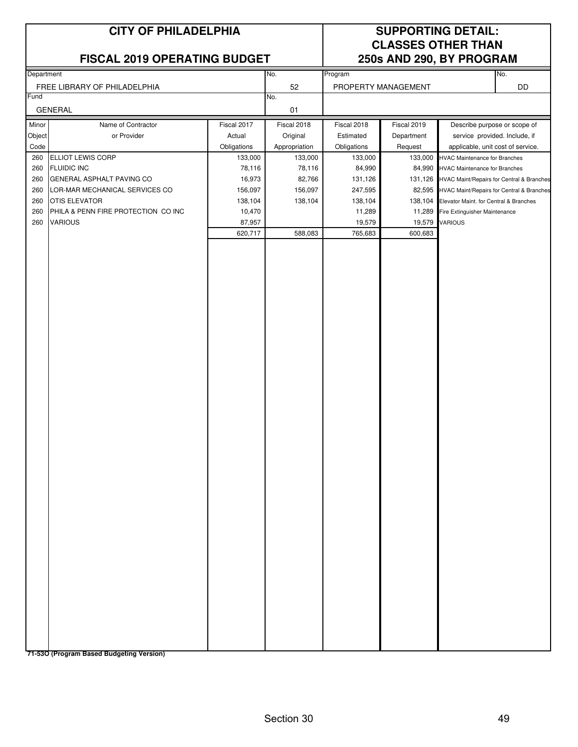# CITY OF PHILADELPHIA

## FISCAL 2019 OPERATING BUDGET

## SUPPORTING DETAIL: CLASSES OTHER THAN 250s AND 290, BY PROGRAM

| Department | No. | Program | No. |
|---|---|---|---|
| FREE LIBRARY OF PHILADELPHIA | 52 | PROPERTY MANAGEMENT | DD |

| Fund | No. |
|---|---|
| GENERAL | 01 |

| Minor Object Code | Name of Contractor or Provider | Fiscal 2017 Actual Obligations | Fiscal 2018 Original Appropriation | Fiscal 2018 Estimated Obligations | Fiscal 2019 Department Request | Describe purpose or scope of service provided. Include, if applicable, unit cost of service. |
|---|---|---|---|---|---|---|
| 260 | ELLIOT LEWIS CORP | 133,000 | 133,000 | 133,000 | 133,000 | HVAC Maintenance for Branches |
| 260 | FLUIDIC INC | 78,116 | 78,116 | 84,990 | 84,990 | HVAC Maintenance for Branches |
| 260 | GENERAL ASPHALT PAVING CO | 16,973 | 82,766 | 131,126 | 131,126 | HVAC Maint/Repairs for Central & Branches |
| 260 | LOR-MAR MECHANICAL SERVICES CO | 156,097 | 156,097 | 247,595 | 82,595 | HVAC Maint/Repairs for Central & Branches |
| 260 | OTIS ELEVATOR | 138,104 | 138,104 | 138,104 | 138,104 | Elevator Maint. for Central & Branches |
| 260 | PHILA & PENN FIRE PROTECTION CO INC | 10,470 | | 11,289 | 11,289 | Fire Extinguisher Maintenance |
| 260 | VARIOUS | 87,957 | | 19,579 | 19,579 | VARIOUS |
| | | 620,717 | 588,083 | 765,683 | 600,683 | |

**71-53O (Program Based Budgeting Version)**

Section 30